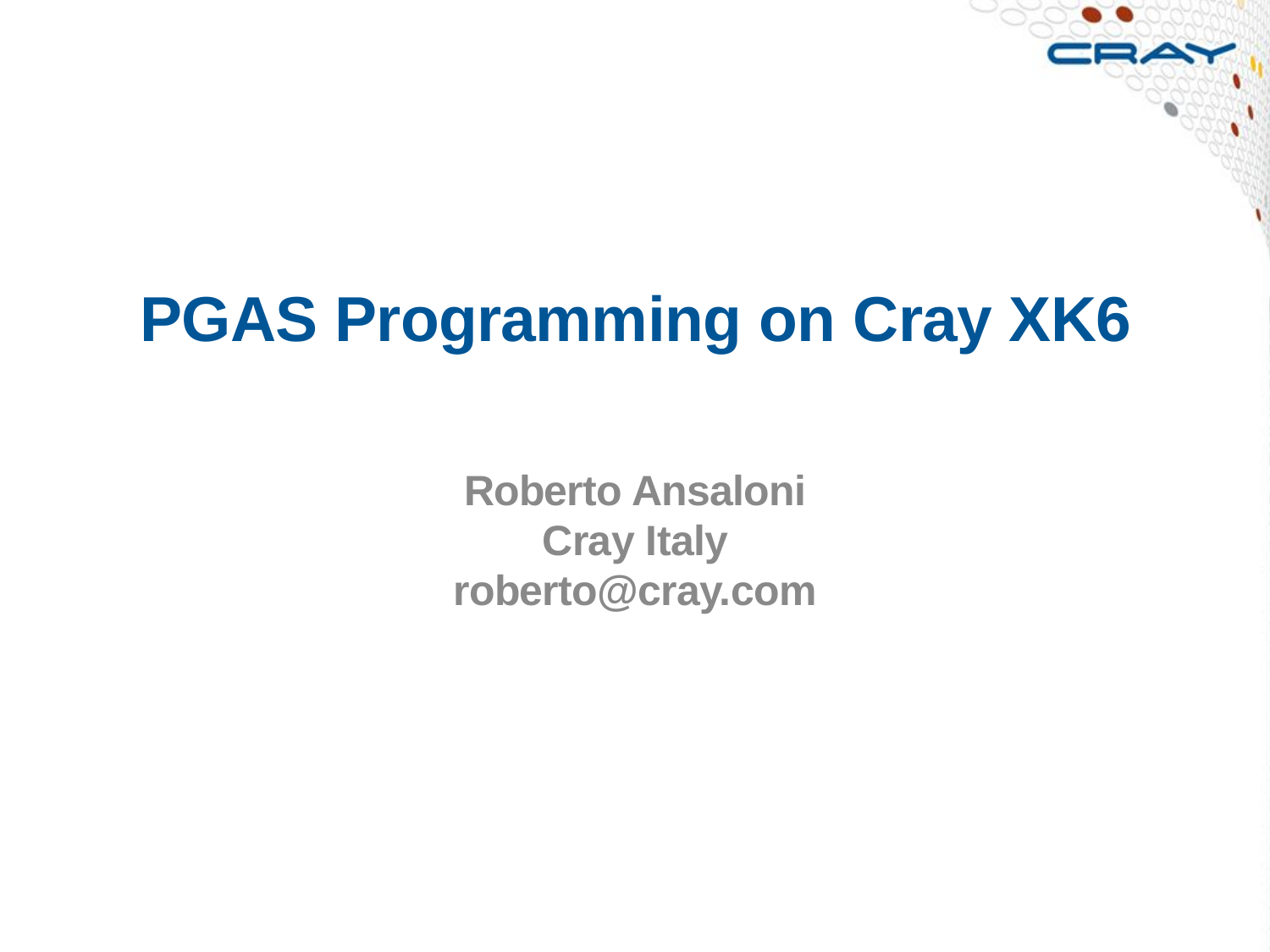# PGAS Programming on Cray XK6

**Roberto Ansaloni**
**Cray Italy**
**roberto@cray.com**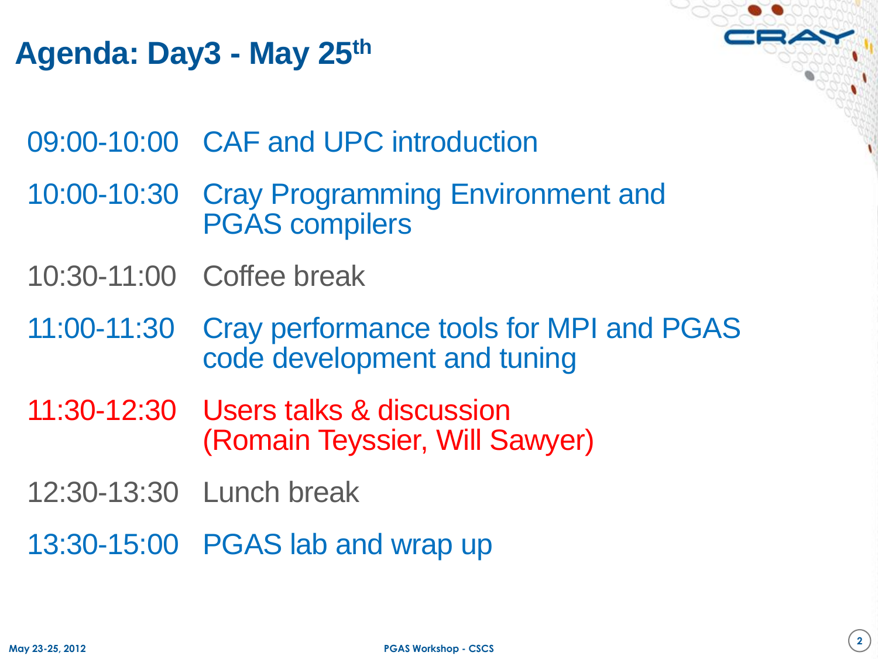# Agenda: Day3 - May 25th

| | |
|---|---|
| 09:00-10:00 | CAF and UPC introduction |
| 10:00-10:30 | Cray Programming Environment and PGAS compilers |
| 10:30-11:00 | Coffee break |
| 11:00-11:30 | Cray performance tools for MPI and PGAS code development and tuning |
| 11:30-12:30 | Users talks & discussion (Romain Teyssier, Will Sawyer) |
| 12:30-13:30 | Lunch break |
| 13:30-15:00 | PGAS lab and wrap up |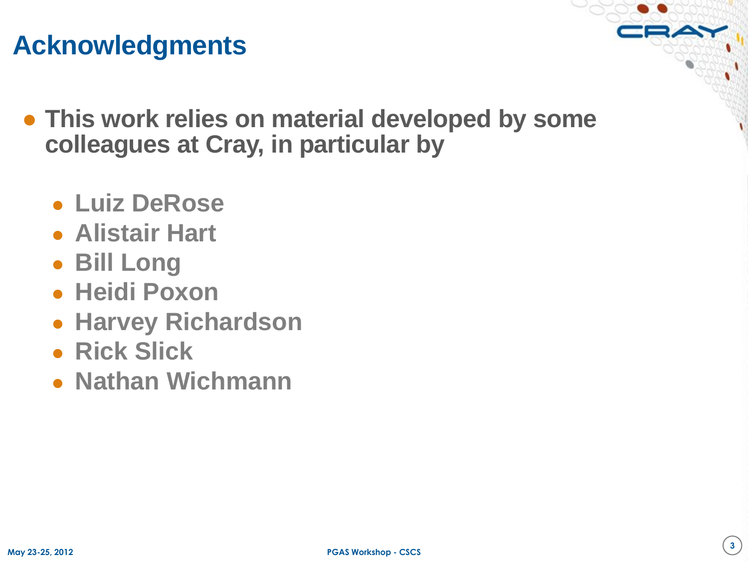# Acknowledgments

- This work relies on material developed by some colleagues at Cray, in particular by
  - Luiz DeRose
  - Alistair Hart
  - Bill Long
  - Heidi Poxon
  - Harvey Richardson
  - Rick Slick
  - Nathan Wichmann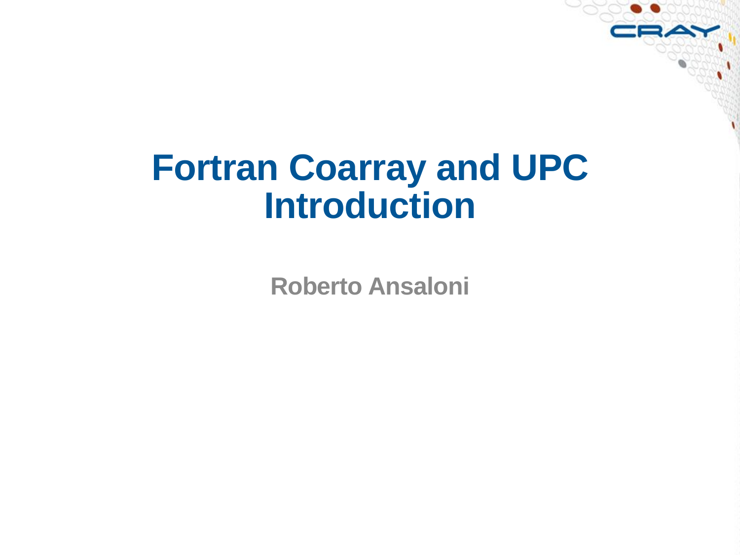# Fortran Coarray and UPC Introduction

**Roberto Ansaloni**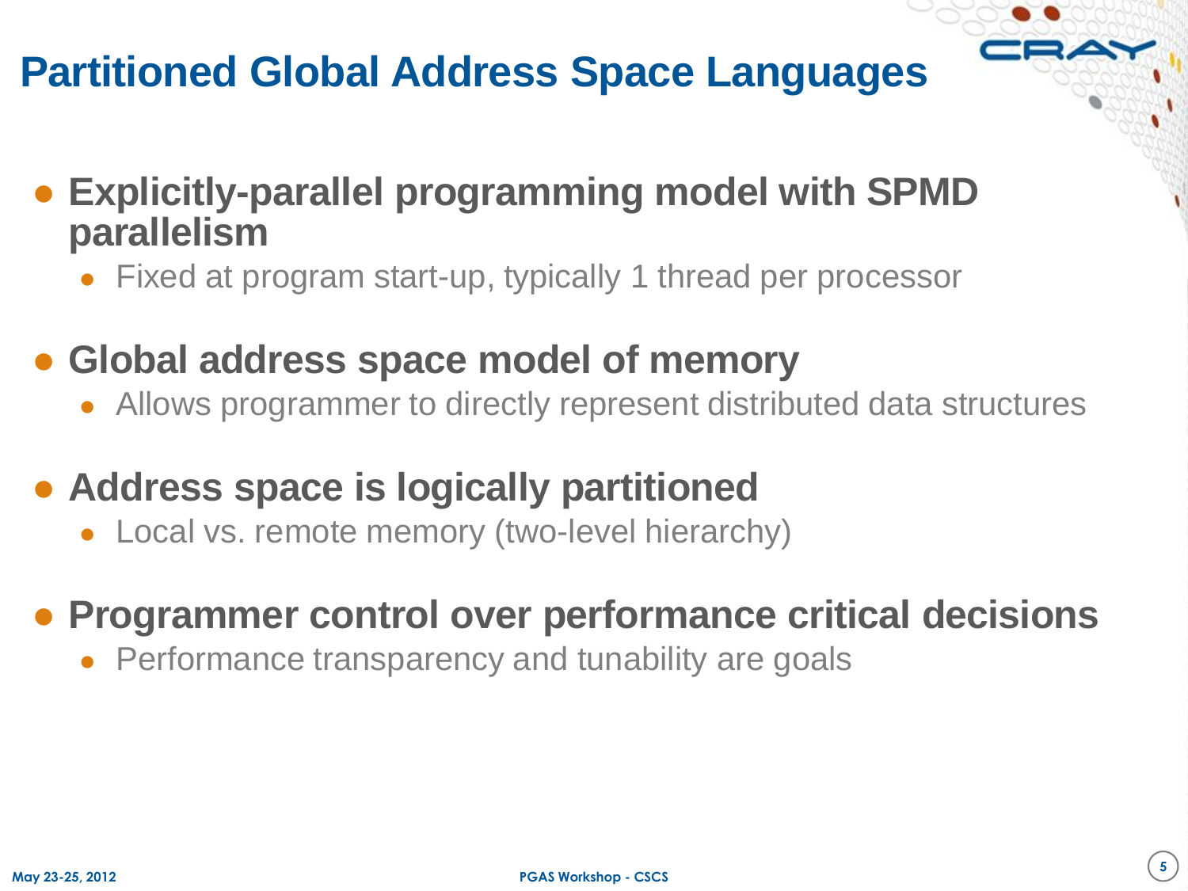# Partitioned Global Address Space Languages

- **Explicitly-parallel programming model with SPMD parallelism**
  - Fixed at program start-up, typically 1 thread per processor
- **Global address space model of memory**
  - Allows programmer to directly represent distributed data structures
- **Address space is logically partitioned**
  - Local vs. remote memory (two-level hierarchy)
- **Programmer control over performance critical decisions**
  - Performance transparency and tunability are goals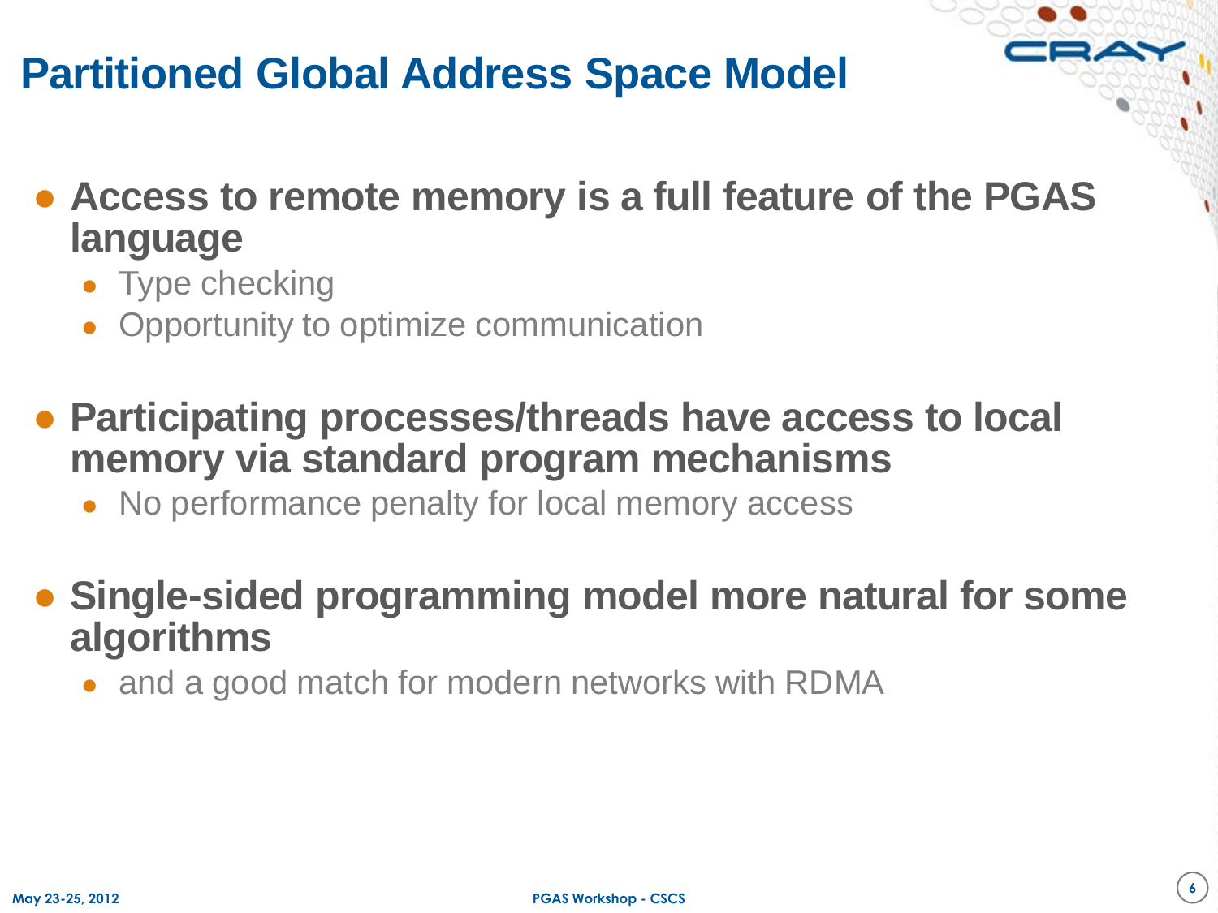# Partitioned Global Address Space Model

- **Access to remote memory is a full feature of the PGAS language**
  - Type checking
  - Opportunity to optimize communication
- **Participating processes/threads have access to local memory via standard program mechanisms**
  - No performance penalty for local memory access
- **Single-sided programming model more natural for some algorithms**
  - and a good match for modern networks with RDMA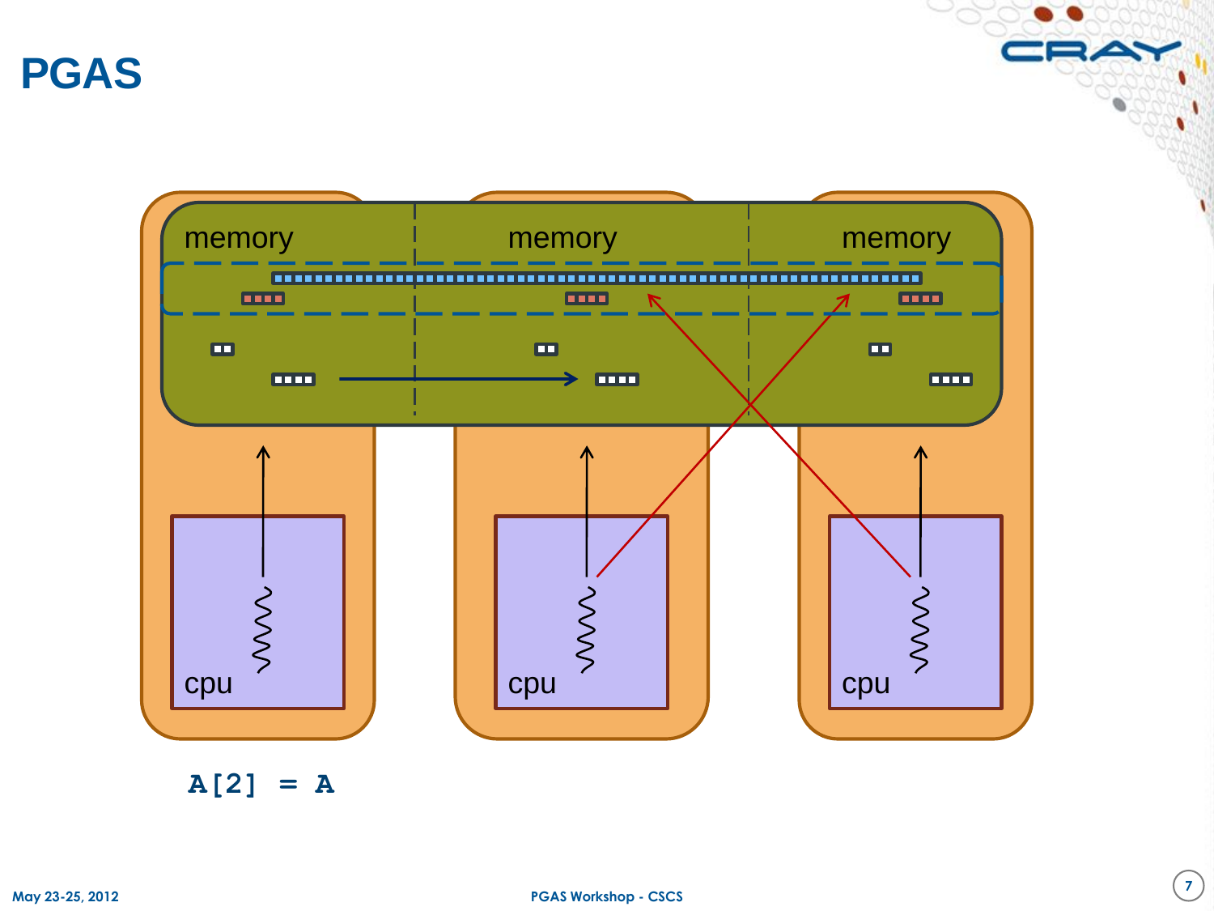# PGAS

memory

memory

memory

cpu

cpu

cpu

```
A[2] = A
```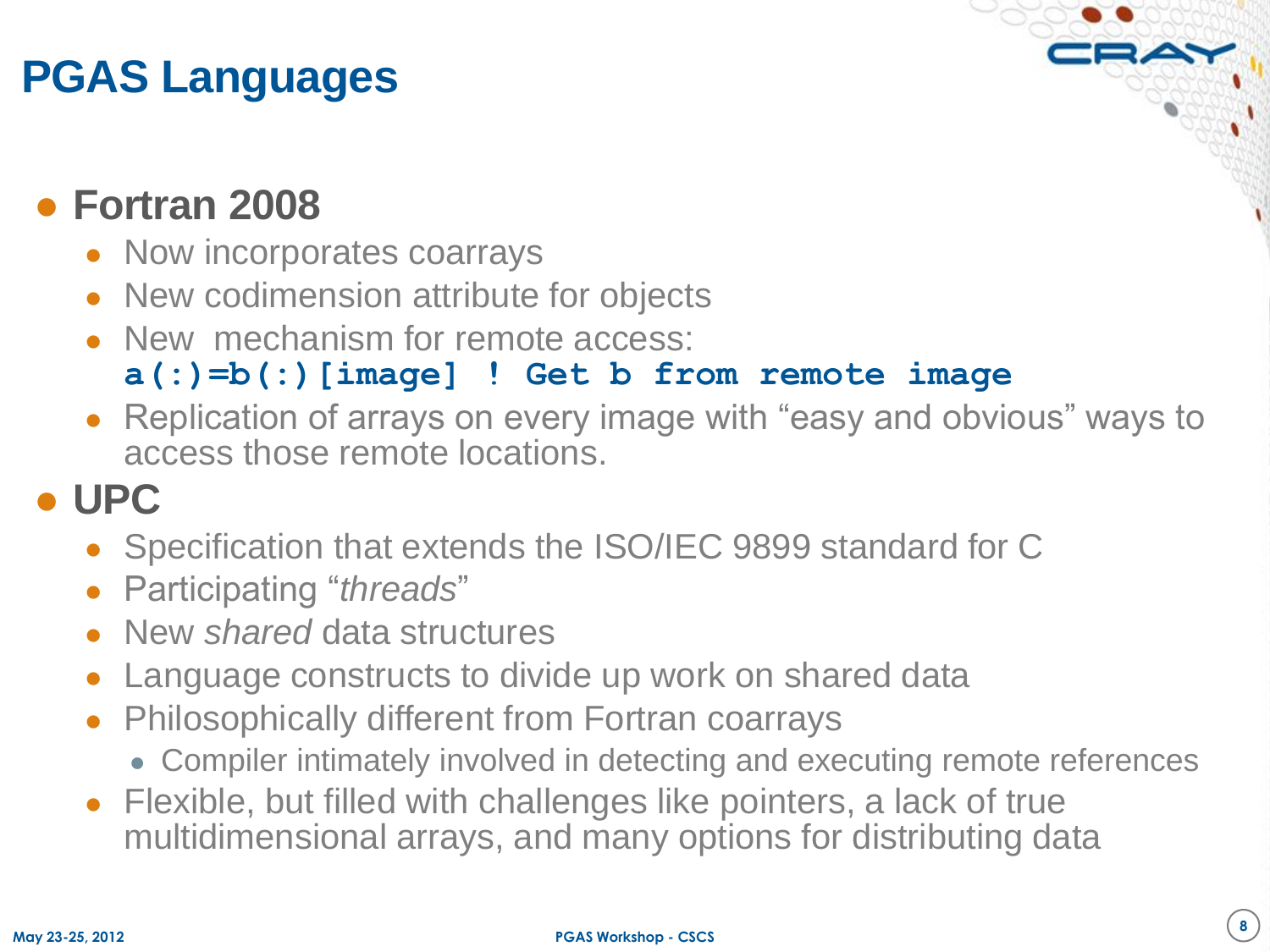# PGAS Languages

- **Fortran 2008**
  - Now incorporates coarrays
  - New codimension attribute for objects
  - New mechanism for remote access:
    ```
    a(:)=b(:)[image] ! Get b from remote image
    ```
  - Replication of arrays on every image with "easy and obvious" ways to access those remote locations.
- **UPC**
  - Specification that extends the ISO/IEC 9899 standard for C
  - Participating "*threads*"
  - New *shared* data structures
  - Language constructs to divide up work on shared data
  - Philosophically different from Fortran coarrays
    - Compiler intimately involved in detecting and executing remote references
  - Flexible, but filled with challenges like pointers, a lack of true multidimensional arrays, and many options for distributing data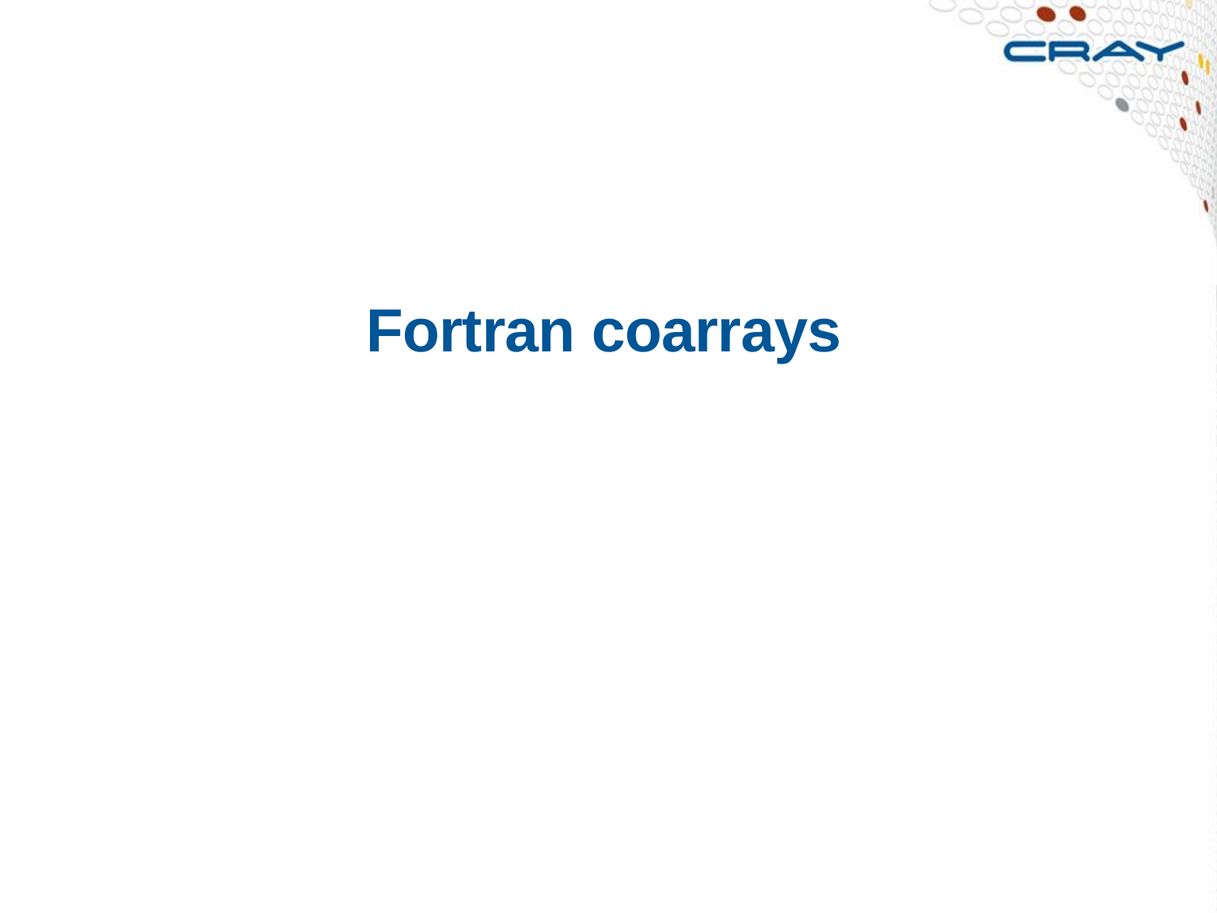# Fortran coarrays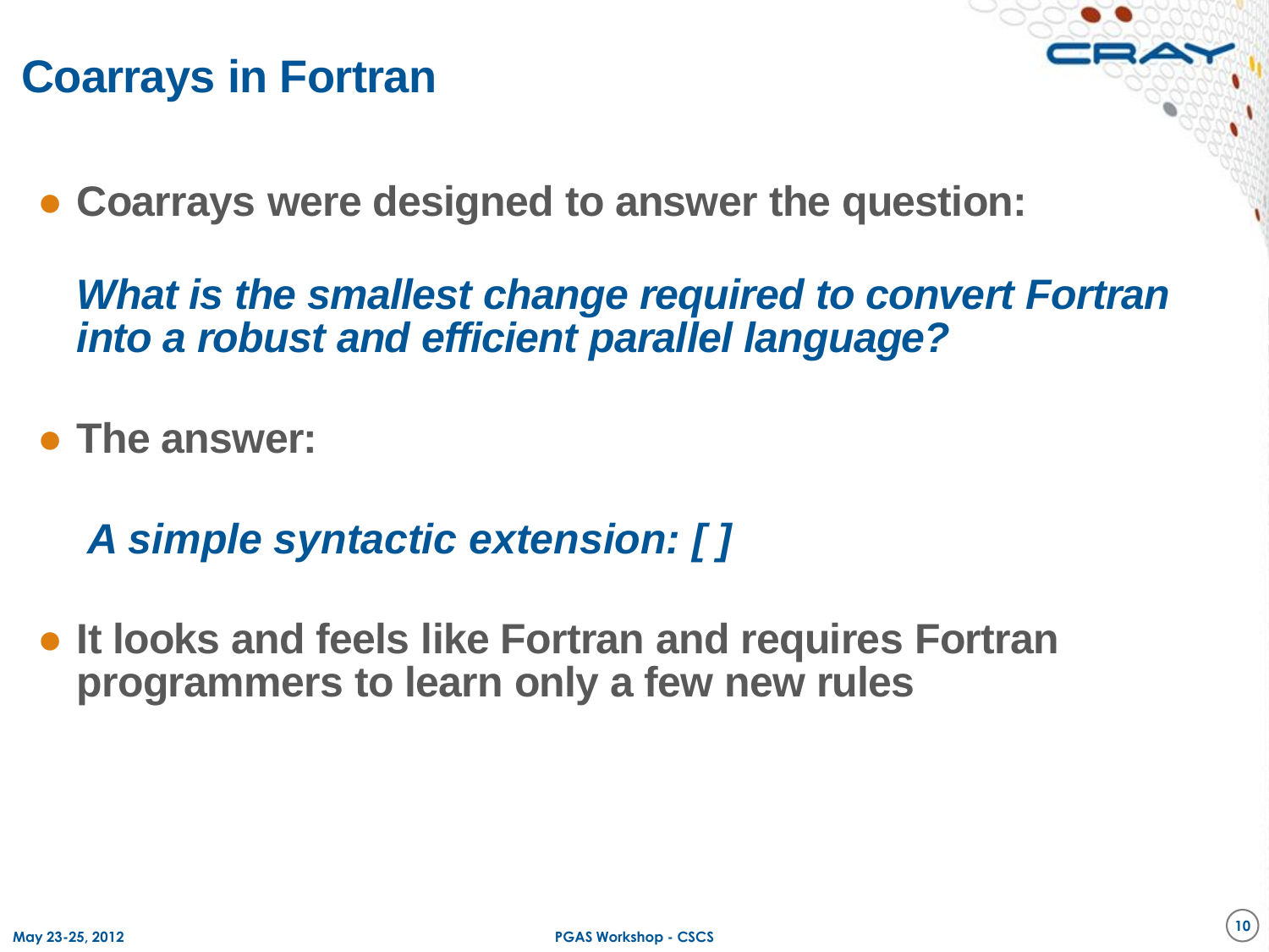# Coarrays in Fortran

- Coarrays were designed to answer the question:

  *What is the smallest change required to convert Fortran into a robust and efficient parallel language?*

- The answer:

  *A simple syntactic extension: [ ]*

- It looks and feels like Fortran and requires Fortran programmers to learn only a few new rules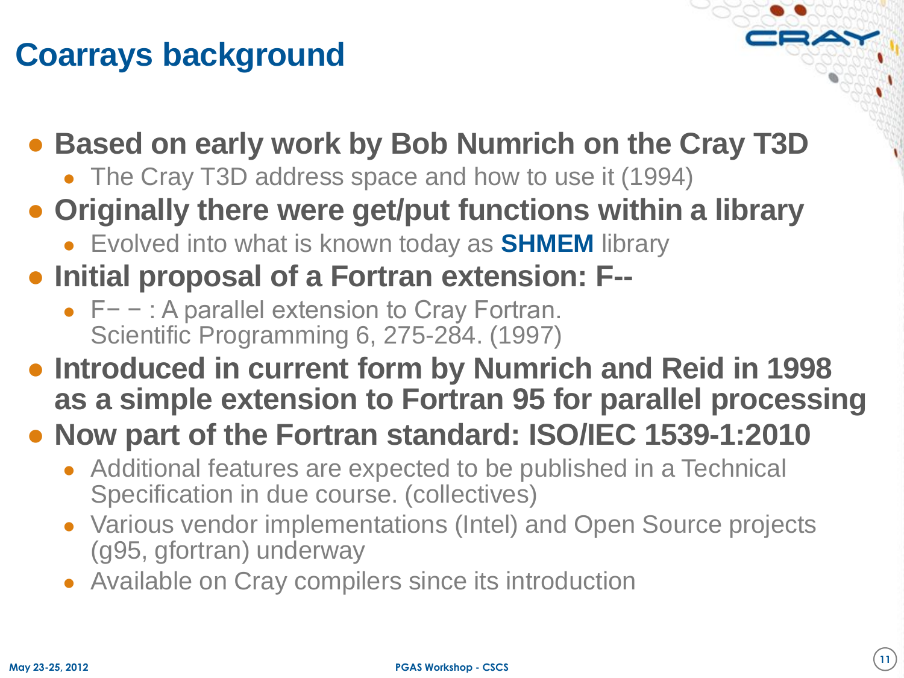# Coarrays background

- **Based on early work by Bob Numrich on the Cray T3D**
  - The Cray T3D address space and how to use it (1994)
- **Originally there were get/put functions within a library**
  - Evolved into what is known today as **SHMEM** library
- **Initial proposal of a Fortran extension: F--**
  - F− − : A parallel extension to Cray Fortran.
    Scientific Programming 6, 275-284. (1997)
- **Introduced in current form by Numrich and Reid in 1998 as a simple extension to Fortran 95 for parallel processing**
- **Now part of the Fortran standard: ISO/IEC 1539-1:2010**
  - Additional features are expected to be published in a Technical Specification in due course. (collectives)
  - Various vendor implementations (Intel) and Open Source projects (g95, gfortran) underway
  - Available on Cray compilers since its introduction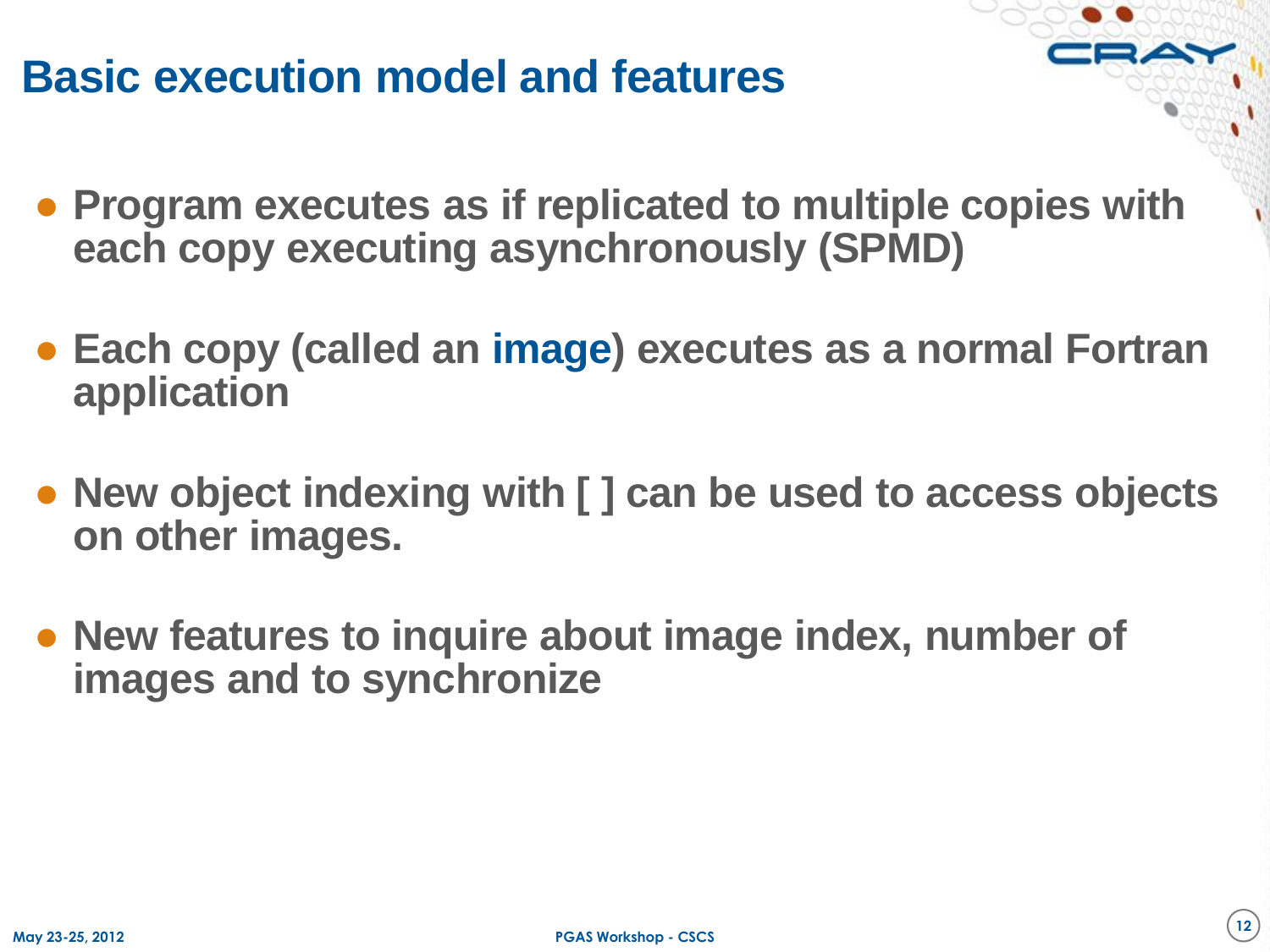## Basic execution model and features

- Program executes as if replicated to multiple copies with each copy executing asynchronously (SPMD)
- Each copy (called an **image**) executes as a normal Fortran application
- New object indexing with [ ] can be used to access objects on other images.
- New features to inquire about image index, number of images and to synchronize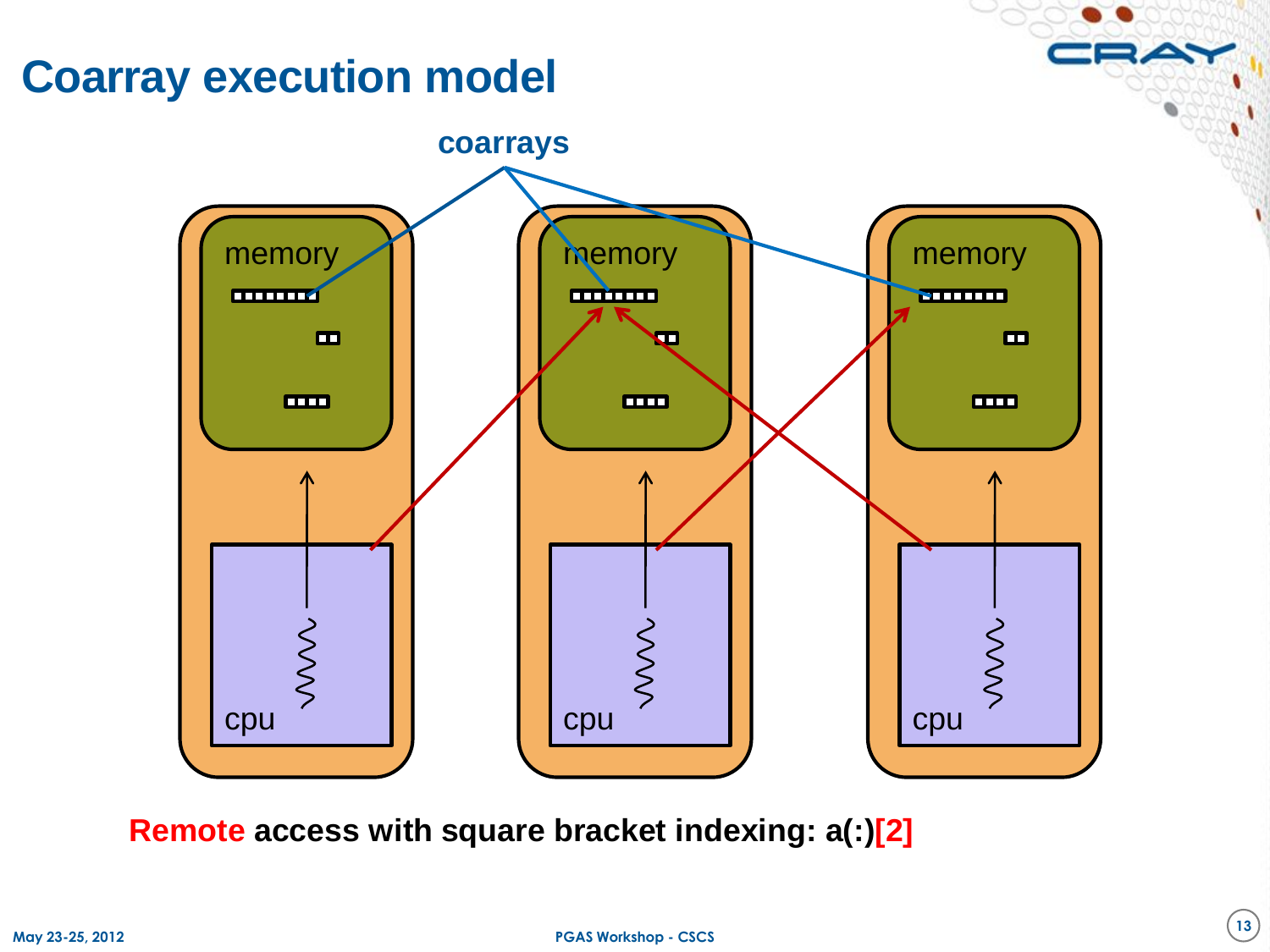# Coarray execution model

coarrays

memory

memory

memory

cpu

cpu

cpu

**Remote access with square bracket indexing: a(:)[2]**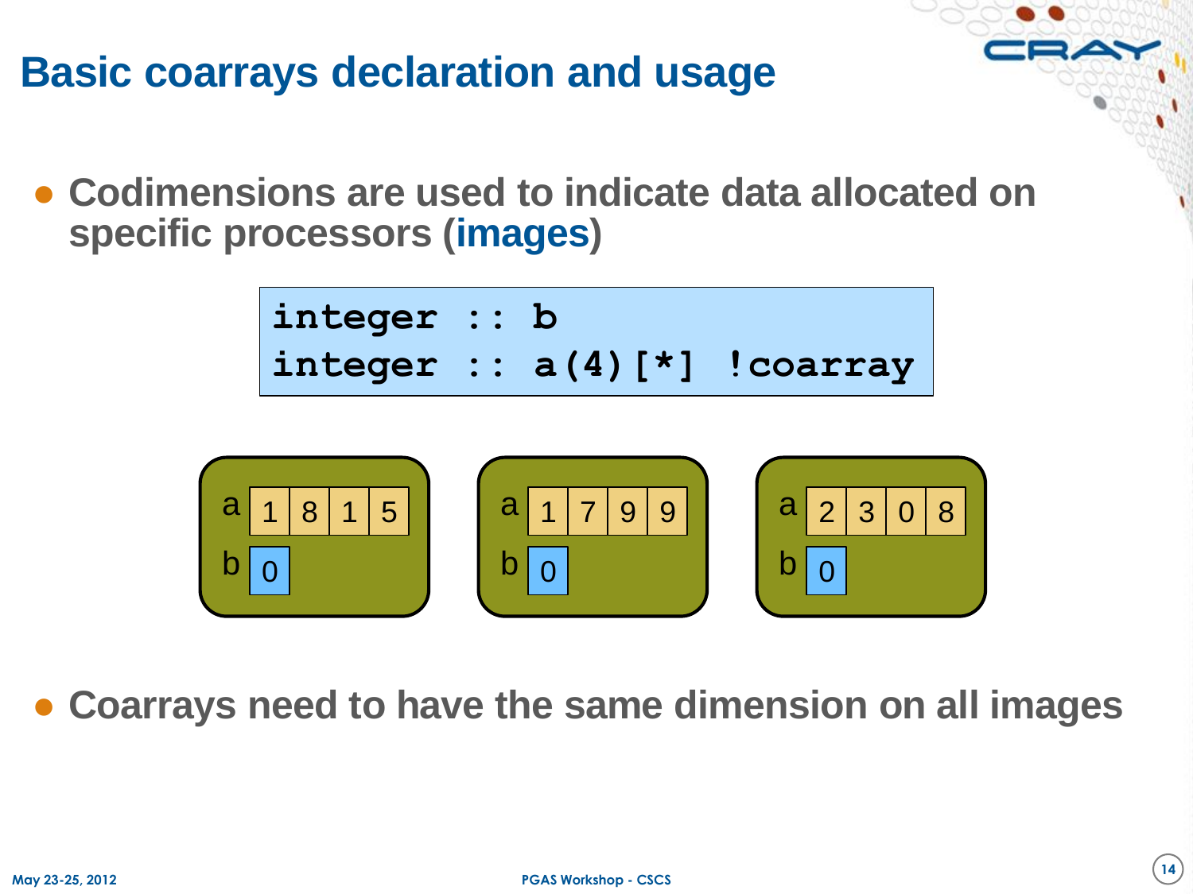# Basic coarrays declaration and usage

- **Codimensions are used to indicate data allocated on specific processors (images)**

```
integer :: b
integer :: a(4)[*] !coarray
```

| | Image 1 | Image 2 | Image 3 |
|---|---|---|---|
| a | 1 8 1 5 | 1 7 9 9 | 2 3 0 8 |
| b | 0 | 0 | 0 |

- **Coarrays need to have the same dimension on all images**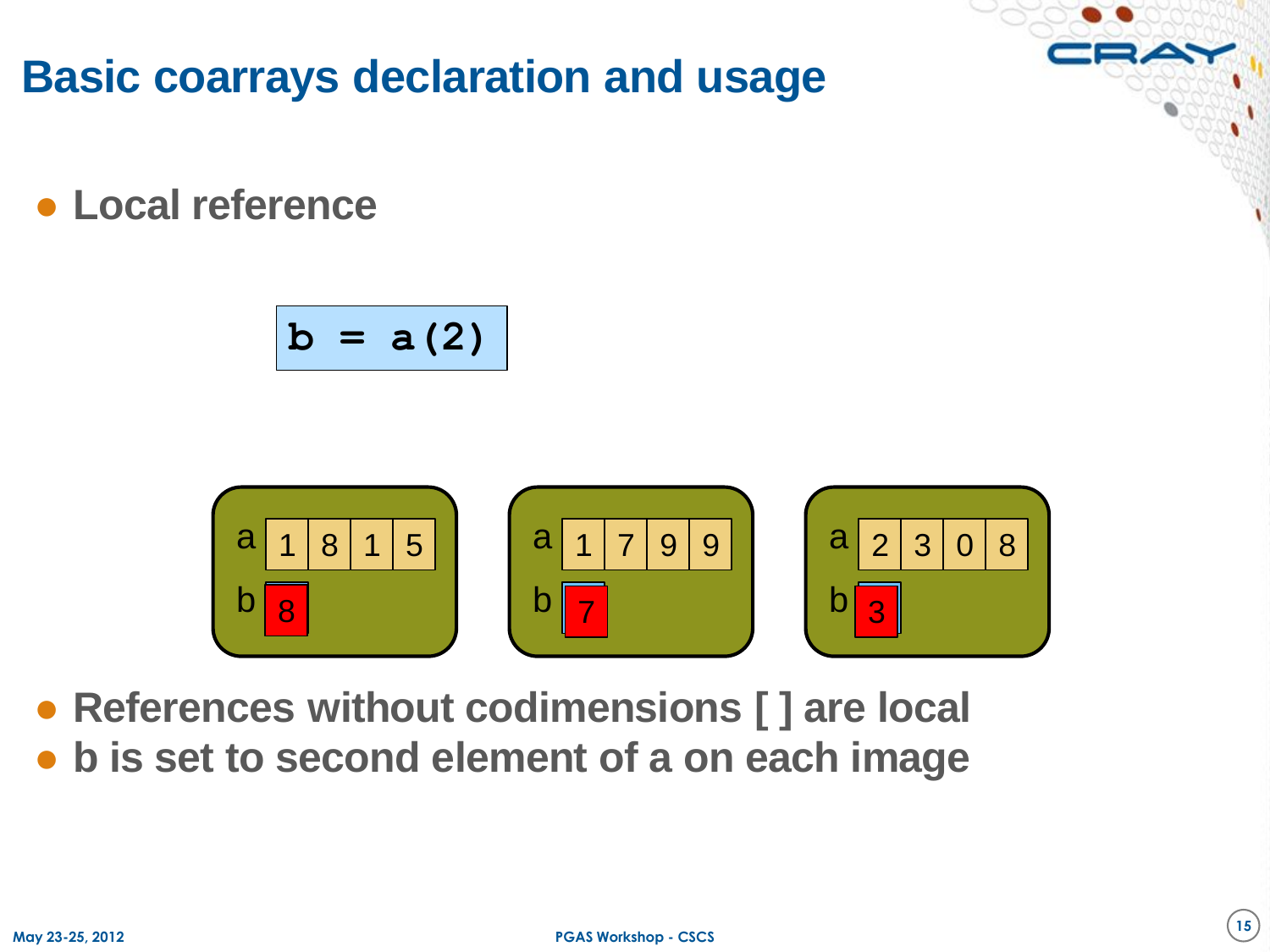# Basic coarrays declaration and usage

- **Local reference**

```
b = a(2)
```

| | | | | |
|---|---|---|---|---|
| a | 1 | 8 | 1 | 5 |
| b | 8 | | | |

| | | | | |
|---|---|---|---|---|
| a | 1 | 7 | 9 | 9 |
| b | 7 | | | |

| | | | | |
|---|---|---|---|---|
| a | 2 | 3 | 0 | 8 |
| b | 3 | | | |

- **References without codimensions [ ] are local**
- **b is set to second element of a on each image**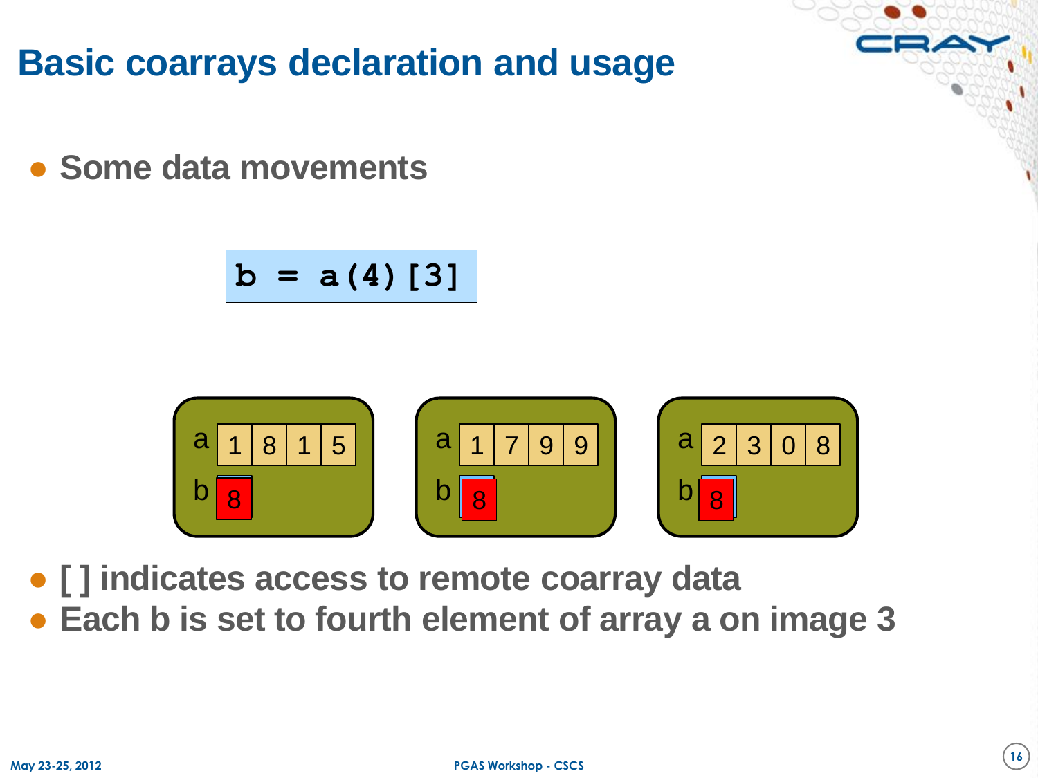# Basic coarrays declaration and usage

- Some data movements

```
b = a(4)[3]
```

| | | | | |
|---|---|---|---|---|
| a | 1 | 8 | 1 | 5 |
| b | 8 | | | |

| | | | | |
|---|---|---|---|---|
| a | 1 | 7 | 9 | 9 |
| b | 8 | | | |

| | | | | |
|---|---|---|---|---|
| a | 2 | 3 | 0 | 8 |
| b | 8 | | | |

- [ ] indicates access to remote coarray data
- Each b is set to fourth element of array a on image 3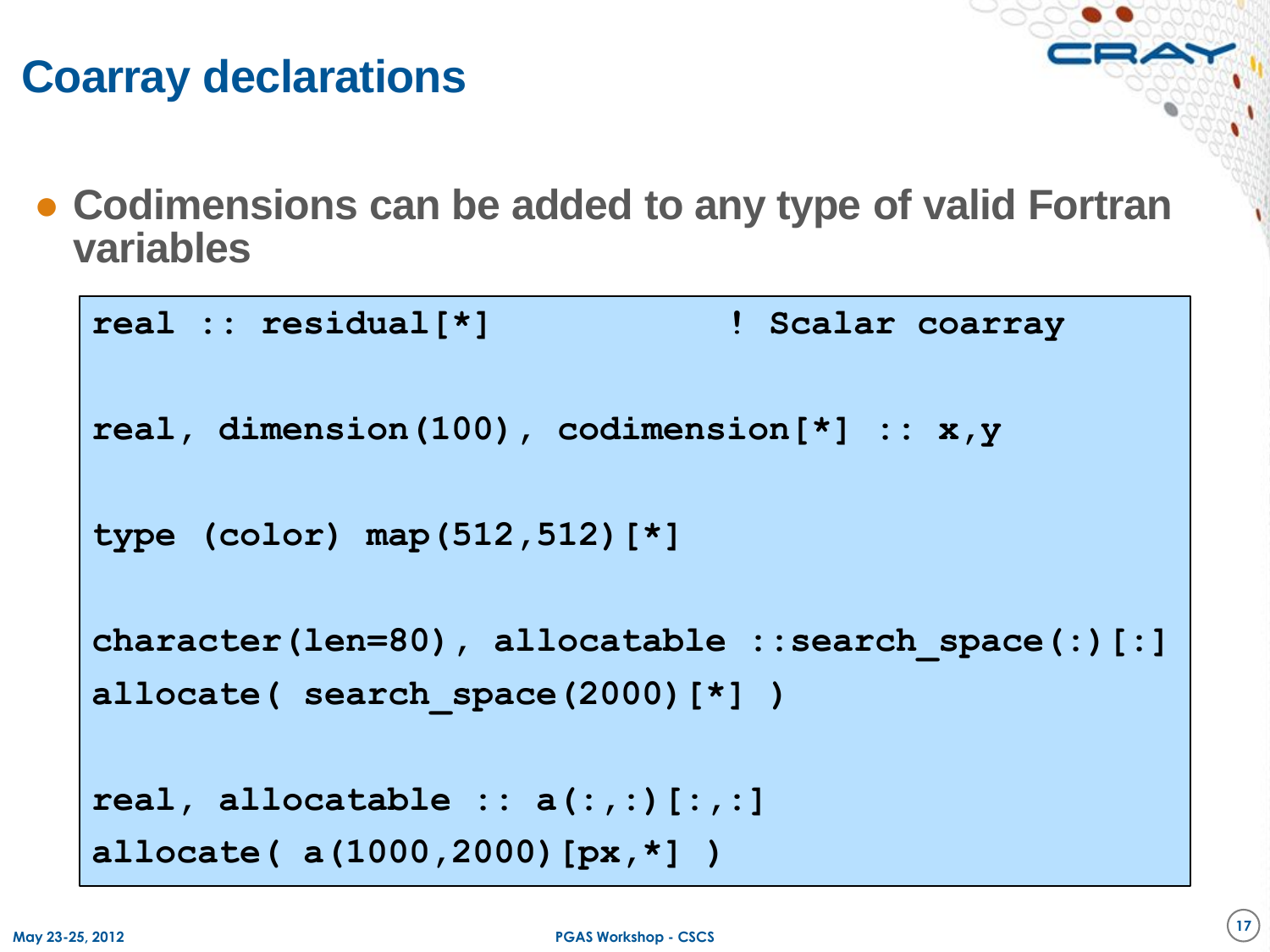# Coarray declarations

- Codimensions can be added to any type of valid Fortran variables

```
real :: residual[*]              ! Scalar coarray

real, dimension(100), codimension[*] :: x,y

type (color) map(512,512)[*]

character(len=80), allocatable ::search_space(:)[:]
allocate( search_space(2000)[*] )

real, allocatable :: a(:,:)[:,:]
allocate( a(1000,2000)[px,*] )
```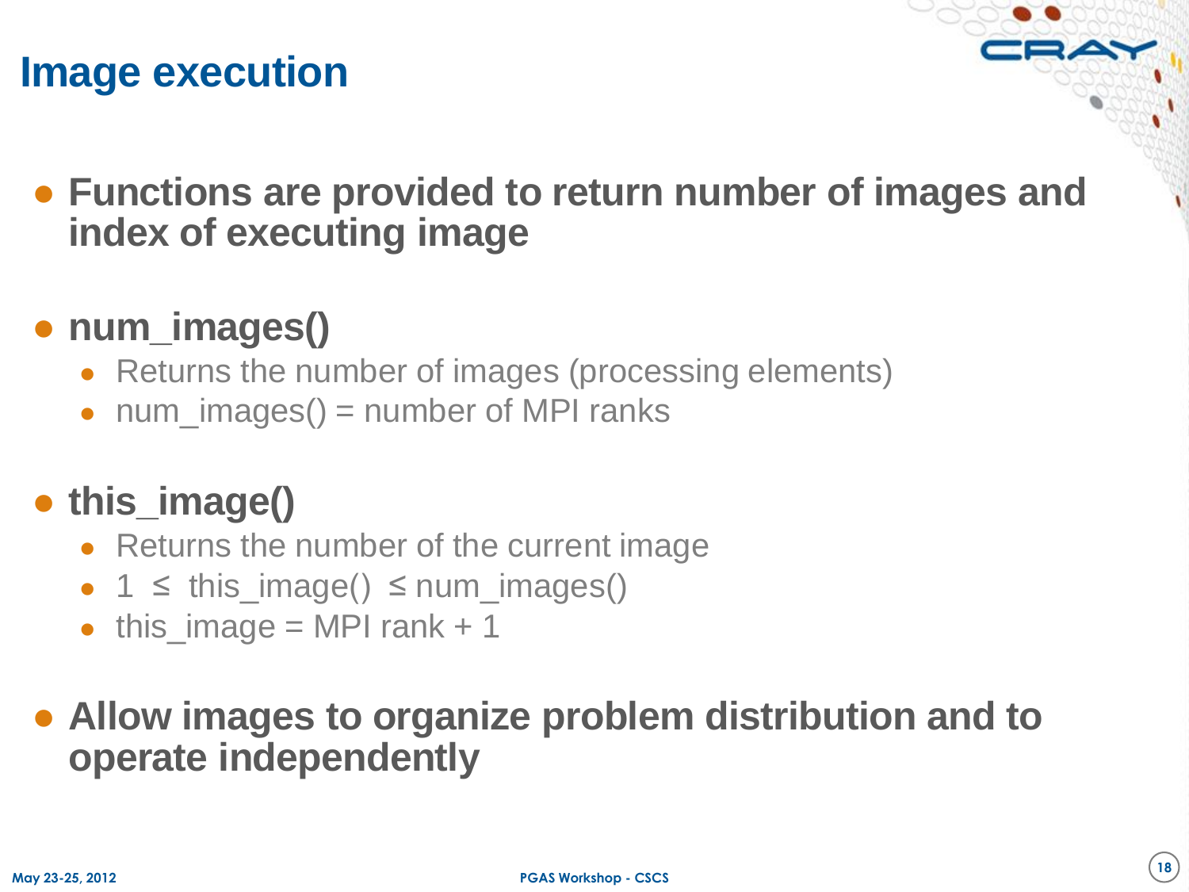# Image execution

- **Functions are provided to return number of images and index of executing image**

- **num_images()**
  - Returns the number of images (processing elements)
  - num_images() = number of MPI ranks

- **this_image()**
  - Returns the number of the current image
  - 1 ≤ this_image() ≤ num_images()
  - this_image = MPI rank + 1

- **Allow images to organize problem distribution and to operate independently**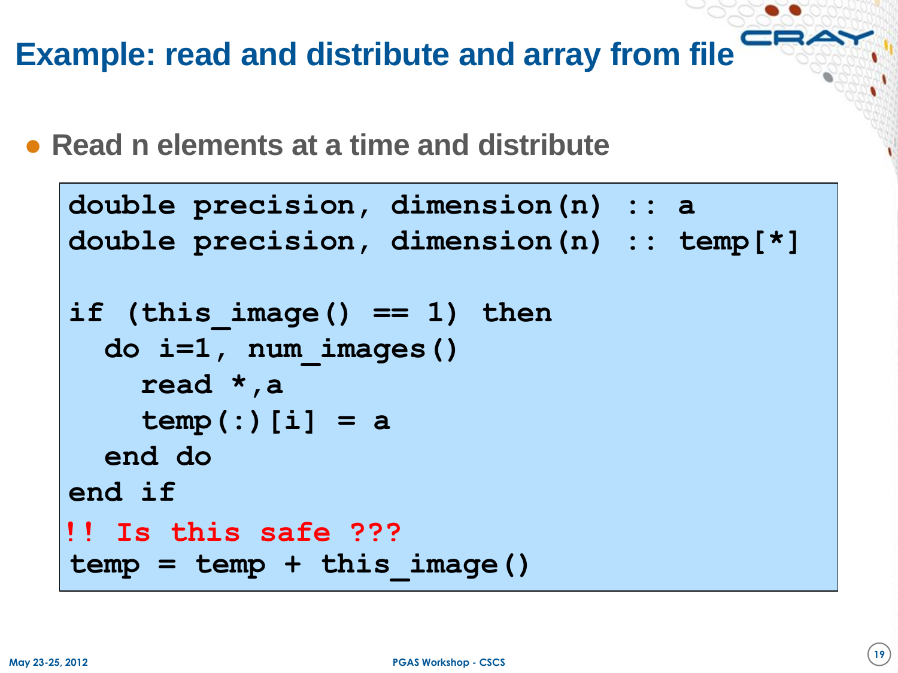# Example: read and distribute and array from file

- Read n elements at a time and distribute

```
double precision, dimension(n) :: a
double precision, dimension(n) :: temp[*]

if (this_image() == 1) then
  do i=1, num_images()
    read *,a
    temp(:)[i] = a
  end do
end if
!! Is this safe ???
temp = temp + this_image()
```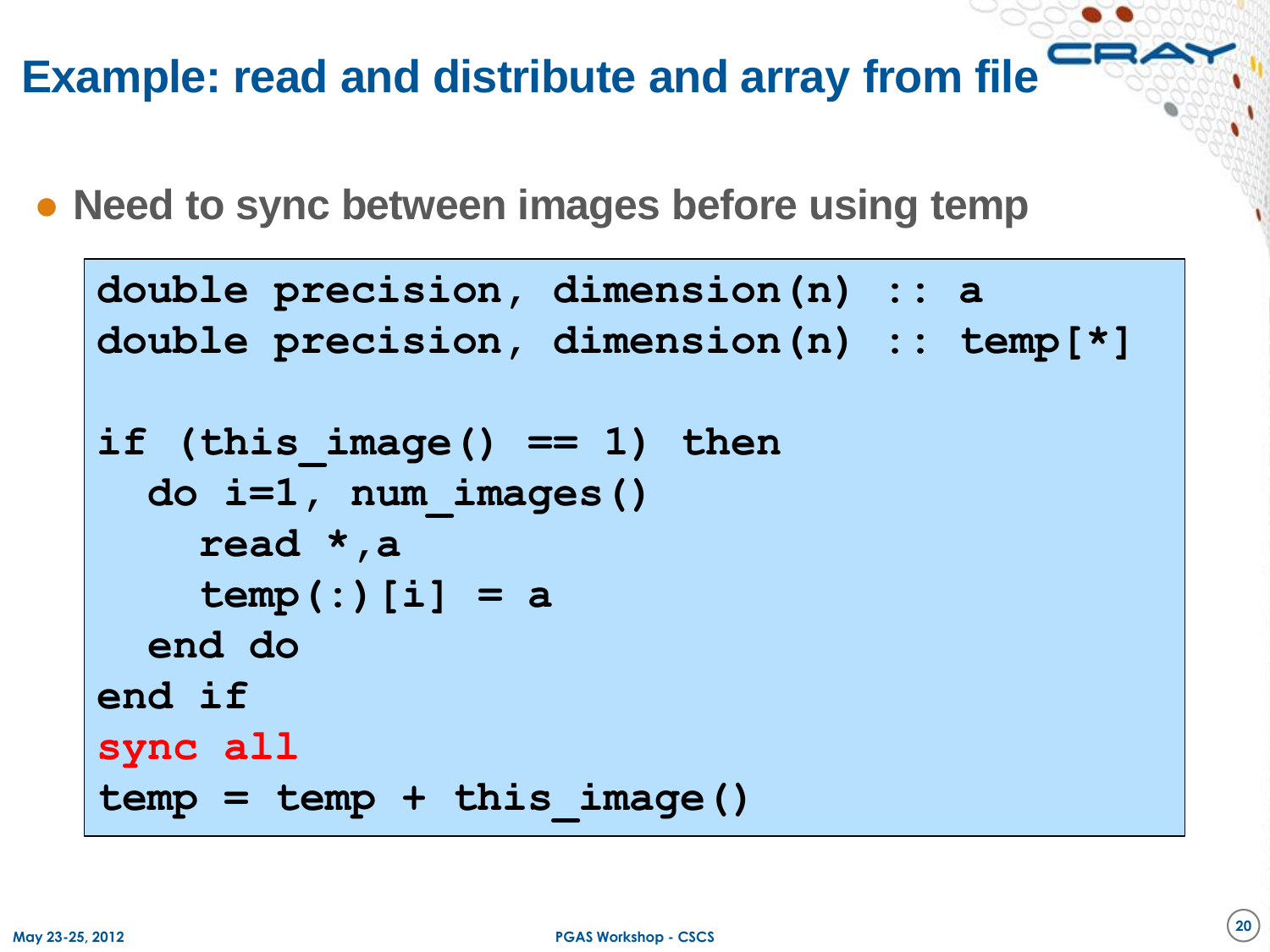# Example: read and distribute and array from file

- Need to sync between images before using temp

```
double precision, dimension(n) :: a
double precision, dimension(n) :: temp[*]

if (this_image() == 1) then
  do i=1, num_images()
    read *,a
    temp(:)[i] = a
  end do
end if
sync all
temp = temp + this_image()
```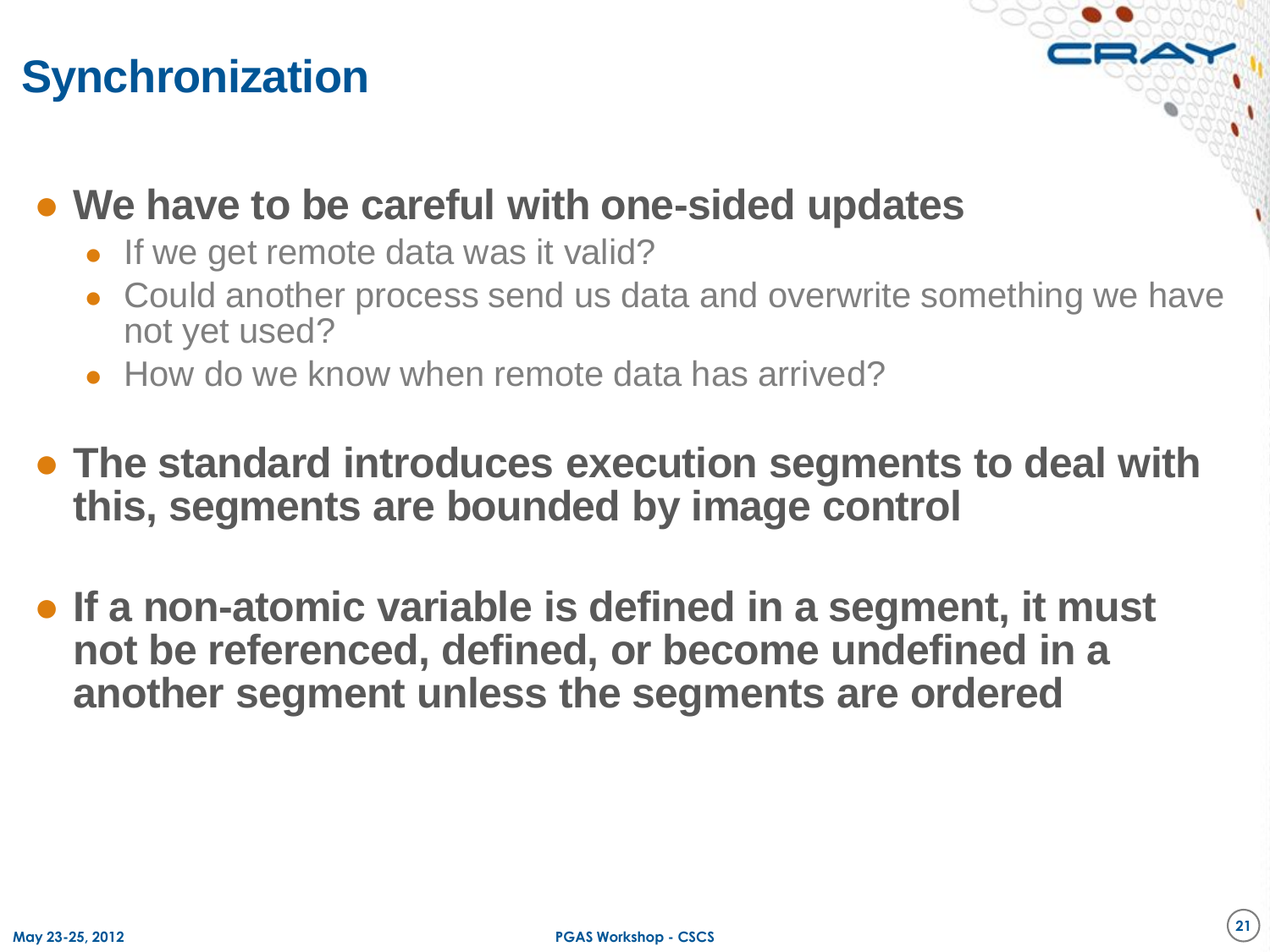# Synchronization

- **We have to be careful with one-sided updates**
  - If we get remote data was it valid?
  - Could another process send us data and overwrite something we have not yet used?
  - How do we know when remote data has arrived?
- **The standard introduces execution segments to deal with this, segments are bounded by image control**
- **If a non-atomic variable is defined in a segment, it must not be referenced, defined, or become undefined in a another segment unless the segments are ordered**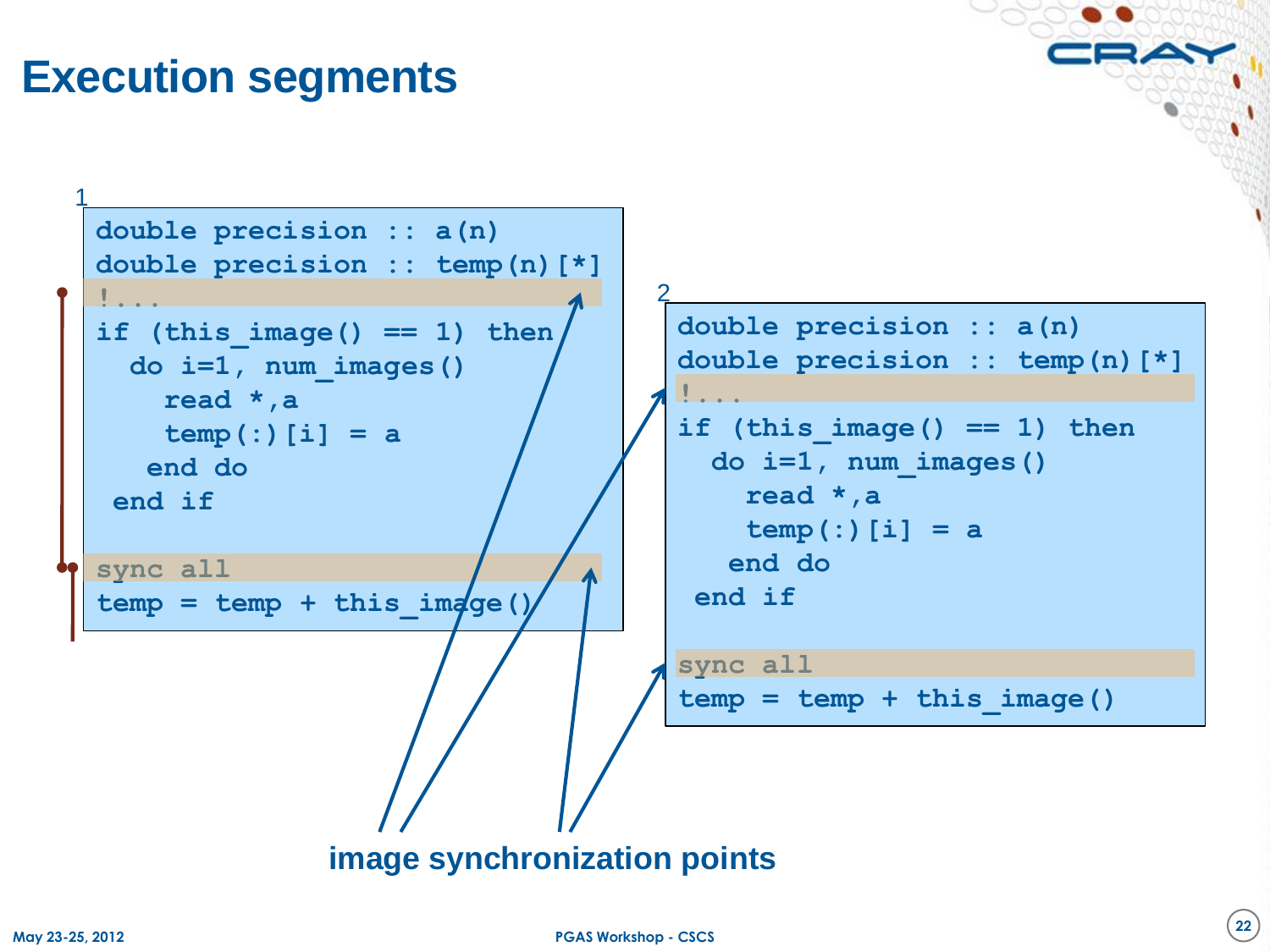# Execution segments

1

```
double precision :: a(n)
double precision :: temp(n)[*]
!...
if (this_image() == 1) then
  do i=1, num_images()
    read *,a
    temp(:)[i] = a
   end do
 end if

sync all
temp = temp + this_image()
```

2

```
double precision :: a(n)
double precision :: temp(n)[*]
!...
if (this_image() == 1) then
  do i=1, num_images()
    read *,a
    temp(:)[i] = a
   end do
 end if

sync all
temp = temp + this_image()
```

image synchronization points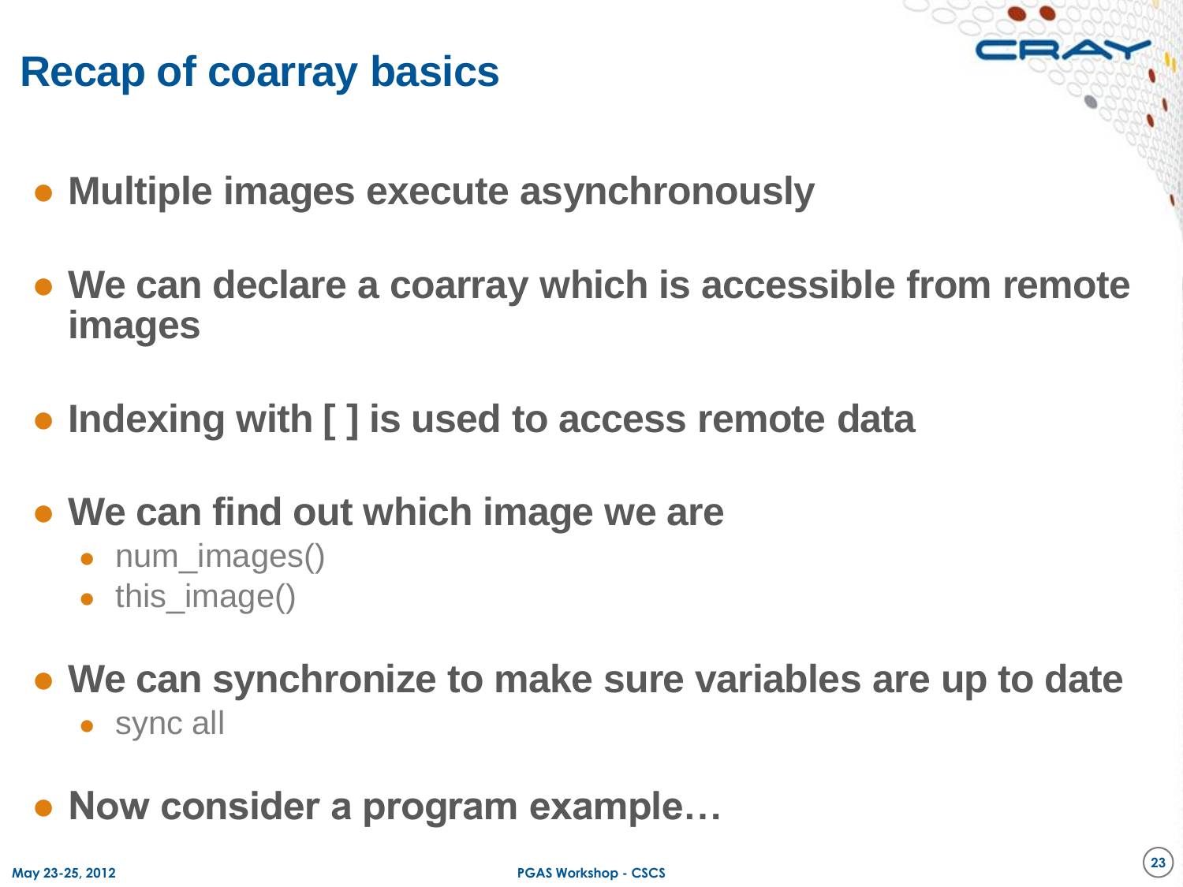# Recap of coarray basics

- **Multiple images execute asynchronously**
- **We can declare a coarray which is accessible from remote images**
- **Indexing with [ ] is used to access remote data**
- **We can find out which image we are**
  - num_images()
  - this_image()
- **We can synchronize to make sure variables are up to date**
  - sync all
- **Now consider a program example…**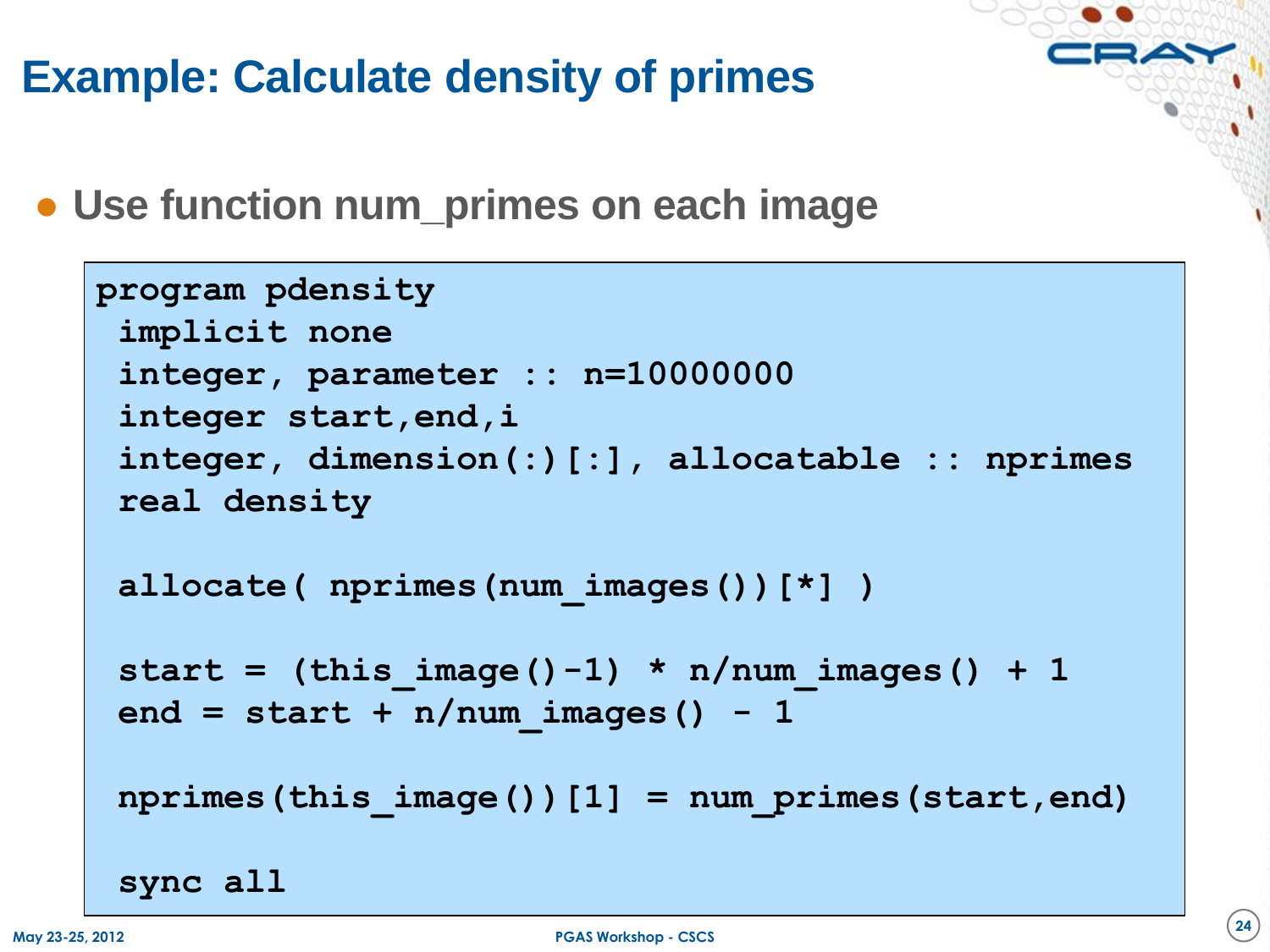# Example: Calculate density of primes

- Use function num_primes on each image

```
program pdensity
 implicit none
 integer, parameter :: n=10000000
 integer start,end,i
 integer, dimension(:)[:], allocatable :: nprimes
 real density

 allocate( nprimes(num_images())[*] )

 start = (this_image()-1) * n/num_images() + 1
 end = start + n/num_images() - 1

 nprimes(this_image())[1] = num_primes(start,end)

 sync all
```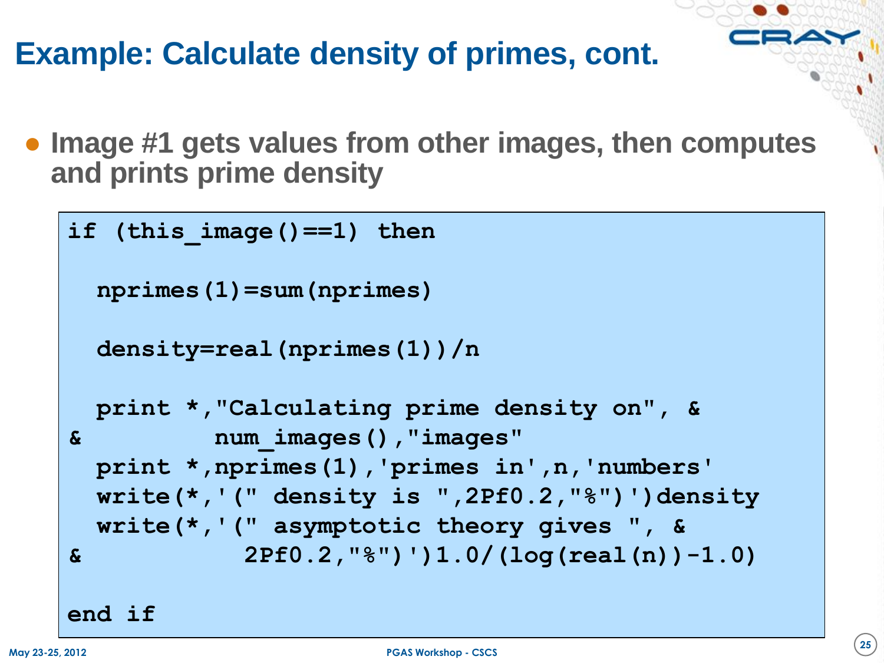# Example: Calculate density of primes, cont.

- Image #1 gets values from other images, then computes and prints prime density

```
if (this_image()==1) then

  nprimes(1)=sum(nprimes)

  density=real(nprimes(1))/n

  print *,"Calculating prime density on", &
&         num_images(),"images"
  print *,nprimes(1),'primes in',n,'numbers'
  write(*,'(" density is ",2Pf0.2,"%")')density
  write(*,'(" asymptotic theory gives ", &
&           2Pf0.2,"%")')1.0/(log(real(n))-1.0)

end if
```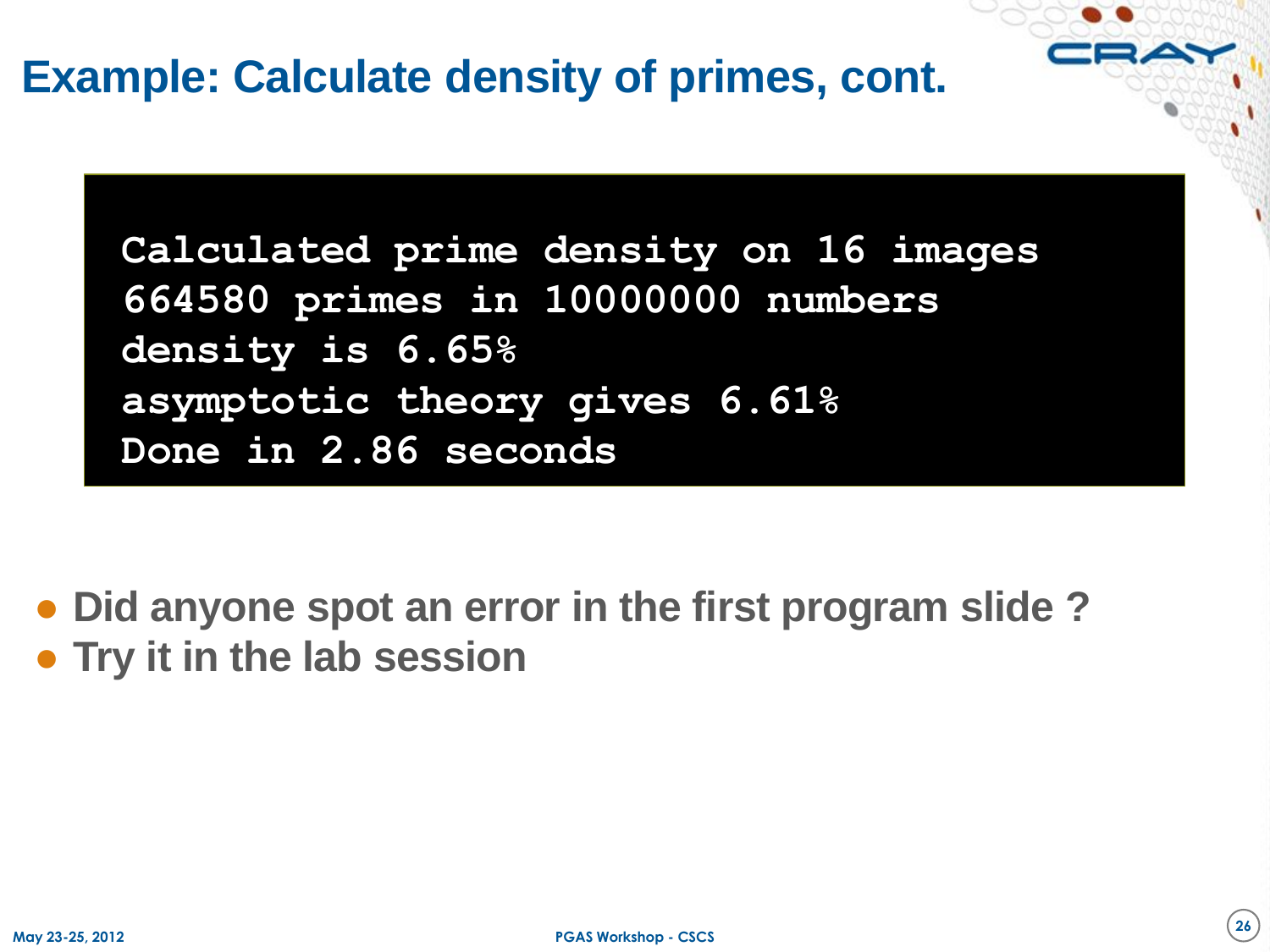# Example: Calculate density of primes, cont.

```
Calculated prime density on 16 images
664580 primes in 10000000 numbers
density is 6.65%
asymptotic theory gives 6.61%
Done in 2.86 seconds
```

- **Did anyone spot an error in the first program slide ?**
- **Try it in the lab session**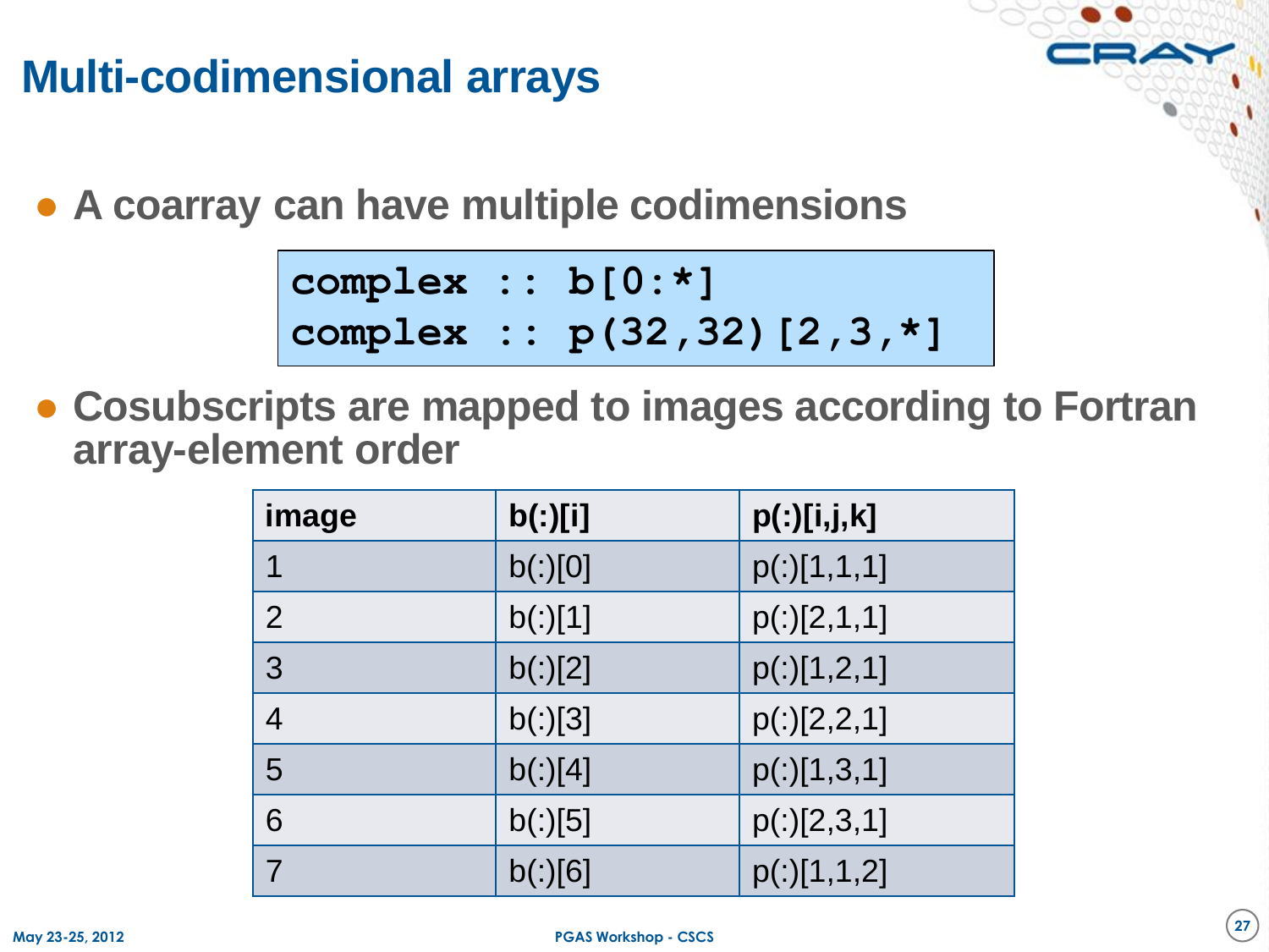# Multi-codimensional arrays

- A coarray can have multiple codimensions

```
complex :: b[0:*]
complex :: p(32,32)[2,3,*]
```

- Cosubscripts are mapped to images according to Fortran array-element order

| image | b(:)[i] | p(:)[i,j,k] |
|---|---|---|
| 1 | b(:)[0] | p(:)[1,1,1] |
| 2 | b(:)[1] | p(:)[2,1,1] |
| 3 | b(:)[2] | p(:)[1,2,1] |
| 4 | b(:)[3] | p(:)[2,2,1] |
| 5 | b(:)[4] | p(:)[1,3,1] |
| 6 | b(:)[5] | p(:)[2,3,1] |
| 7 | b(:)[6] | p(:)[1,1,2] |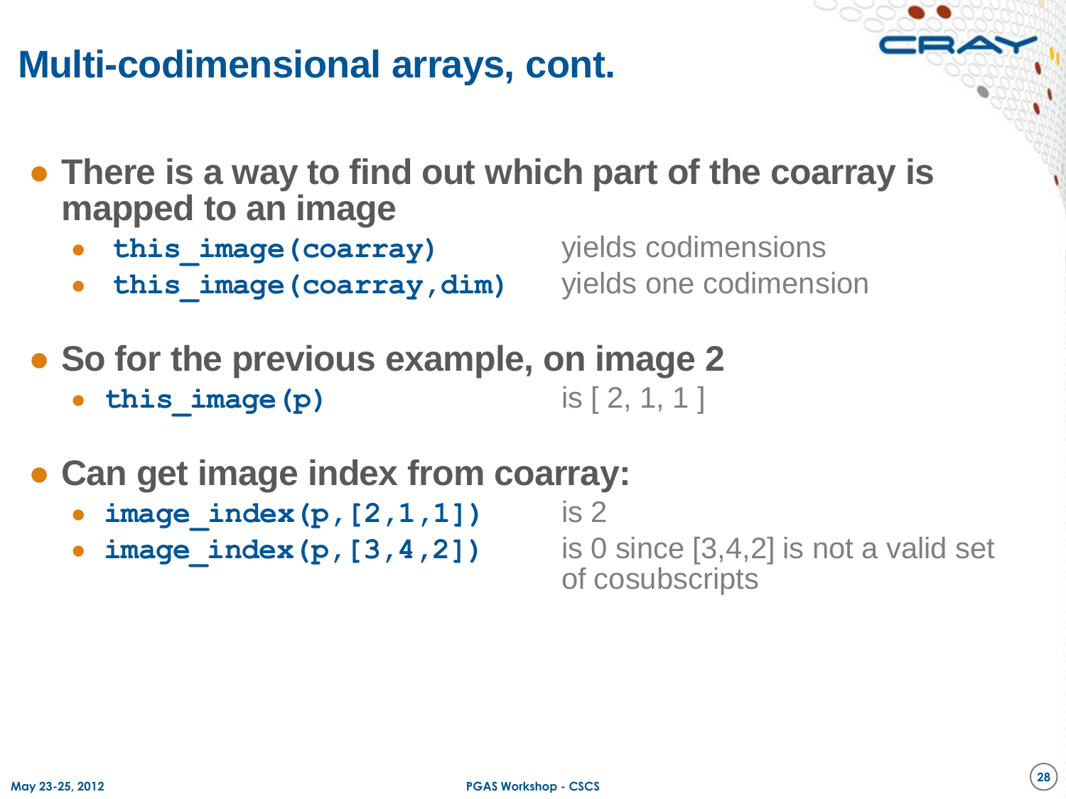# Multi-codimensional arrays, cont.

- **There is a way to find out which part of the coarray is mapped to an image**
  - `this_image(coarray)` yields codimensions
  - `this_image(coarray,dim)` yields one codimension

- **So for the previous example, on image 2**
  - `this_image(p)` is [ 2, 1, 1 ]

- **Can get image index from coarray:**
  - `image_index(p,[2,1,1])` is 2
  - `image_index(p,[3,4,2])` is 0 since [3,4,2] is not a valid set of cosubscripts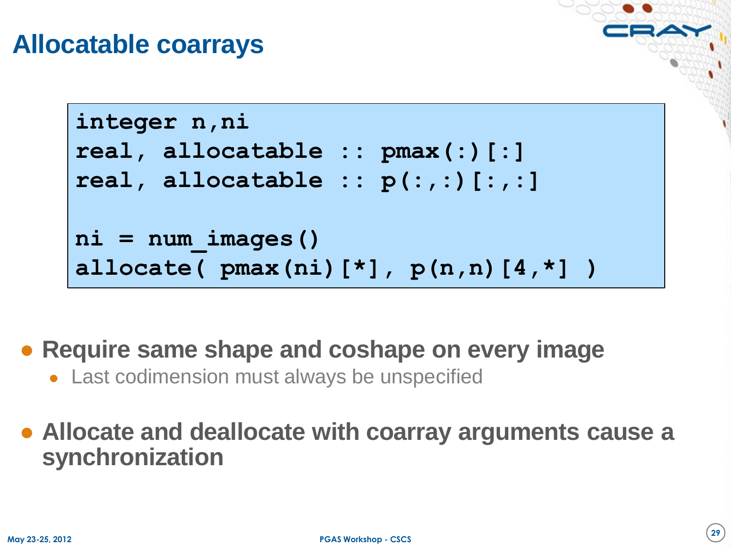# Allocatable coarrays

```
integer n,ni
real, allocatable :: pmax(:)[:]
real, allocatable :: p(:,:)[:,:]

ni = num_images()
allocate( pmax(ni)[*], p(n,n)[4,*] )
```

- **Require same shape and coshape on every image**
  - Last codimension must always be unspecified
- **Allocate and deallocate with coarray arguments cause a synchronization**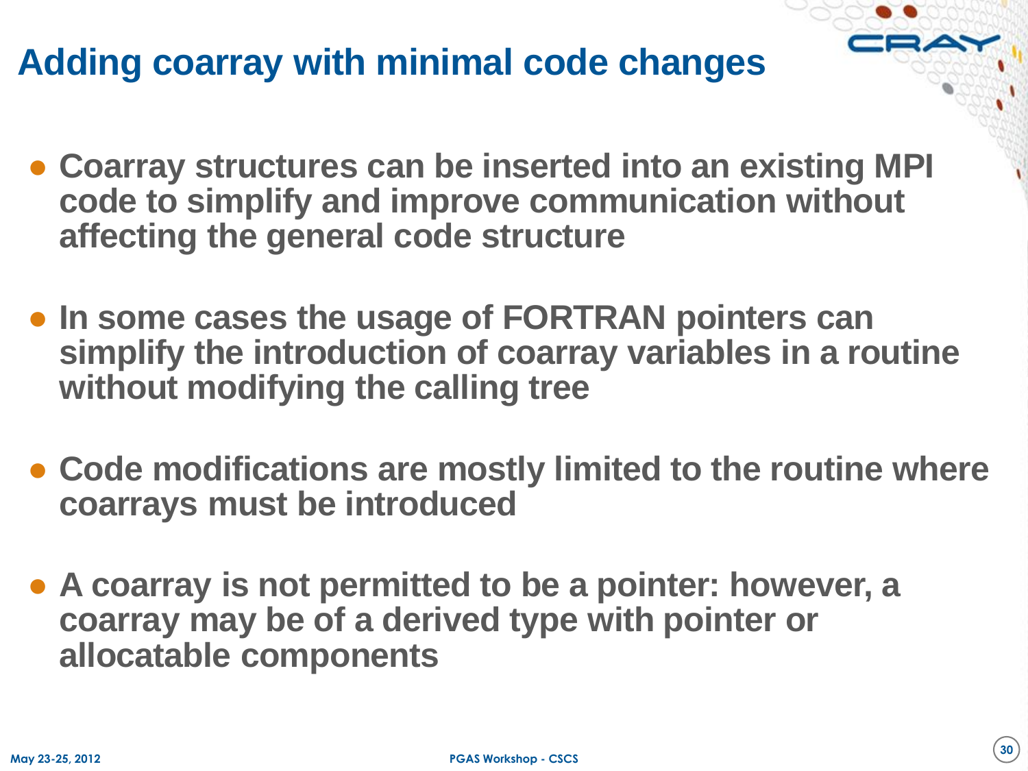# Adding coarray with minimal code changes

- Coarray structures can be inserted into an existing MPI code to simplify and improve communication without affecting the general code structure

- In some cases the usage of FORTRAN pointers can simplify the introduction of coarray variables in a routine without modifying the calling tree

- Code modifications are mostly limited to the routine where coarrays must be introduced

- A coarray is not permitted to be a pointer: however, a coarray may be of a derived type with pointer or allocatable components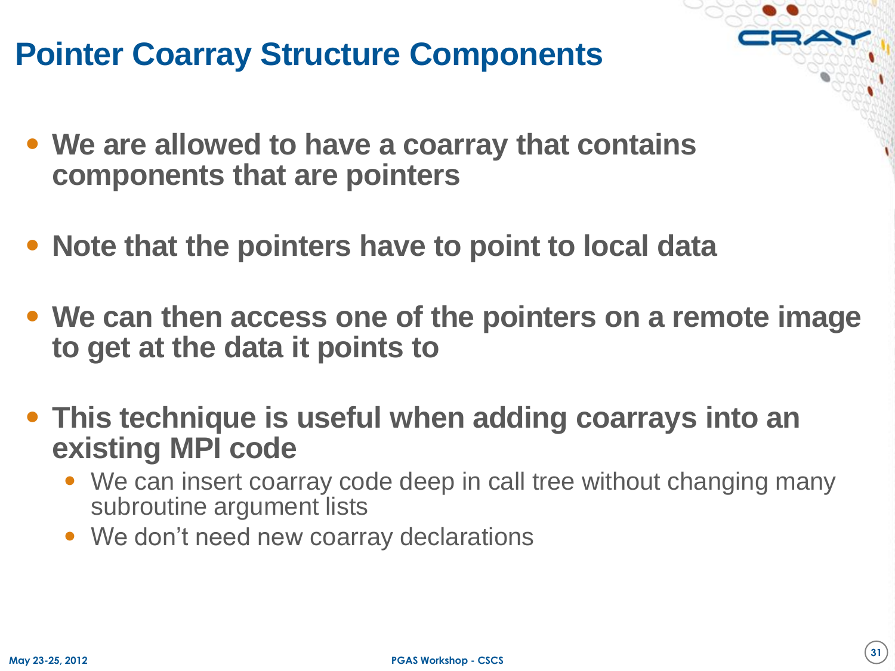# Pointer Coarray Structure Components

- **We are allowed to have a coarray that contains components that are pointers**
- **Note that the pointers have to point to local data**
- **We can then access one of the pointers on a remote image to get at the data it points to**
- **This technique is useful when adding coarrays into an existing MPI code**
  - We can insert coarray code deep in call tree without changing many subroutine argument lists
  - We don't need new coarray declarations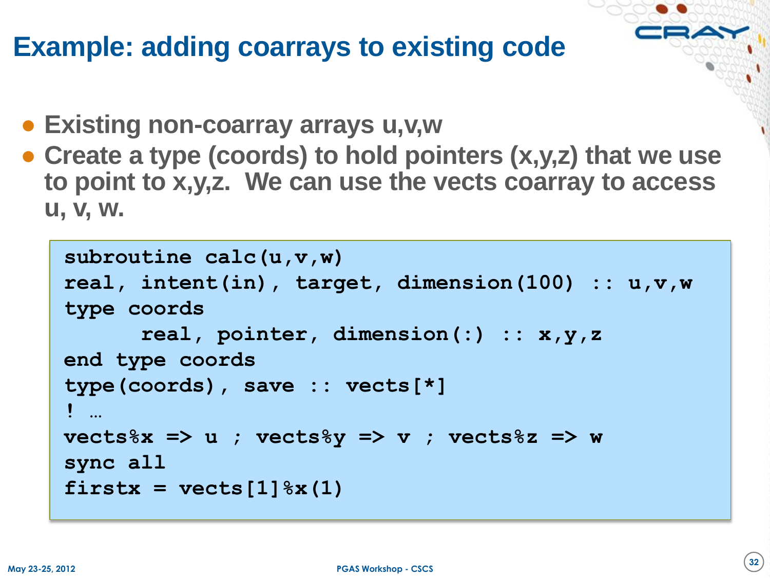# Example: adding coarrays to existing code

- Existing non-coarray arrays u,v,w
- Create a type (coords) to hold pointers (x,y,z) that we use to point to x,y,z. We can use the vects coarray to access u, v, w.

```
subroutine calc(u,v,w)
real, intent(in), target, dimension(100) :: u,v,w
type coords
      real, pointer, dimension(:) :: x,y,z
end type coords
type(coords), save :: vects[*]
! …
vects%x => u ; vects%y => v ; vects%z => w
sync all
firstx = vects[1]%x(1)
```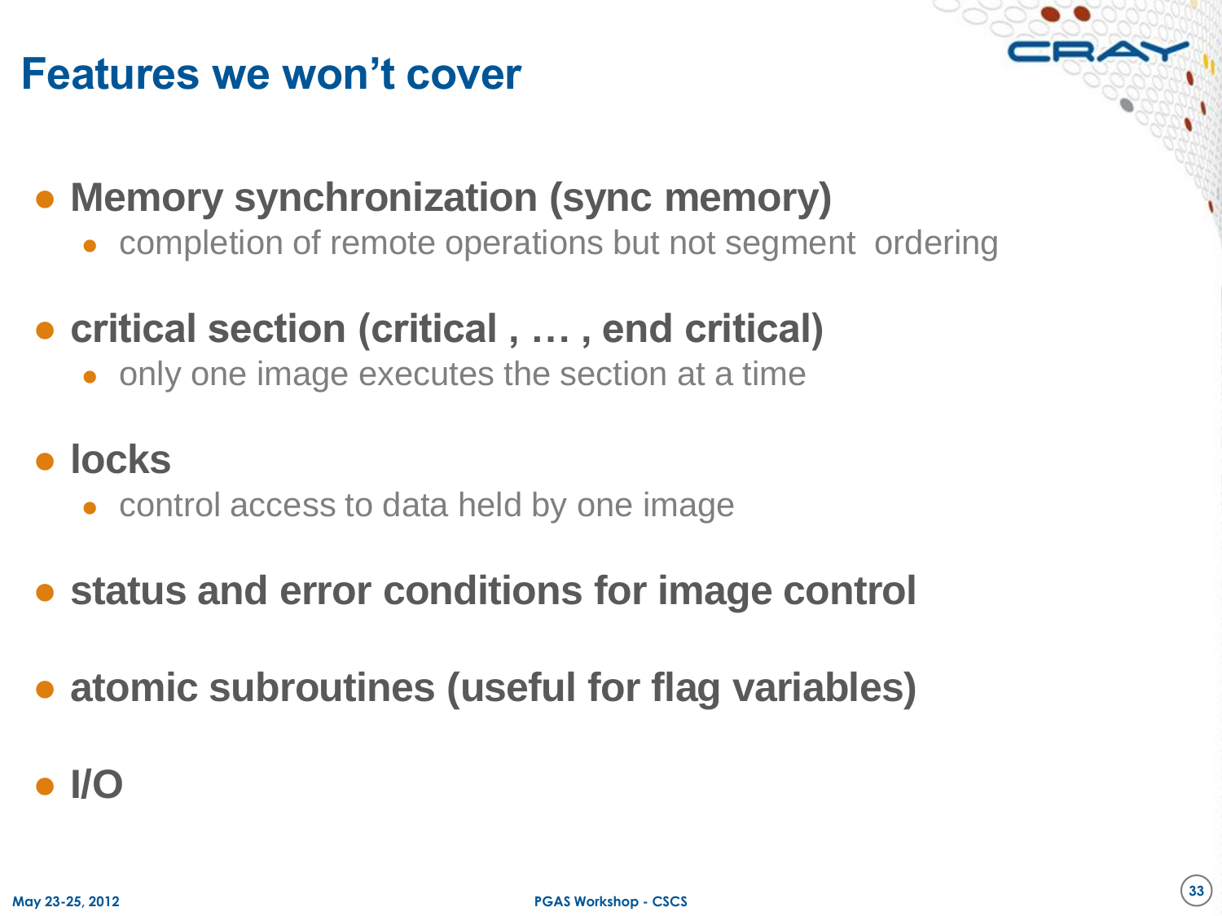# Features we won't cover

- **Memory synchronization (sync memory)**
  - completion of remote operations but not segment ordering
- **critical section (critical , … , end critical)**
  - only one image executes the section at a time
- **locks**
  - control access to data held by one image
- **status and error conditions for image control**
- **atomic subroutines (useful for flag variables)**
- **I/O**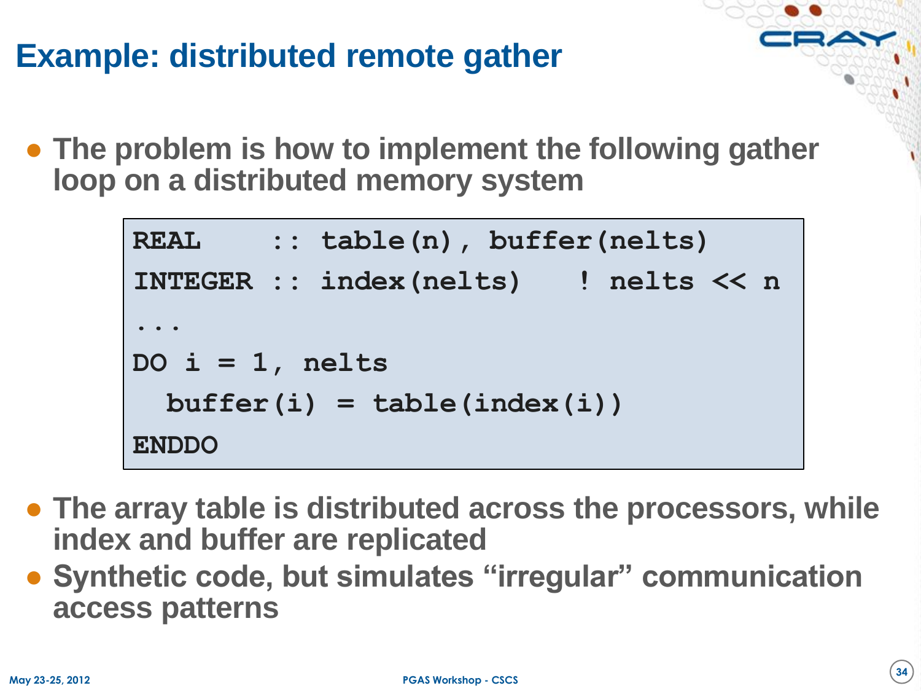# Example: distributed remote gather

- The problem is how to implement the following gather loop on a distributed memory system

```
REAL    :: table(n), buffer(nelts)
INTEGER :: index(nelts)    ! nelts << n
...
DO i = 1, nelts
  buffer(i) = table(index(i))
ENDDO
```

- The array table is distributed across the processors, while index and buffer are replicated
- Synthetic code, but simulates “irregular” communication access patterns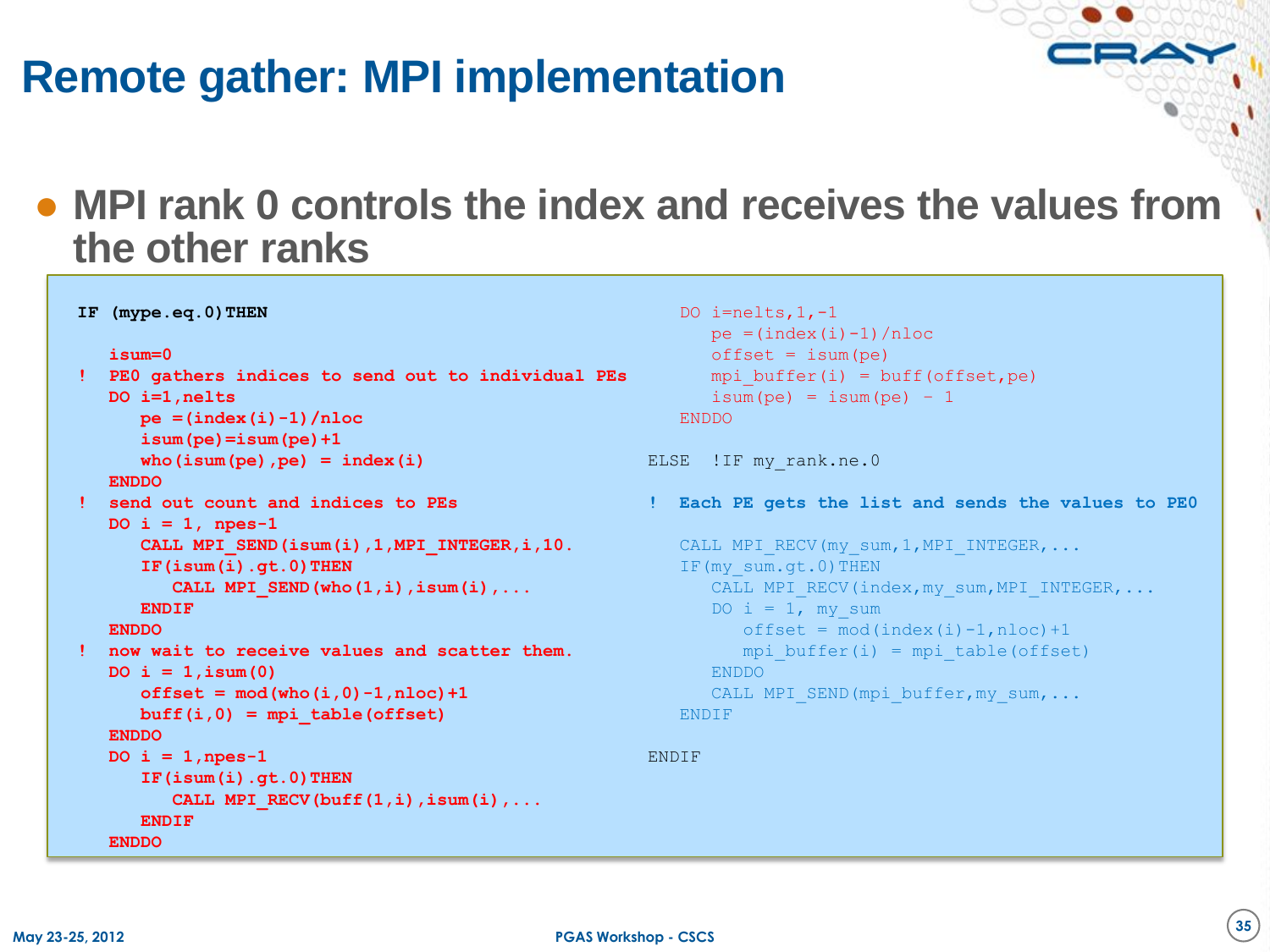# Remote gather: MPI implementation

- MPI rank 0 controls the index and receives the values from the other ranks

```
IF (mype.eq.0)THEN

   isum=0
!  PE0 gathers indices to send out to individual PEs
   DO i=1,nelts
      pe =(index(i)-1)/nloc
      isum(pe)=isum(pe)+1
      who(isum(pe),pe) = index(i)
   ENDDO
!  send out count and indices to PEs
   DO i = 1, npes-1
      CALL MPI_SEND(isum(i),1,MPI_INTEGER,i,10.
      IF(isum(i).gt.0)THEN
         CALL MPI_SEND(who(1,i),isum(i),...
      ENDIF
   ENDDO
!  now wait to receive values and scatter them.
   DO i = 1,isum(0)
      offset = mod(who(i,0)-1,nloc)+1
      buff(i,0) = mpi_table(offset)
   ENDDO
   DO i = 1,npes-1
      IF(isum(i).gt.0)THEN
         CALL MPI_RECV(buff(1,i),isum(i),...
      ENDIF
   ENDDO
   DO i=nelts,1,-1
      pe =(index(i)-1)/nloc
      offset = isum(pe)
      mpi_buffer(i) = buff(offset,pe)
      isum(pe) = isum(pe) - 1
   ENDDO

ELSE  !IF my_rank.ne.0

!  Each PE gets the list and sends the values to PE0

   CALL MPI_RECV(my_sum,1,MPI_INTEGER,...
   IF(my_sum.gt.0)THEN
      CALL MPI_RECV(index,my_sum,MPI_INTEGER,...
      DO i = 1, my_sum
         offset = mod(index(i)-1,nloc)+1
         mpi_buffer(i) = mpi_table(offset)
      ENDDO
      CALL MPI_SEND(mpi_buffer,my_sum,...
   ENDIF

ENDIF
```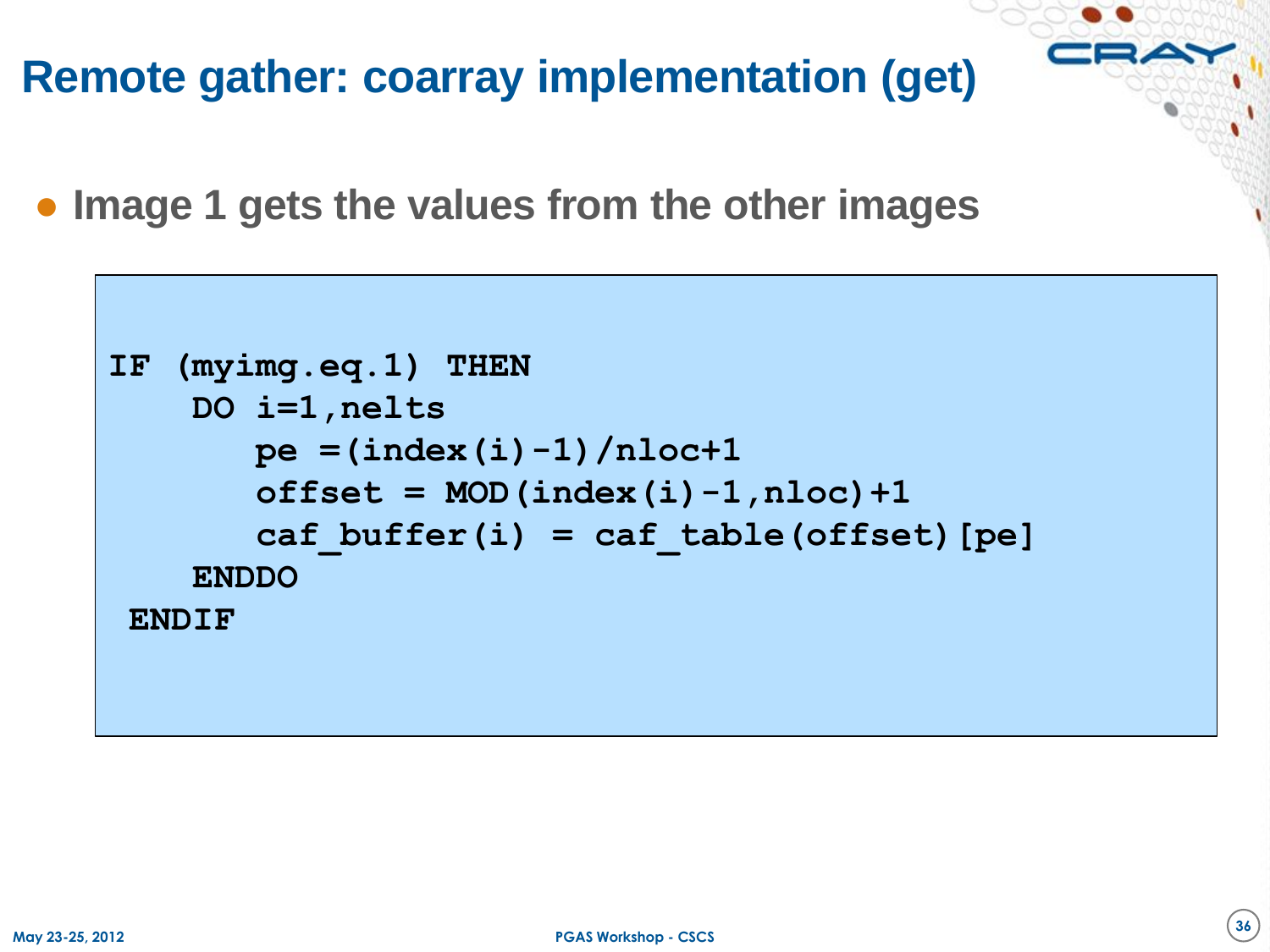# Remote gather: coarray implementation (get)

- Image 1 gets the values from the other images

```
IF (myimg.eq.1) THEN
    DO i=1,nelts
       pe =(index(i)-1)/nloc+1
       offset = MOD(index(i)-1,nloc)+1
       caf_buffer(i) = caf_table(offset)[pe]
    ENDDO
 ENDIF
```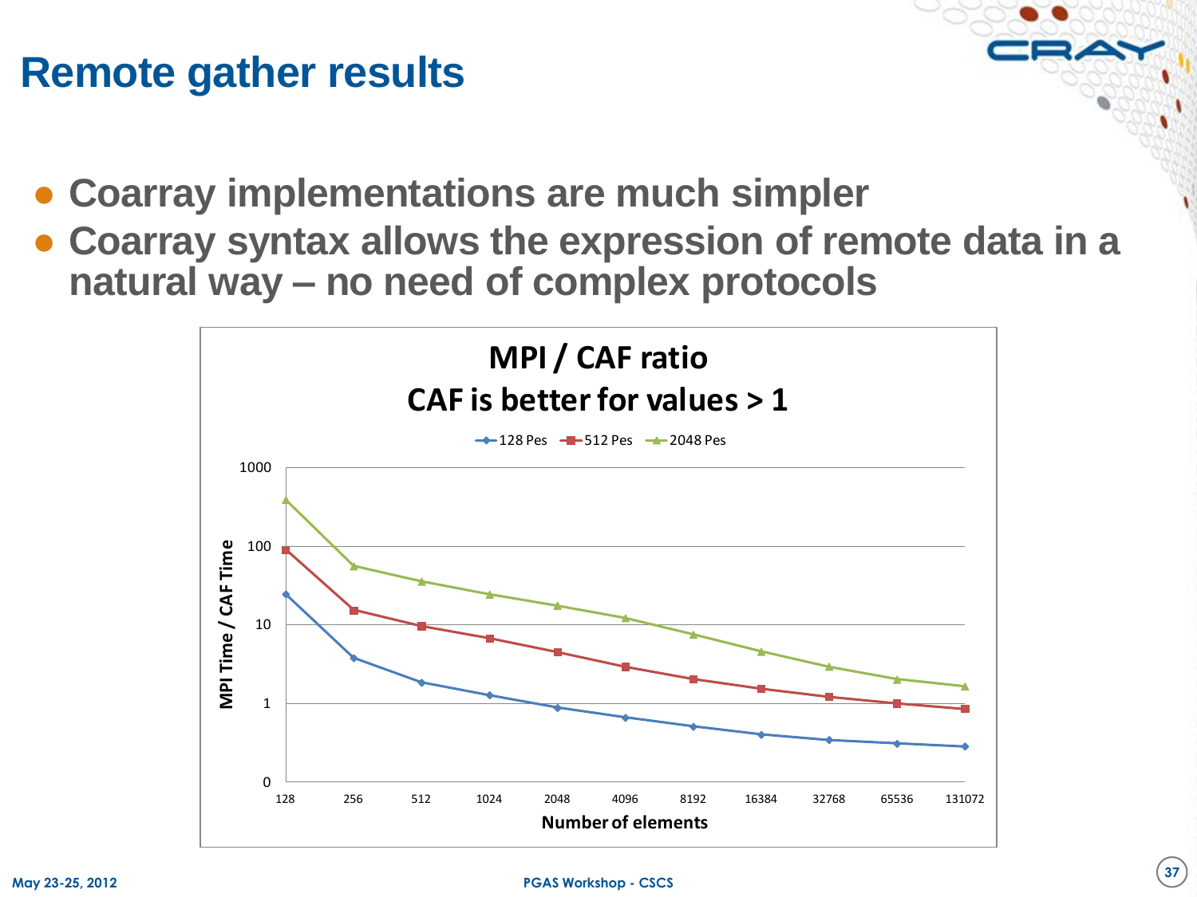# Remote gather results

- Coarray implementations are much simpler
- Coarray syntax allows the expression of remote data in a natural way – no need of complex protocols

**MPI / CAF ratio**
**CAF is better for values > 1**

128 Pes, 512 Pes, 2048 Pes

MPI Time / CAF Time

Number of elements

128, 256, 512, 1024, 2048, 4096, 8192, 16384, 32768, 65536, 131072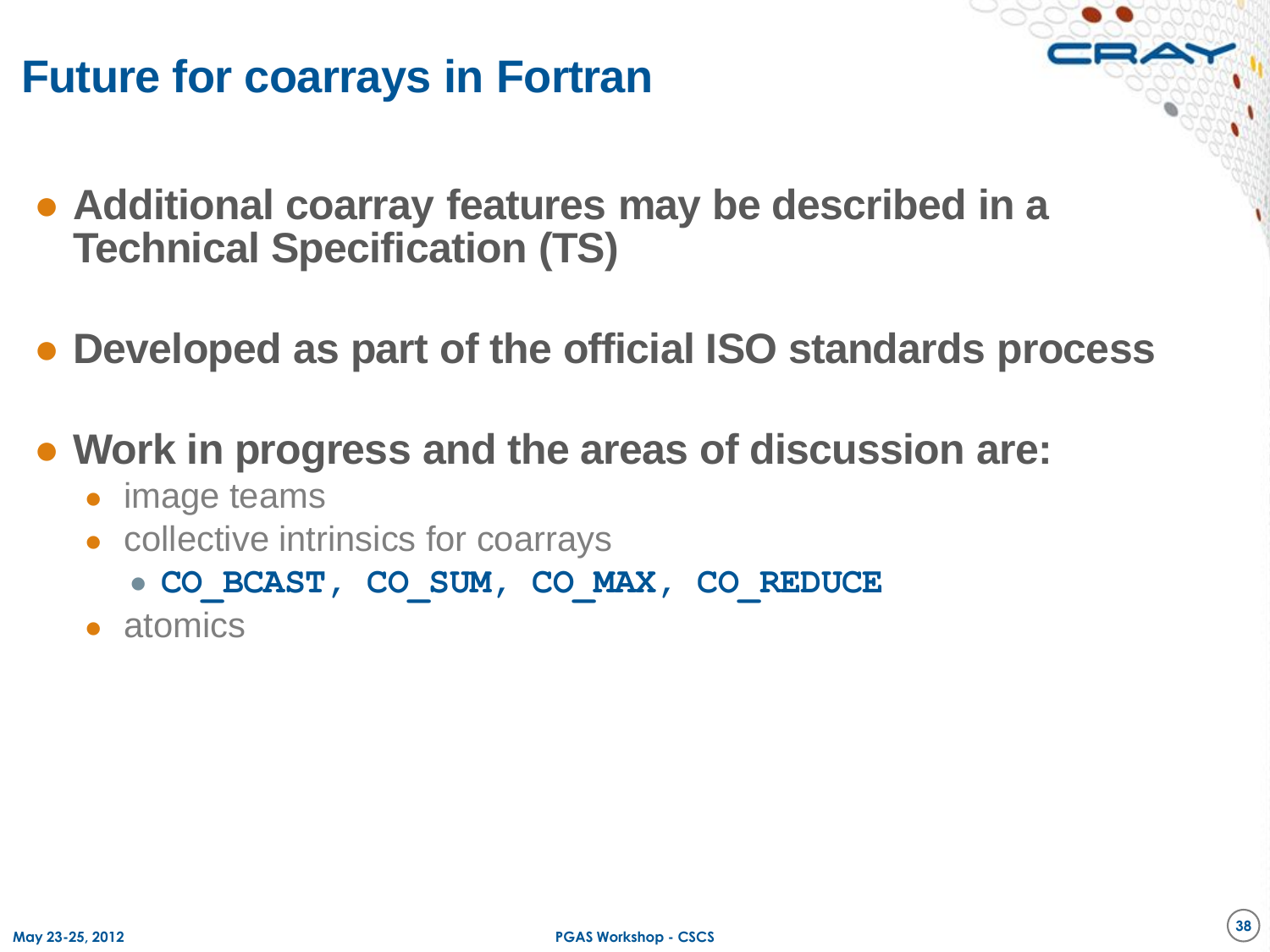# Future for coarrays in Fortran

- **Additional coarray features may be described in a Technical Specification (TS)**
- **Developed as part of the official ISO standards process**
- **Work in progress and the areas of discussion are:**
  - image teams
  - collective intrinsics for coarrays
    - `CO_BCAST, CO_SUM, CO_MAX, CO_REDUCE`
  - atomics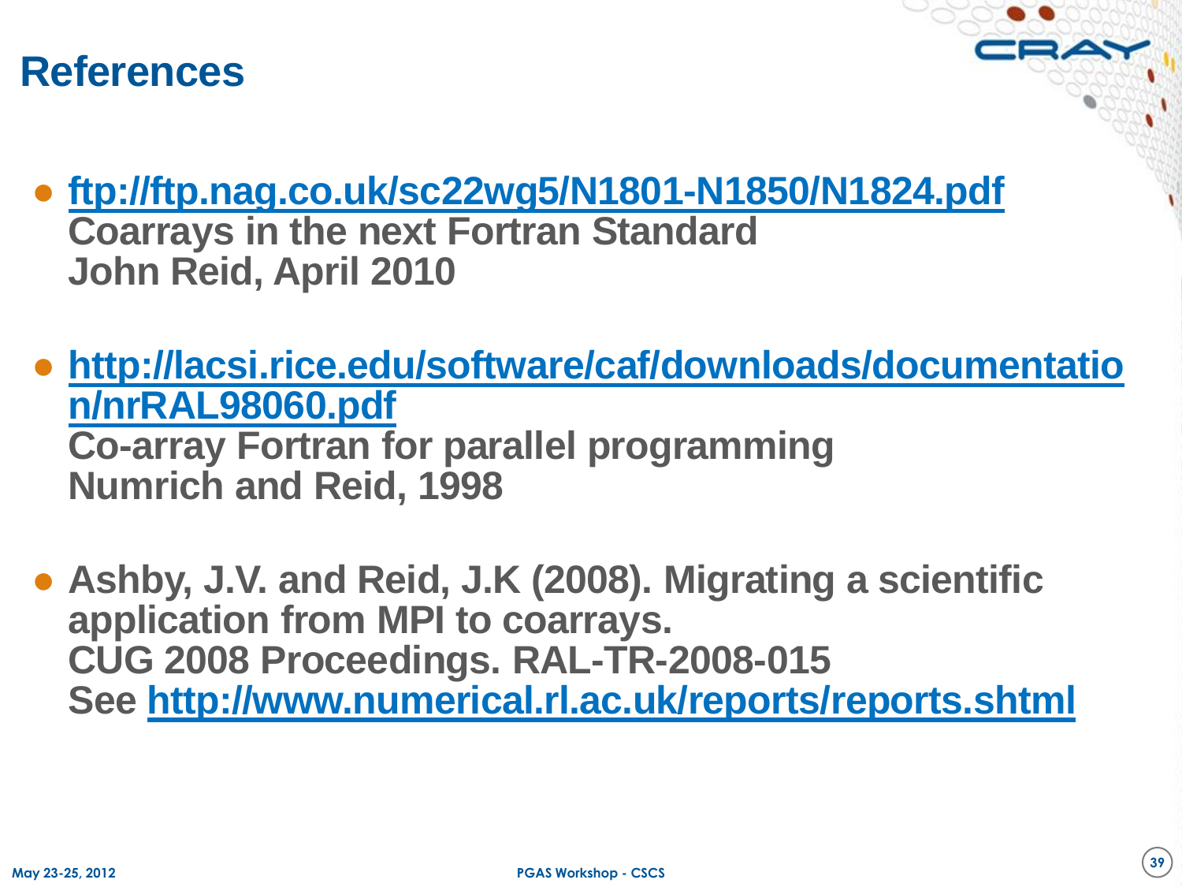# References

- **ftp://ftp.nag.co.uk/sc22wg5/N1801-N1850/N1824.pdf**
  **Coarrays in the next Fortran Standard**
  **John Reid, April 2010**

- **http://lacsi.rice.edu/software/caf/downloads/documentation/nrRAL98060.pdf**
  **Co-array Fortran for parallel programming**
  **Numrich and Reid, 1998**

- **Ashby, J.V. and Reid, J.K (2008). Migrating a scientific application from MPI to coarrays.**
  **CUG 2008 Proceedings. RAL-TR-2008-015**
  **See http://www.numerical.rl.ac.uk/reports/reports.shtml**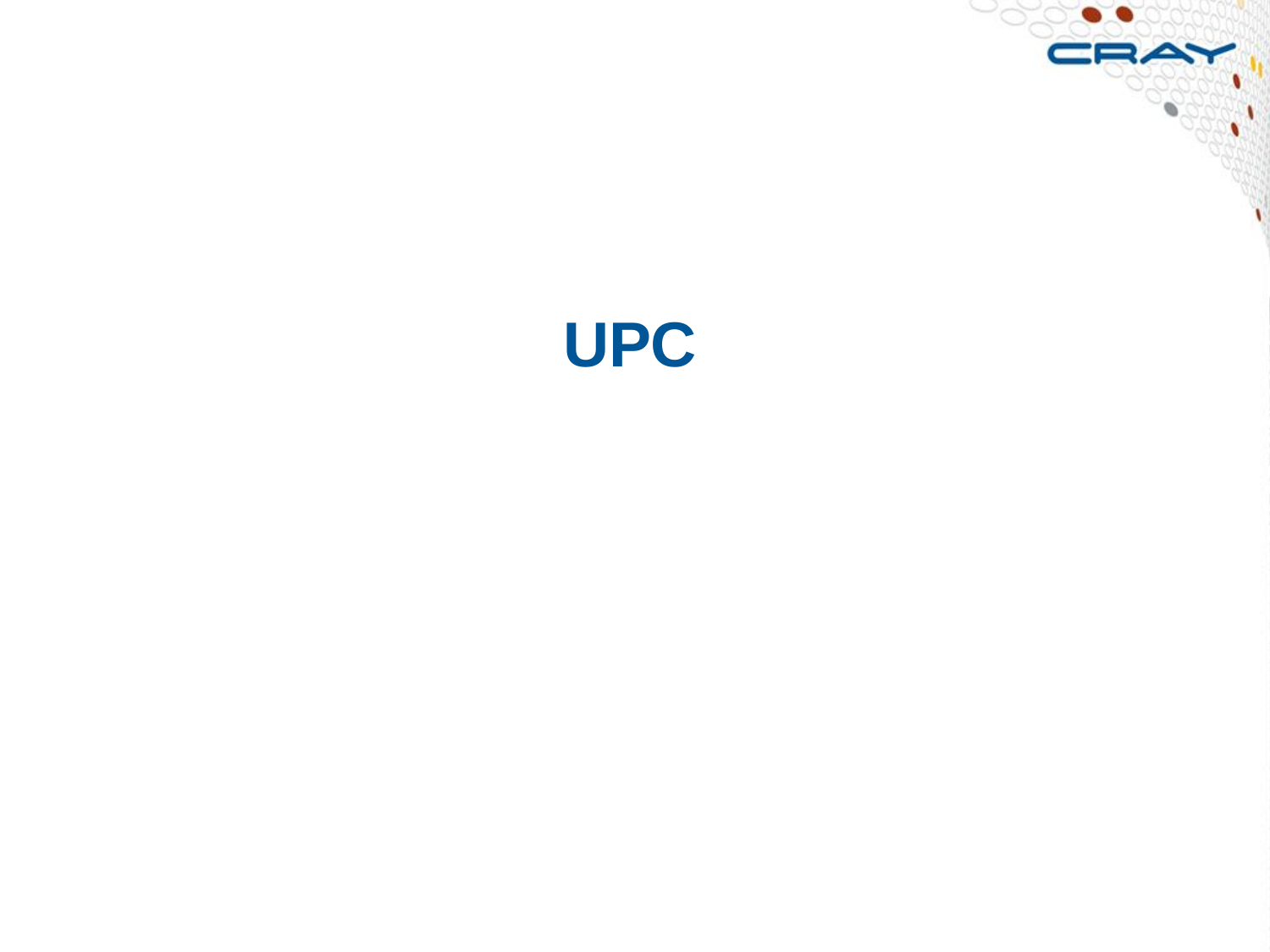# UPC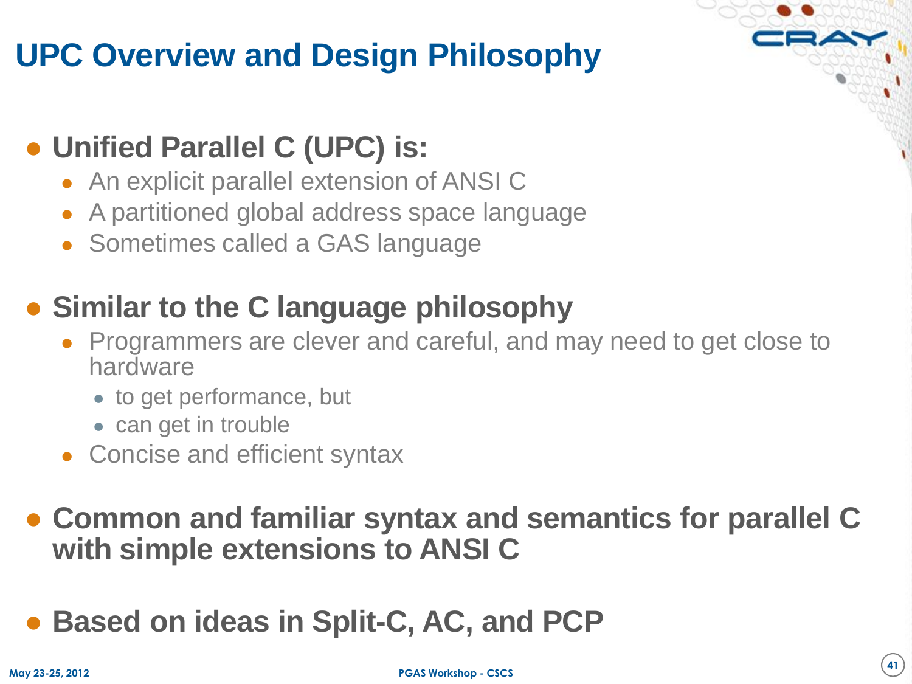# UPC Overview and Design Philosophy

- **Unified Parallel C (UPC) is:**
  - An explicit parallel extension of ANSI C
  - A partitioned global address space language
  - Sometimes called a GAS language
- **Similar to the C language philosophy**
  - Programmers are clever and careful, and may need to get close to hardware
    - to get performance, but
    - can get in trouble
  - Concise and efficient syntax
- **Common and familiar syntax and semantics for parallel C with simple extensions to ANSI C**
- **Based on ideas in Split-C, AC, and PCP**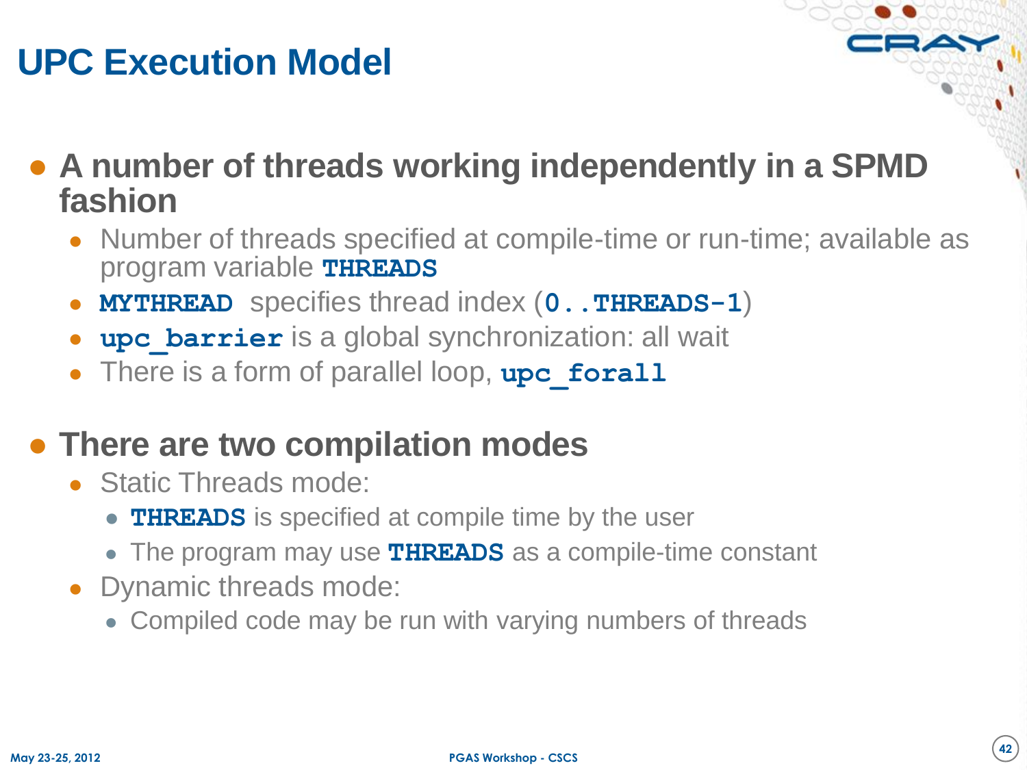# UPC Execution Model

- **A number of threads working independently in a SPMD fashion**
  - Number of threads specified at compile-time or run-time; available as program variable `THREADS`
  - `MYTHREAD` specifies thread index (`0..THREADS-1`)
  - `upc_barrier` is a global synchronization: all wait
  - There is a form of parallel loop, `upc_forall`
- **There are two compilation modes**
  - Static Threads mode:
    - `THREADS` is specified at compile time by the user
    - The program may use `THREADS` as a compile-time constant
  - Dynamic threads mode:
    - Compiled code may be run with varying numbers of threads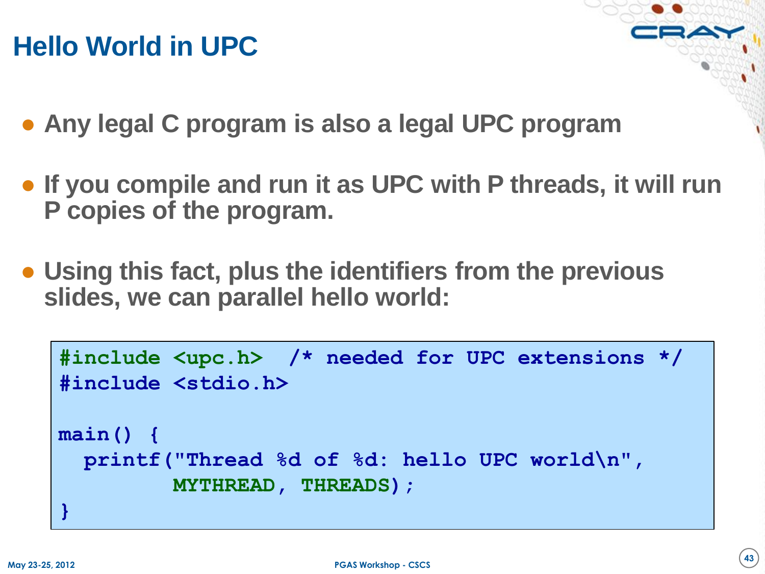# Hello World in UPC

- Any legal C program is also a legal UPC program
- If you compile and run it as UPC with P threads, it will run P copies of the program.
- Using this fact, plus the identifiers from the previous slides, we can parallel hello world:

```
#include <upc.h>  /* needed for UPC extensions */
#include <stdio.h>

main() {
  printf("Thread %d of %d: hello UPC world\n",
         MYTHREAD, THREADS);
}
```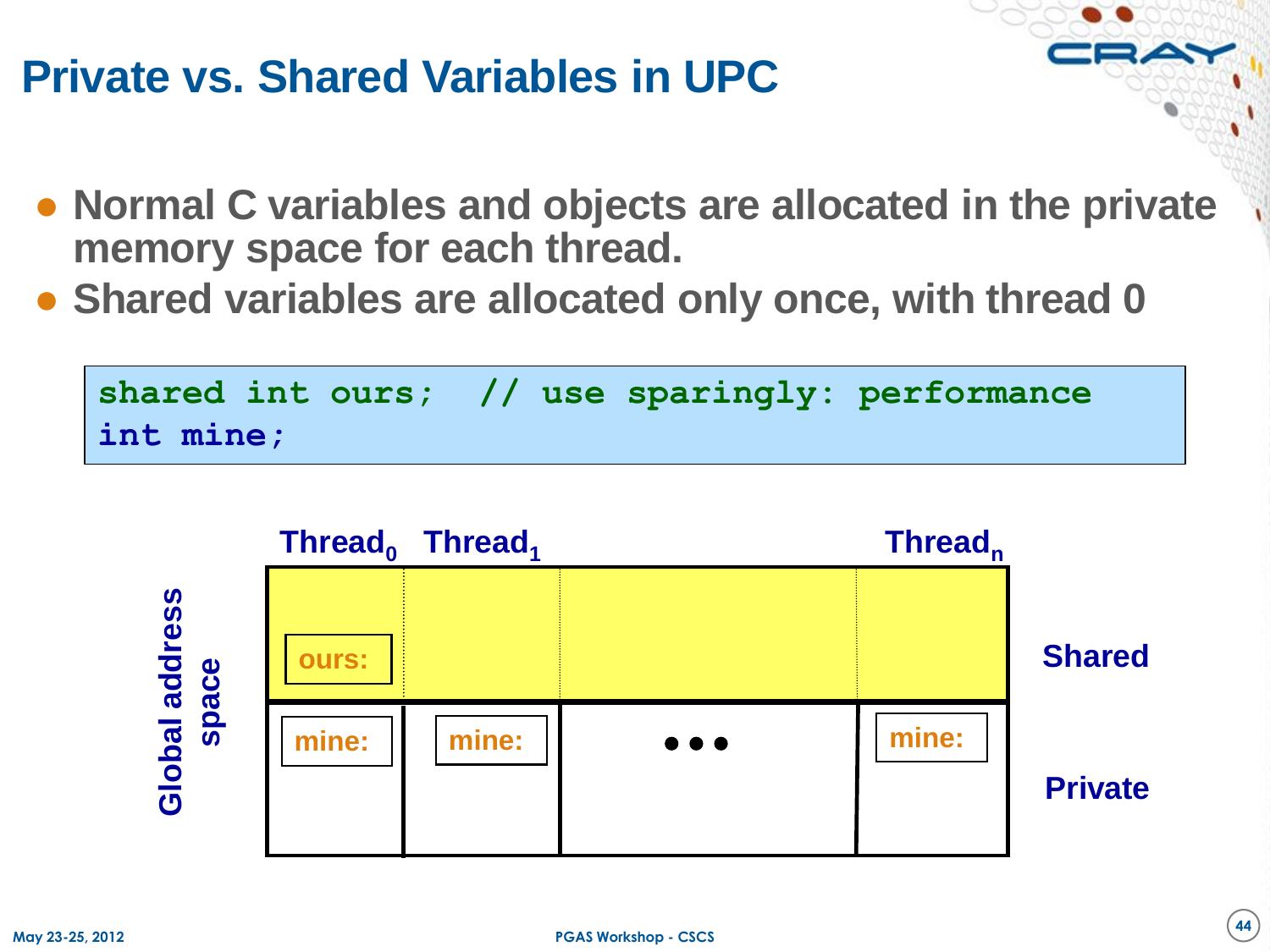# Private vs. Shared Variables in UPC

- Normal C variables and objects are allocated in the private memory space for each thread.
- Shared variables are allocated only once, with thread 0

```
shared int ours;  // use sparingly: performance
int mine;
```

| | $Thread_0$ | $Thread_1$ | | $Thread_n$ | |
|---|---|---|---|---|---|
| Global address space | ours: | | | | Shared |
| | mine: | mine: | ••• | mine: | Private |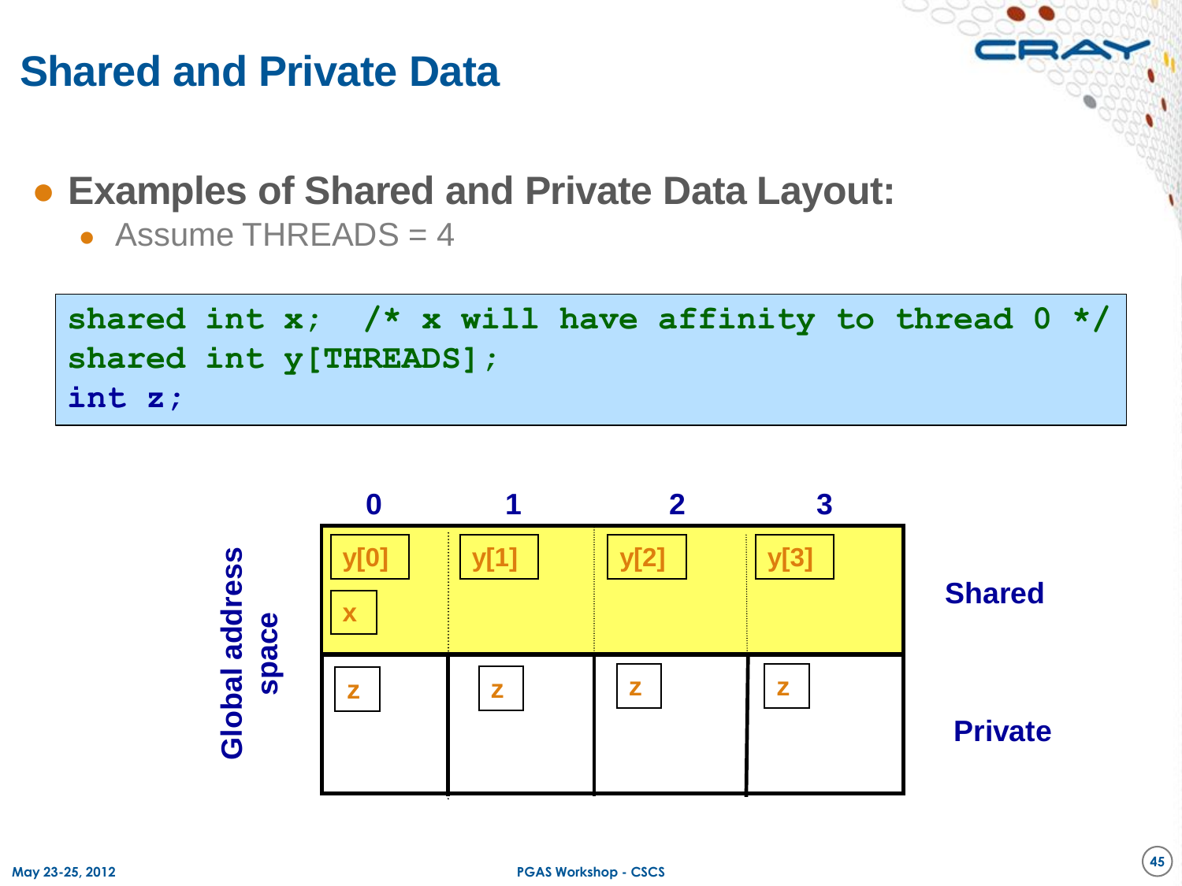# Shared and Private Data

- **Examples of Shared and Private Data Layout:**
  - Assume THREADS = 4

```
shared int x;  /* x will have affinity to thread 0 */
shared int y[THREADS];
int z;
```

Global address space

| | 0 | 1 | 2 | 3 |
|---|---|---|---|---|
| Shared | y[0], x | y[1] | y[2] | y[3] |
| Private | z | z | z | z |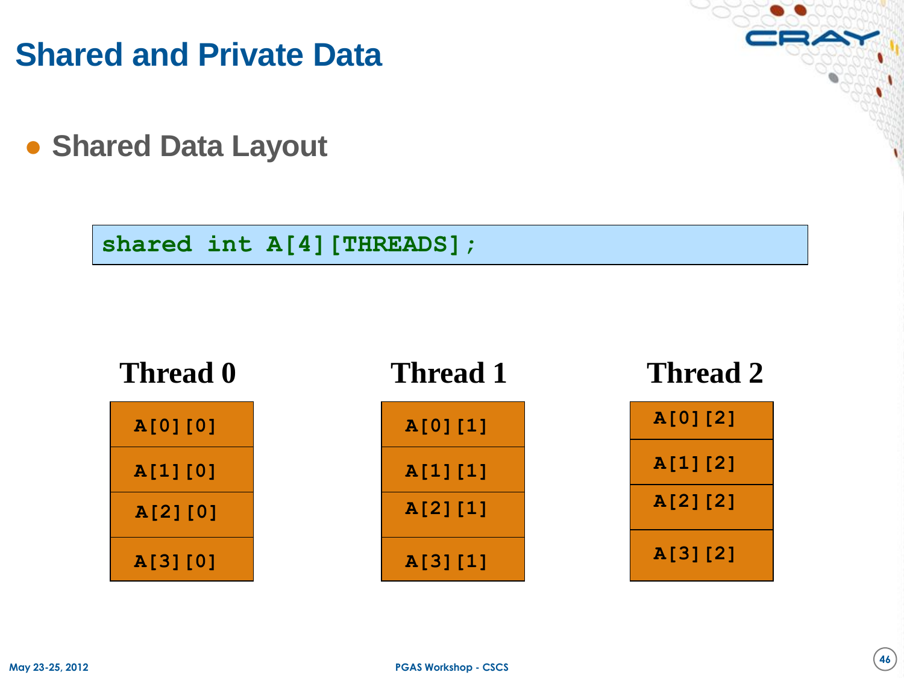# Shared and Private Data

- **Shared Data Layout**

```
shared int A[4][THREADS];
```

| Thread 0 | Thread 1 | Thread 2 |
|---|---|---|
| A[0][0] | A[0][1] | A[0][2] |
| A[1][0] | A[1][1] | A[1][2] |
| A[2][0] | A[2][1] | A[2][2] |
| A[3][0] | A[3][1] | A[3][2] |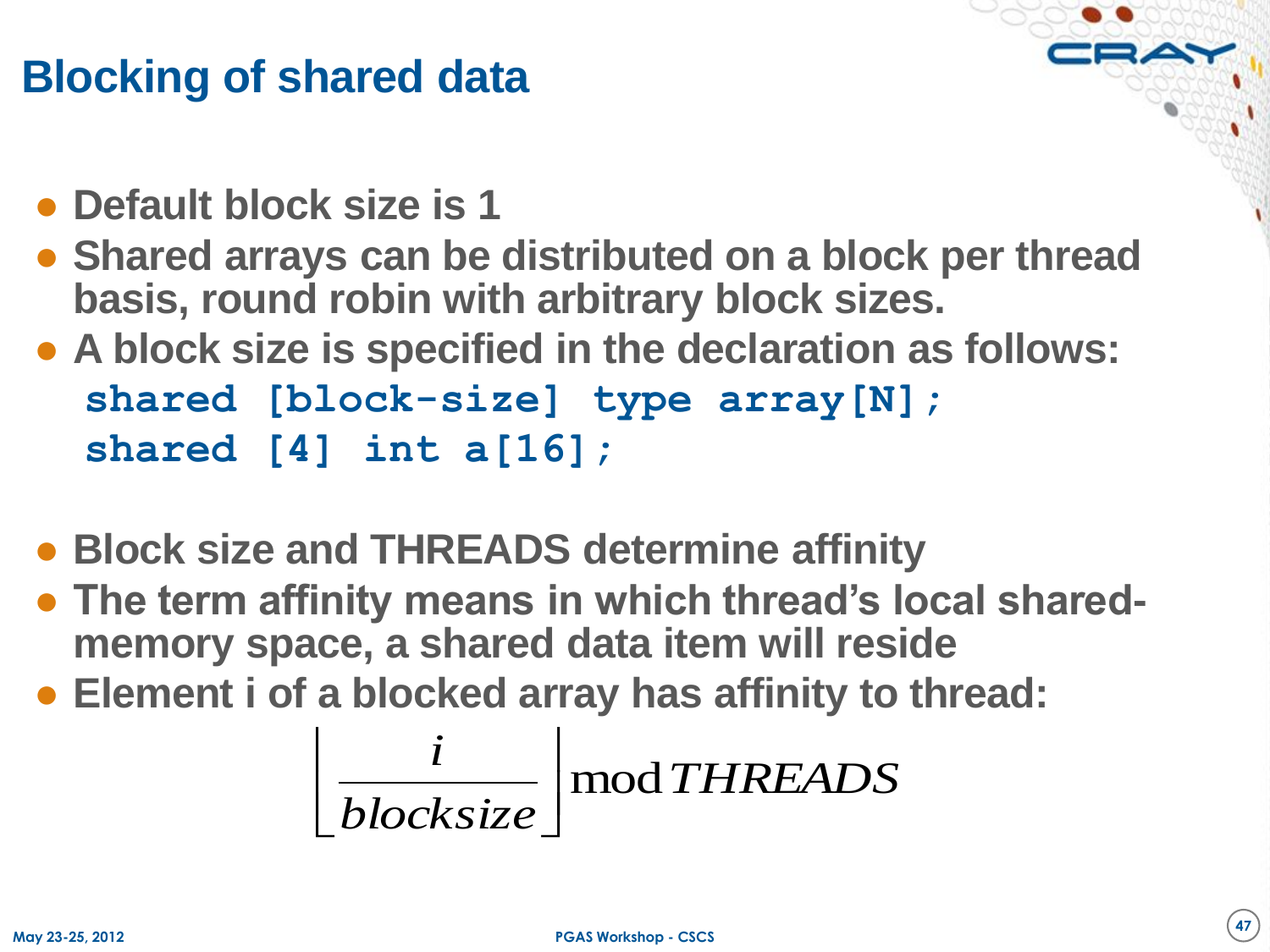# Blocking of shared data

- Default block size is 1
- Shared arrays can be distributed on a block per thread basis, round robin with arbitrary block sizes.
- A block size is specified in the declaration as follows:

```
shared [block-size] type array[N];
shared [4] int a[16];
```

- Block size and THREADS determine affinity
- The term affinity means in which thread's local shared-memory space, a shared data item will reside
- Element i of a blocked array has affinity to thread:

$$\left\lfloor \frac{i}{blocksize} \right\rfloor \bmod THREADS$$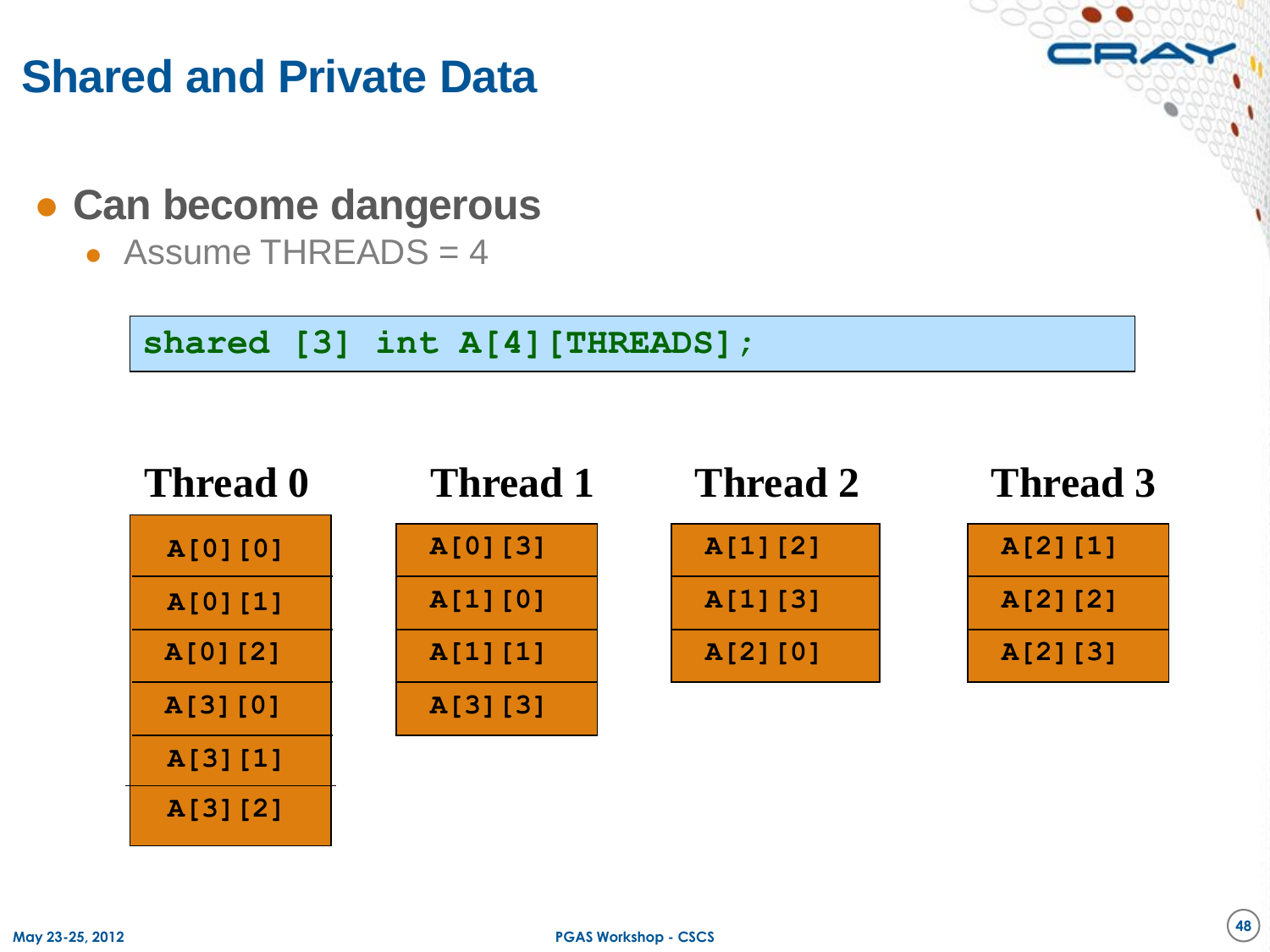# Shared and Private Data

- **Can become dangerous**
  - Assume THREADS = 4

```
shared [3] int A[4][THREADS];
```

| Thread 0 | Thread 1 | Thread 2 | Thread 3 |
|---|---|---|---|
| A[0][0] | A[0][3] | A[1][2] | A[2][1] |
| A[0][1] | A[1][0] | A[1][3] | A[2][2] |
| A[0][2] | A[1][1] | A[2][0] | A[2][3] |
| A[3][0] | A[3][3] | | |
| A[3][1] | | | |
| A[3][2] | | | |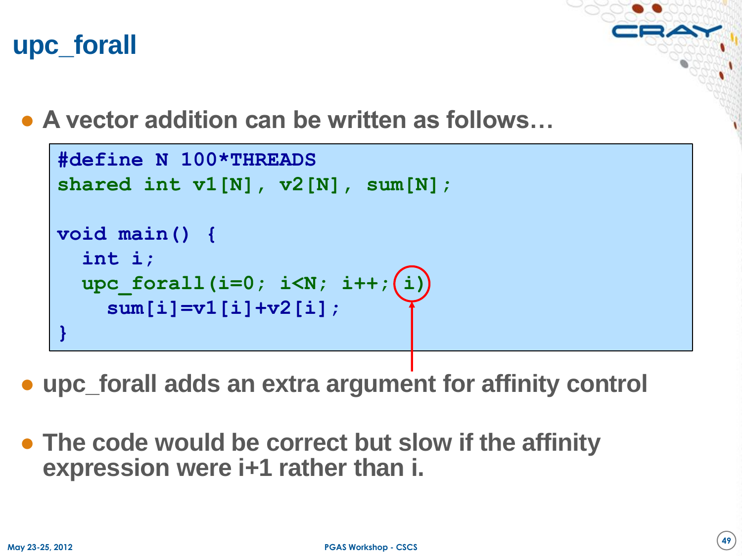# upc_forall

- A vector addition can be written as follows…

```
#define N 100*THREADS
shared int v1[N], v2[N], sum[N];

void main() {
  int i;
  upc_forall(i=0; i<N; i++; i)
    sum[i]=v1[i]+v2[i];
}
```

- upc_forall adds an extra argument for affinity control
- The code would be correct but slow if the affinity expression were i+1 rather than i.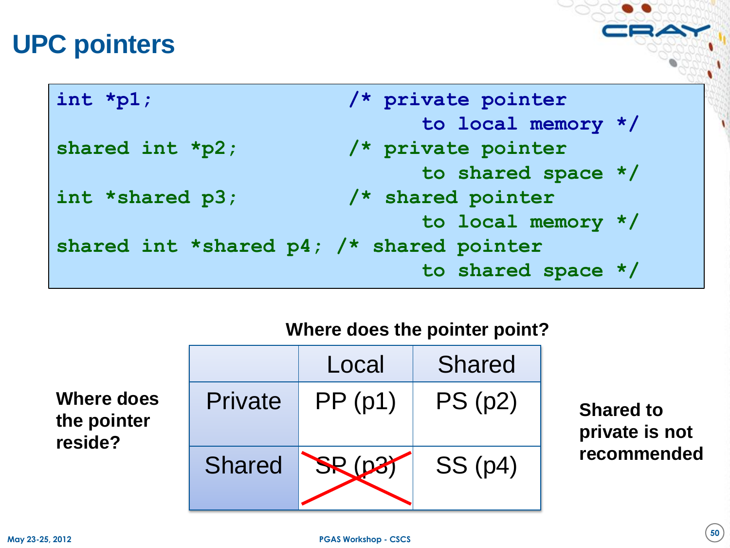# UPC pointers

```
int *p1;                  /* private pointer
                                to local memory */
shared int *p2;           /* private pointer
                                to shared space */
int *shared p3;           /* shared pointer
                                to local memory */
shared int *shared p4; /* shared pointer
                                to shared space */
```

**Where does the pointer point?**

**Where does the pointer reside?**

| | Local | Shared |
|---|---|---|
| Private | PP (p1) | PS (p2) |
| Shared | ~~SP (p3)~~ | SS (p4) |

**Shared to private is not recommended**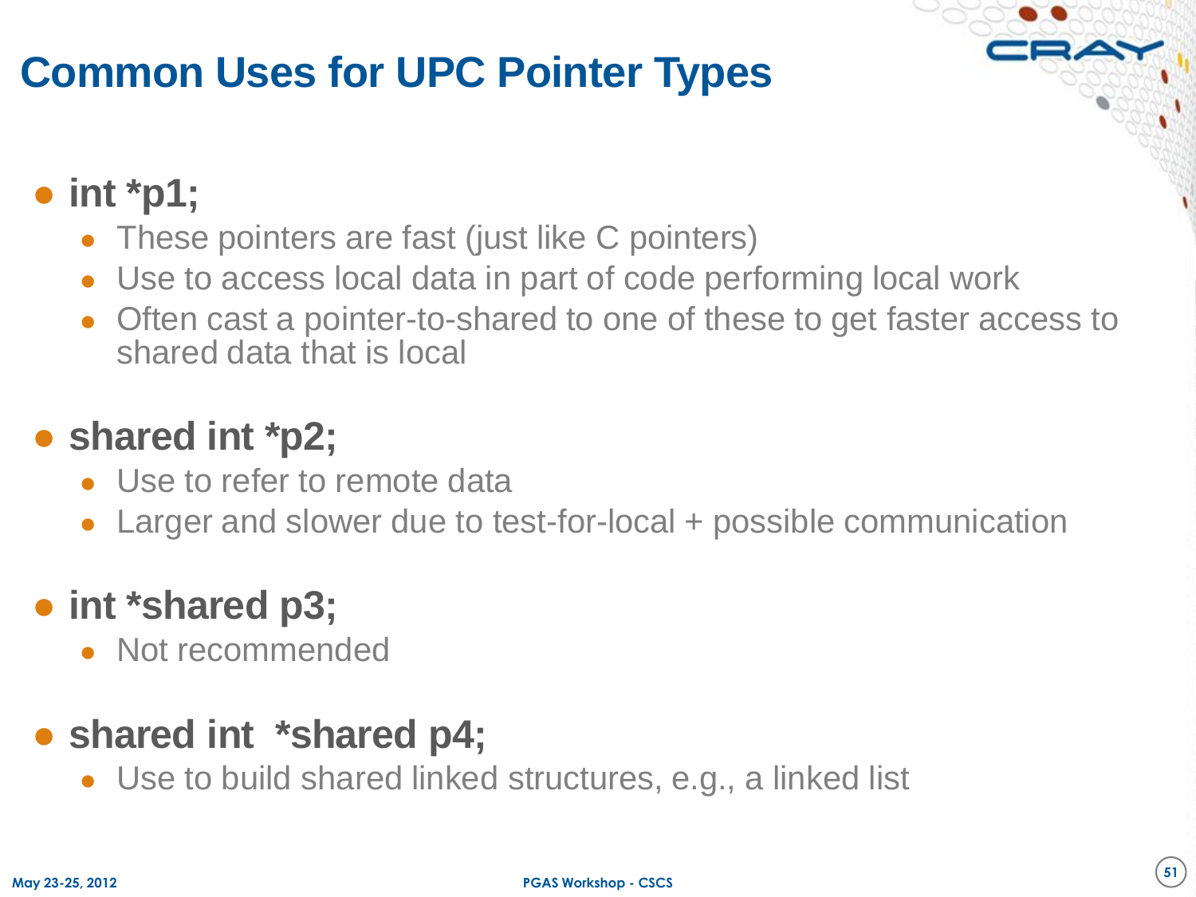# Common Uses for UPC Pointer Types

- **int *p1;**
  - These pointers are fast (just like C pointers)
  - Use to access local data in part of code performing local work
  - Often cast a pointer-to-shared to one of these to get faster access to shared data that is local
- **shared int *p2;**
  - Use to refer to remote data
  - Larger and slower due to test-for-local + possible communication
- **int *shared p3;**
  - Not recommended
- **shared int  *shared p4;**
  - Use to build shared linked structures, e.g., a linked list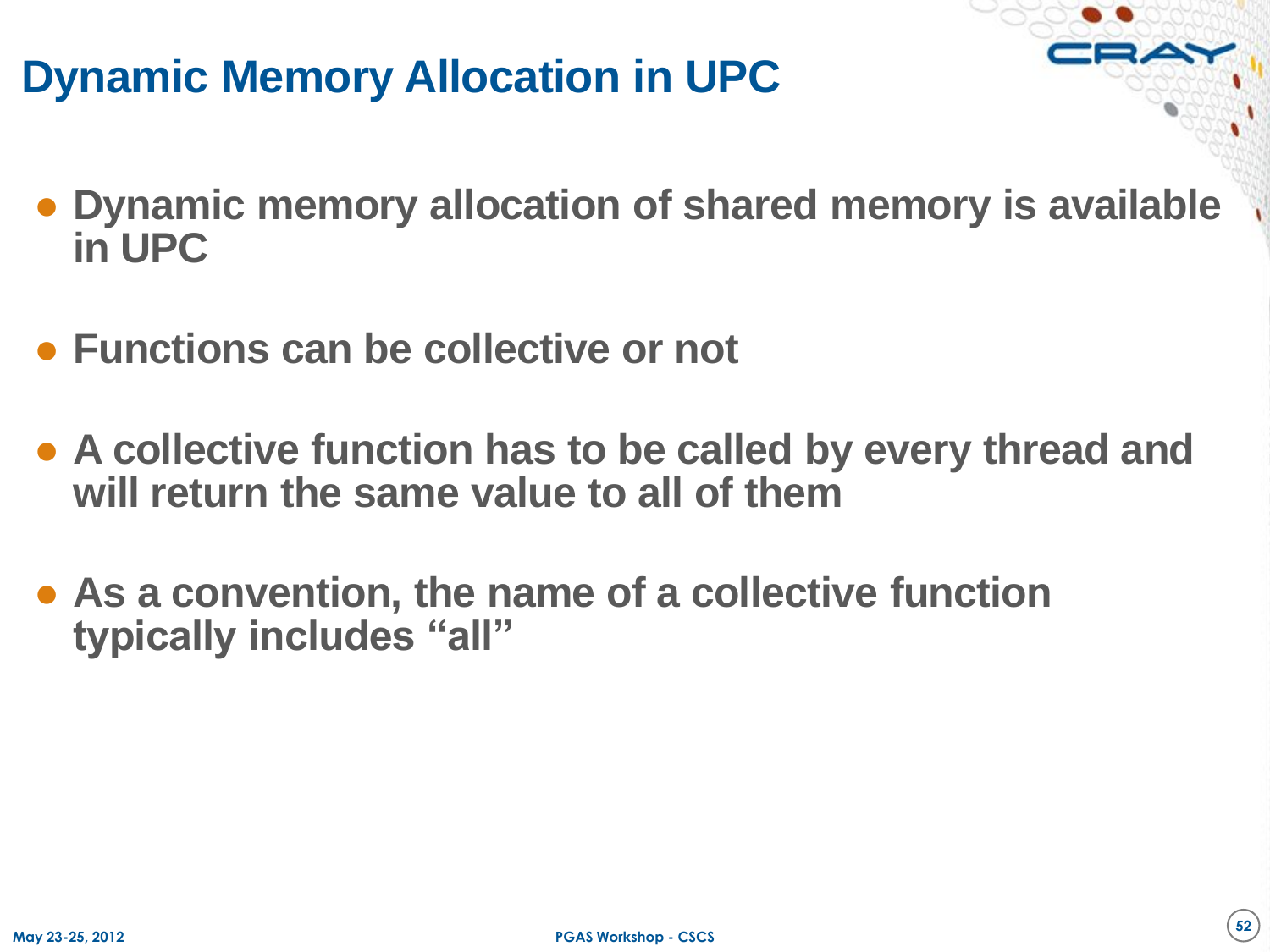# Dynamic Memory Allocation in UPC

- Dynamic memory allocation of shared memory is available in UPC
- Functions can be collective or not
- A collective function has to be called by every thread and will return the same value to all of them
- As a convention, the name of a collective function typically includes "all"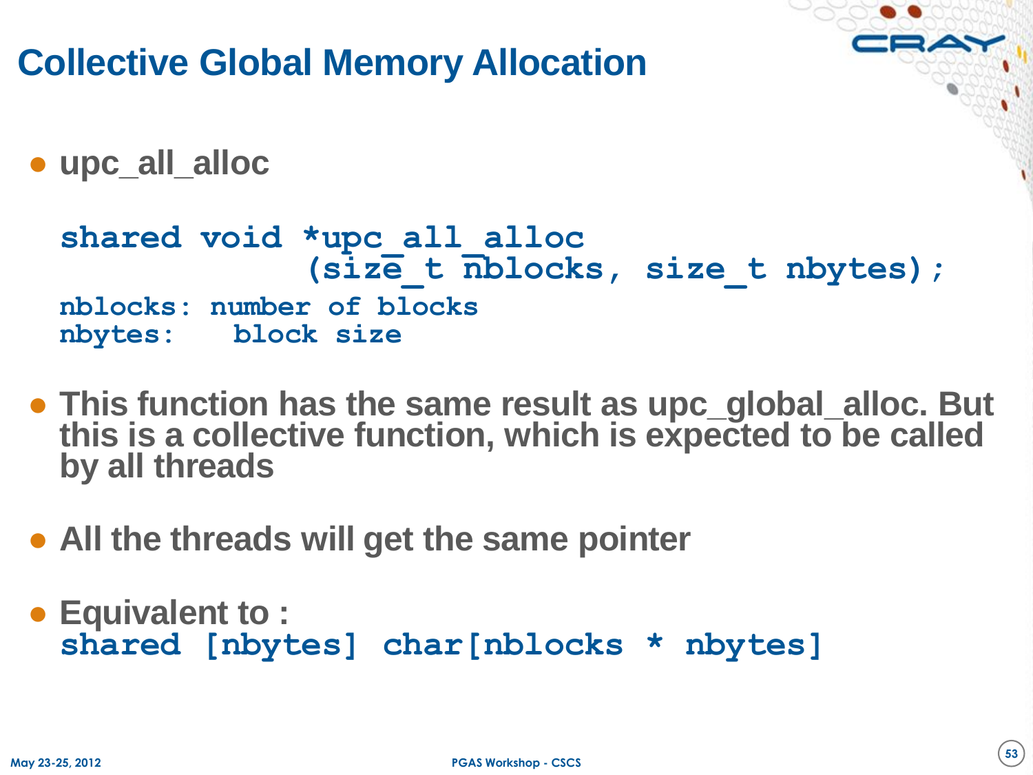# Collective Global Memory Allocation

- **upc_all_alloc**

```
shared void *upc_all_alloc
              (size_t nblocks, size_t nbytes);
nblocks: number of blocks
nbytes:   block size
```

- **This function has the same result as upc_global_alloc. But this is a collective function, which is expected to be called by all threads**

- **All the threads will get the same pointer**

- **Equivalent to :**

```
shared [nbytes] char[nblocks * nbytes]
```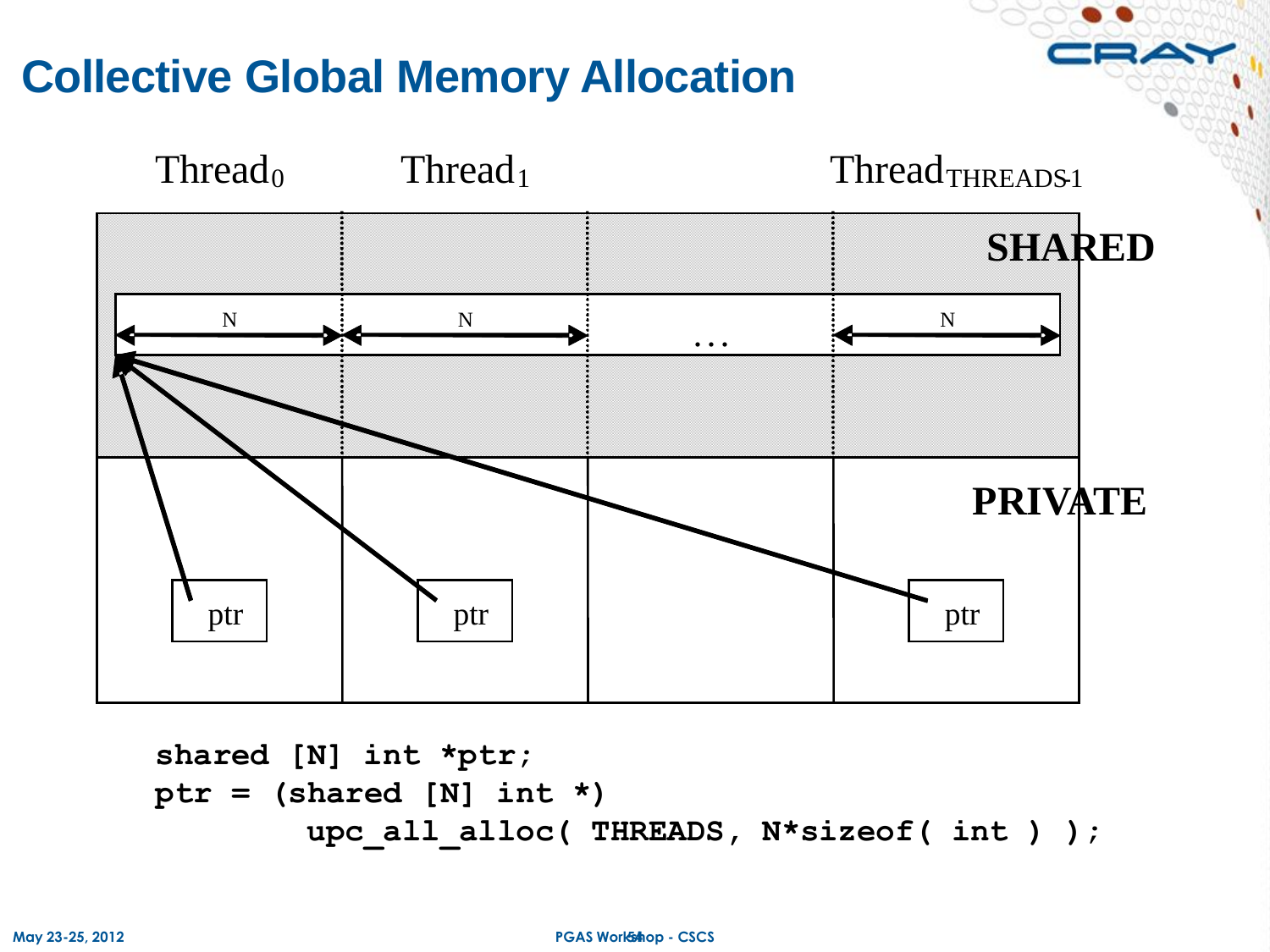# Collective Global Memory Allocation

Thread$_0$ Thread$_1$ Thread$_{THREADS-1}$

SHARED

N N ... N

PRIVATE

ptr ptr ptr

```
shared [N] int *ptr;
ptr = (shared [N] int *)
        upc_all_alloc( THREADS, N*sizeof( int ) );
```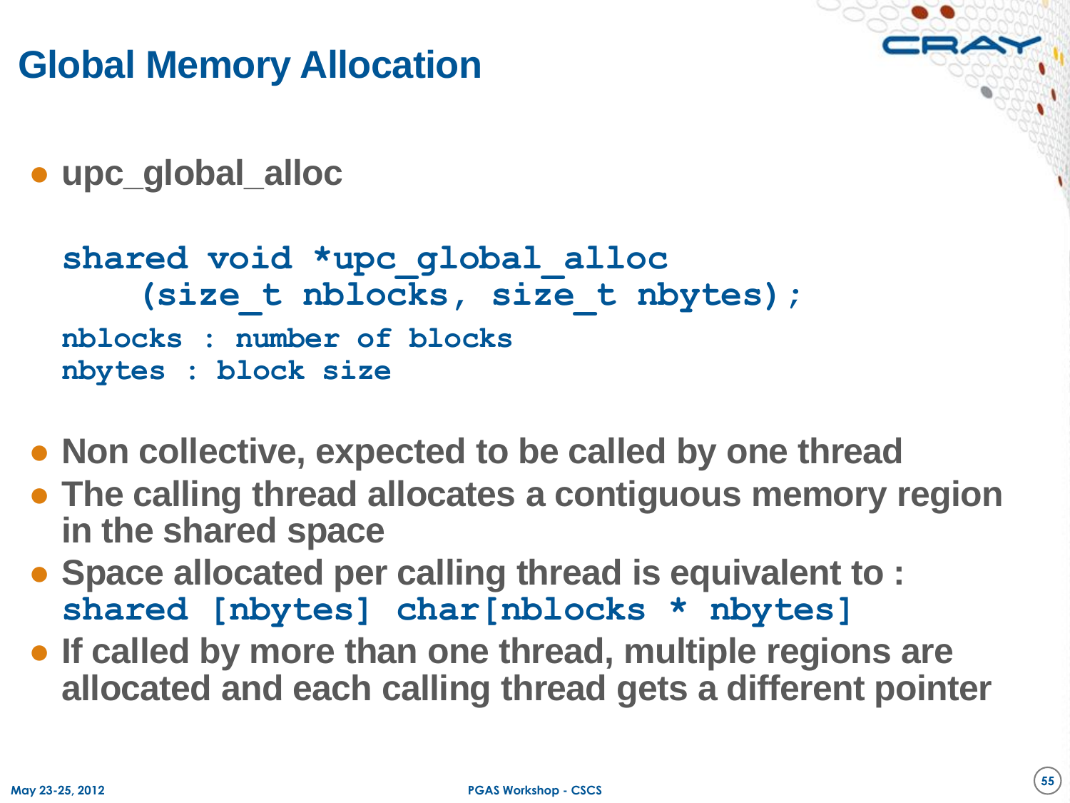# Global Memory Allocation

- **upc_global_alloc**

```
shared void *upc_global_alloc
    (size_t nblocks, size_t nbytes);
nblocks : number of blocks
nbytes : block size
```

- **Non collective, expected to be called by one thread**
- **The calling thread allocates a contiguous memory region in the shared space**
- **Space allocated per calling thread is equivalent to :** `shared [nbytes] char[nblocks * nbytes]`
- **If called by more than one thread, multiple regions are allocated and each calling thread gets a different pointer**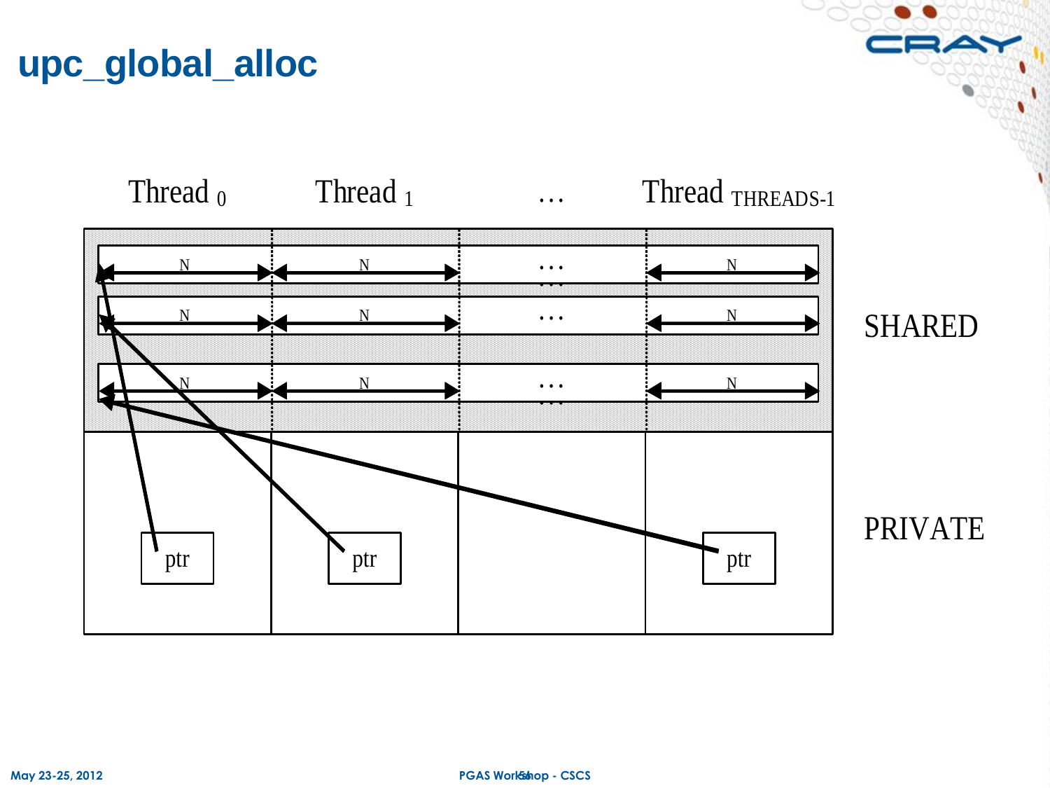# upc_global_alloc

Thread $_0$ | Thread $_1$ | … | Thread $_{THREADS-1}$

SHARED

PRIVATE

ptr | ptr | ptr

N N … N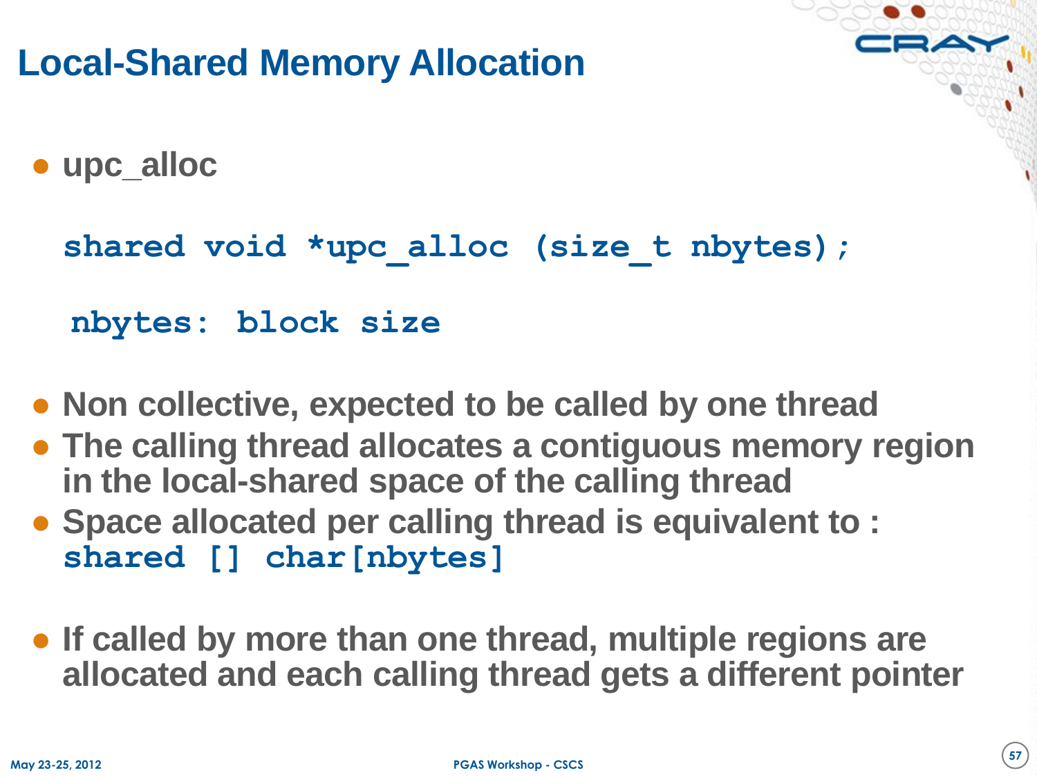# Local-Shared Memory Allocation

- **upc_alloc**

```
shared void *upc_alloc (size_t nbytes);
```

```
nbytes: block size
```

- **Non collective, expected to be called by one thread**
- **The calling thread allocates a contiguous memory region in the local-shared space of the calling thread**
- **Space allocated per calling thread is equivalent to :** `shared [] char[nbytes]`
- **If called by more than one thread, multiple regions are allocated and each calling thread gets a different pointer**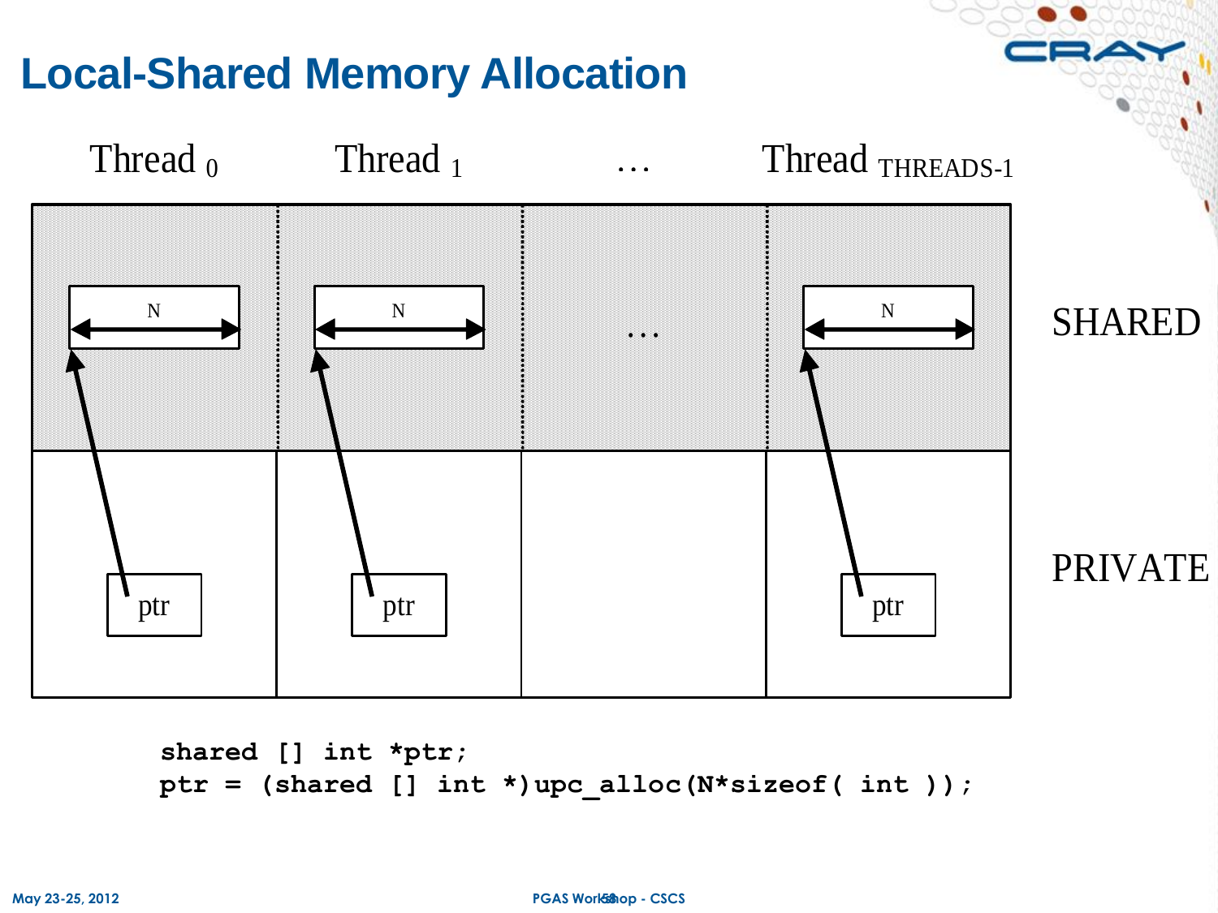# Local-Shared Memory Allocation

Thread $_0$ | Thread $_1$ | … | Thread $_{THREADS-1}$

SHARED

PRIVATE

N N … N

ptr ptr ptr

```
shared [] int *ptr;
ptr = (shared [] int *)upc_alloc(N*sizeof( int ));
```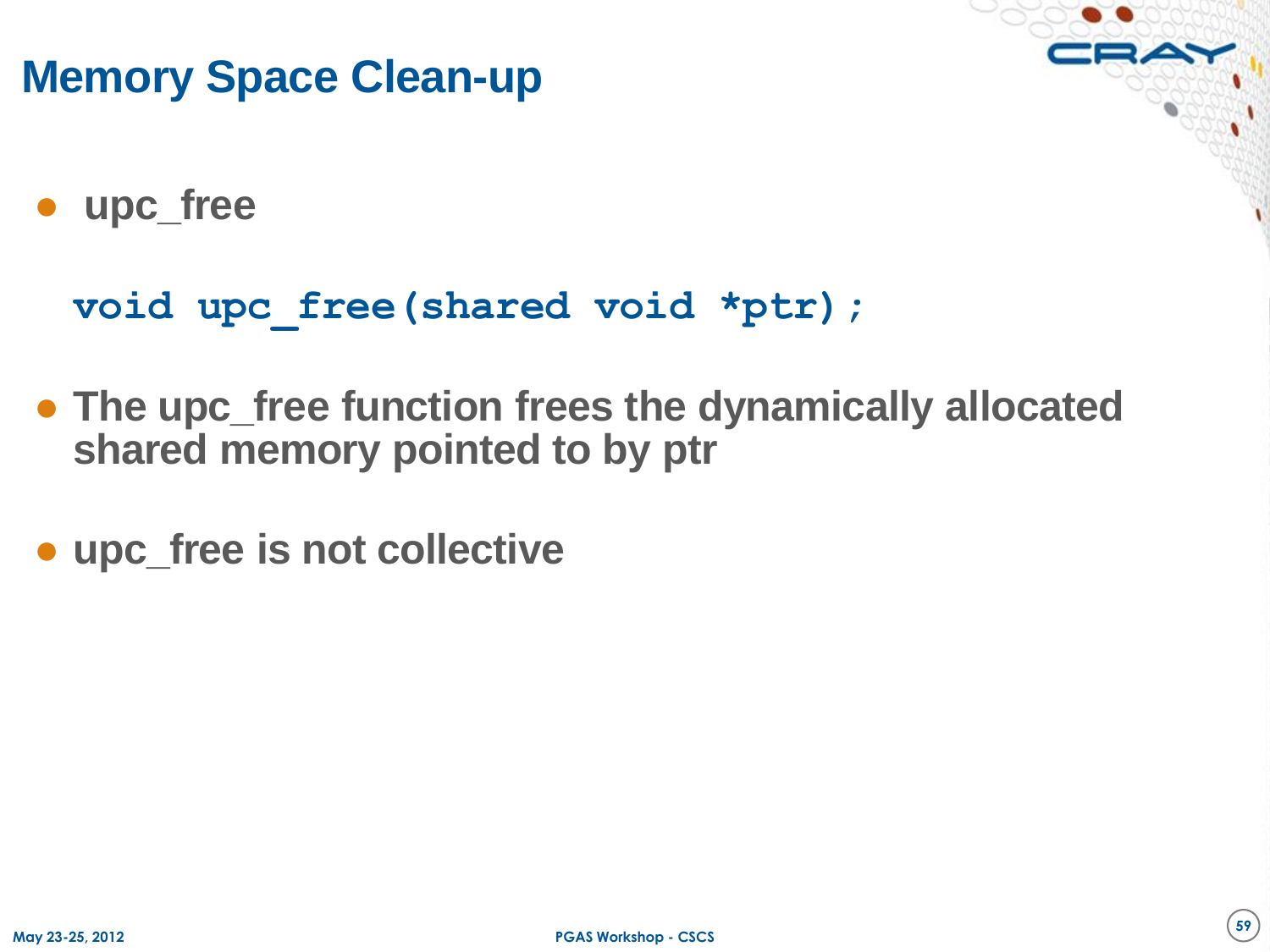# Memory Space Clean-up

- **upc_free**

```
void upc_free(shared void *ptr);
```

- **The upc_free function frees the dynamically allocated shared memory pointed to by ptr**
- **upc_free is not collective**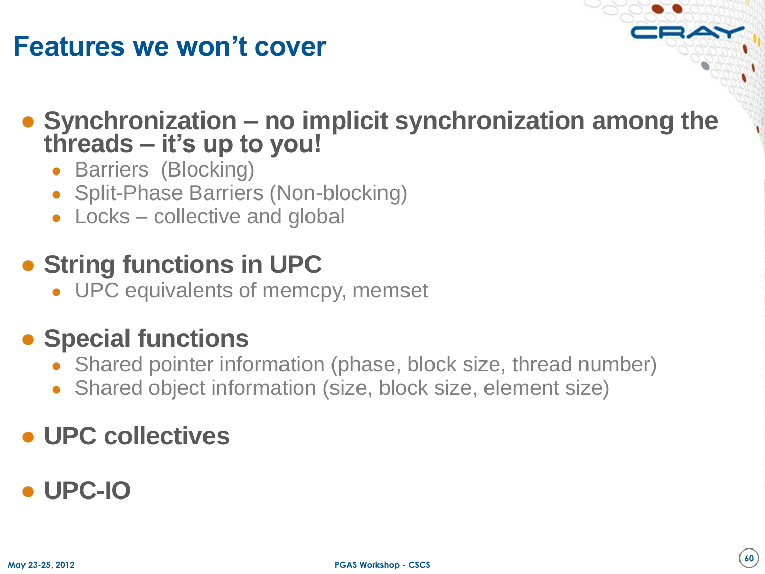# Features we won't cover

- **Synchronization – no implicit synchronization among the threads – it's up to you!**
  - Barriers (Blocking)
  - Split-Phase Barriers (Non-blocking)
  - Locks – collective and global
- **String functions in UPC**
  - UPC equivalents of memcpy, memset
- **Special functions**
  - Shared pointer information (phase, block size, thread number)
  - Shared object information (size, block size, element size)
- **UPC collectives**
- **UPC-IO**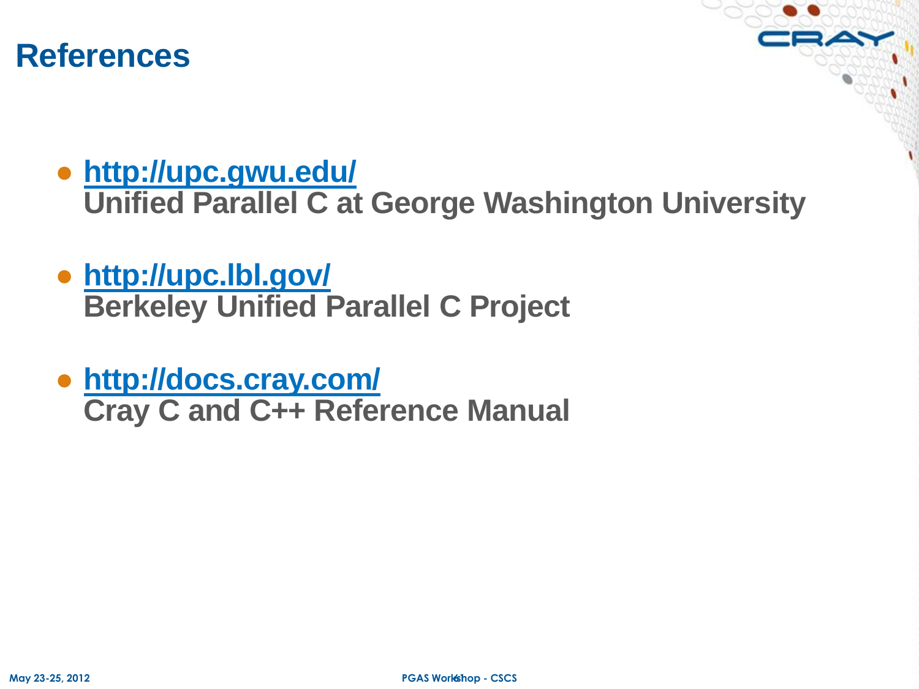# References

- **http://upc.gwu.edu/**
  **Unified Parallel C at George Washington University**

- **http://upc.lbl.gov/**
  **Berkeley Unified Parallel C Project**

- **http://docs.cray.com/**
  **Cray C and C++ Reference Manual**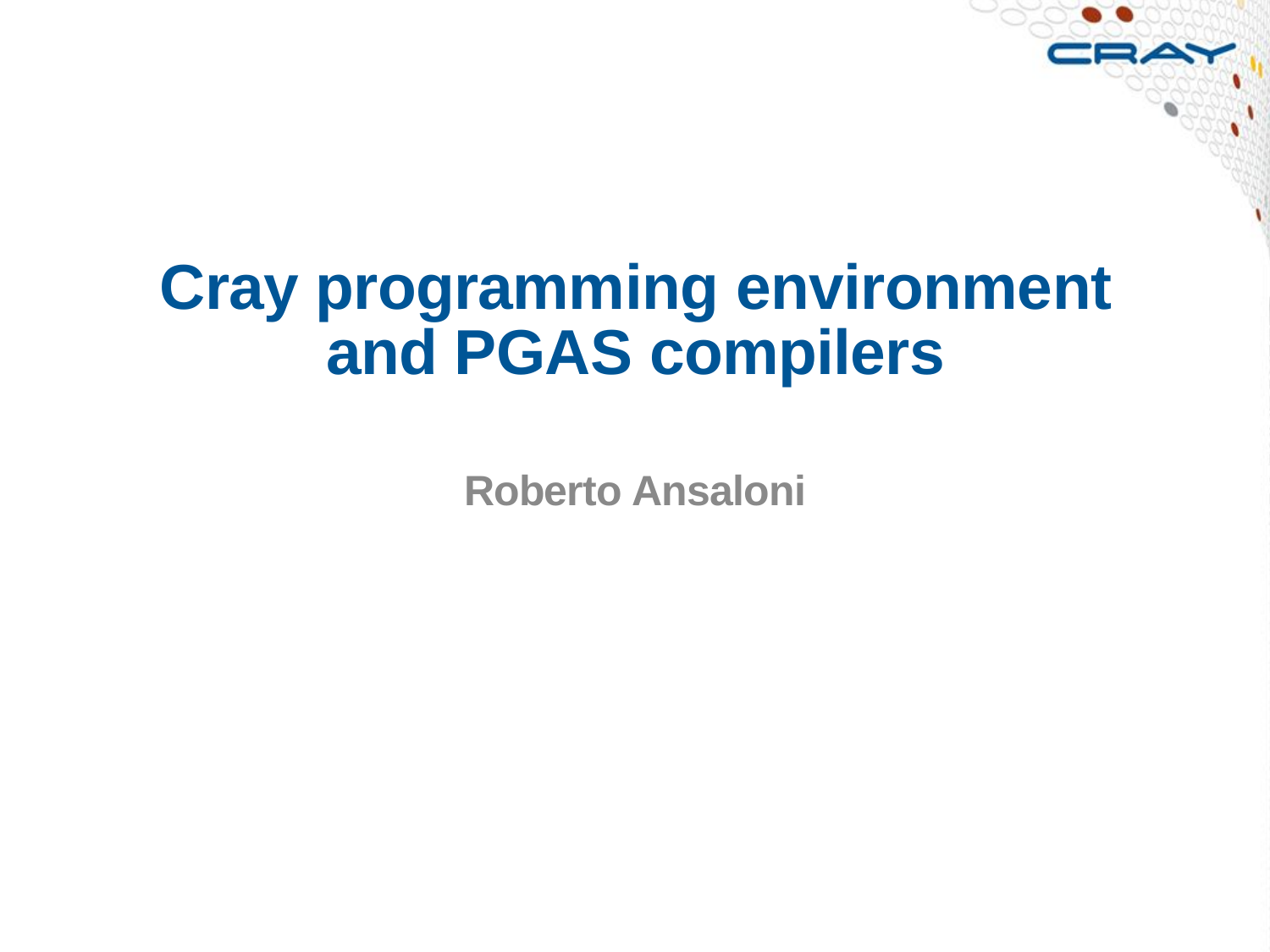# Cray programming environment and PGAS compilers

**Roberto Ansaloni**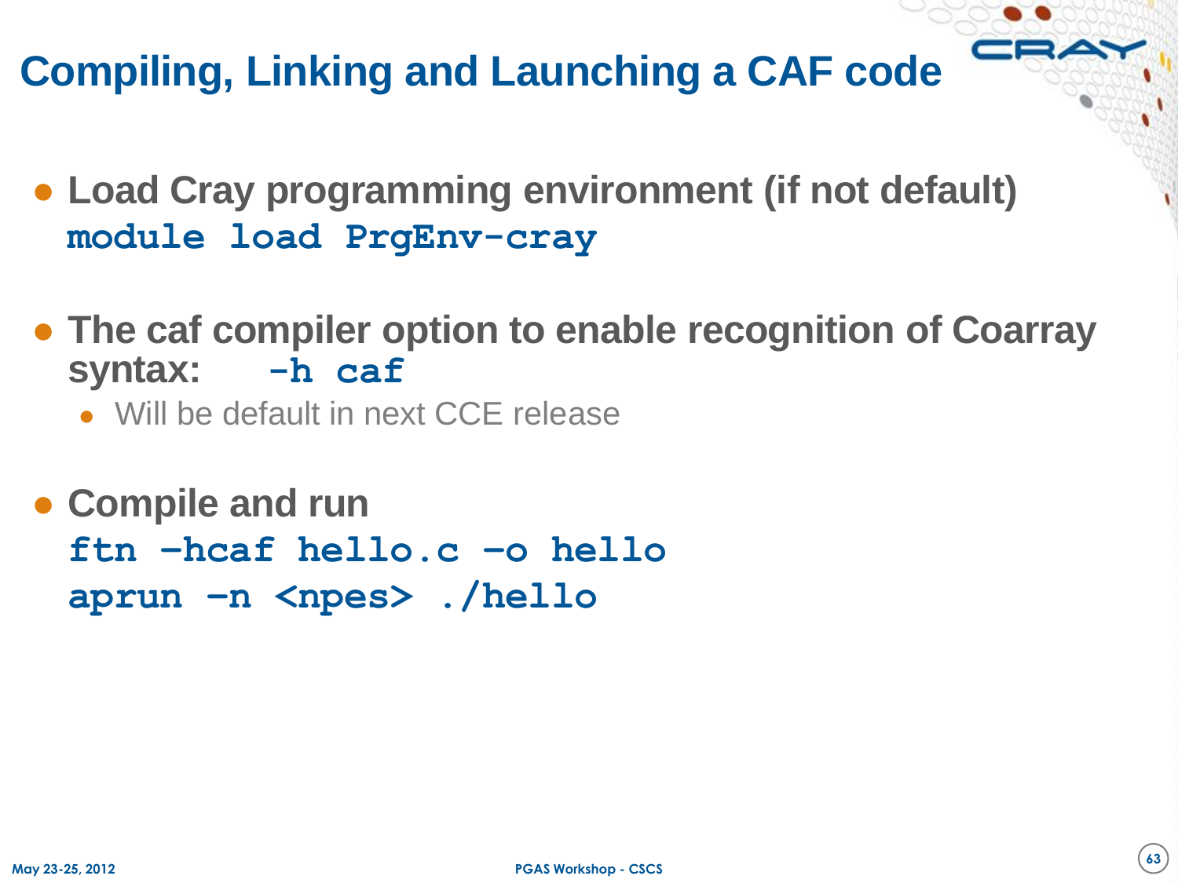# Compiling, Linking and Launching a CAF code

- **Load Cray programming environment (if not default)**

```
module load PrgEnv-cray
```

- **The caf compiler option to enable recognition of Coarray syntax:** `-h caf`
  - Will be default in next CCE release

- **Compile and run**

```
ftn -hcaf hello.c -o hello
aprun -n <npes> ./hello
```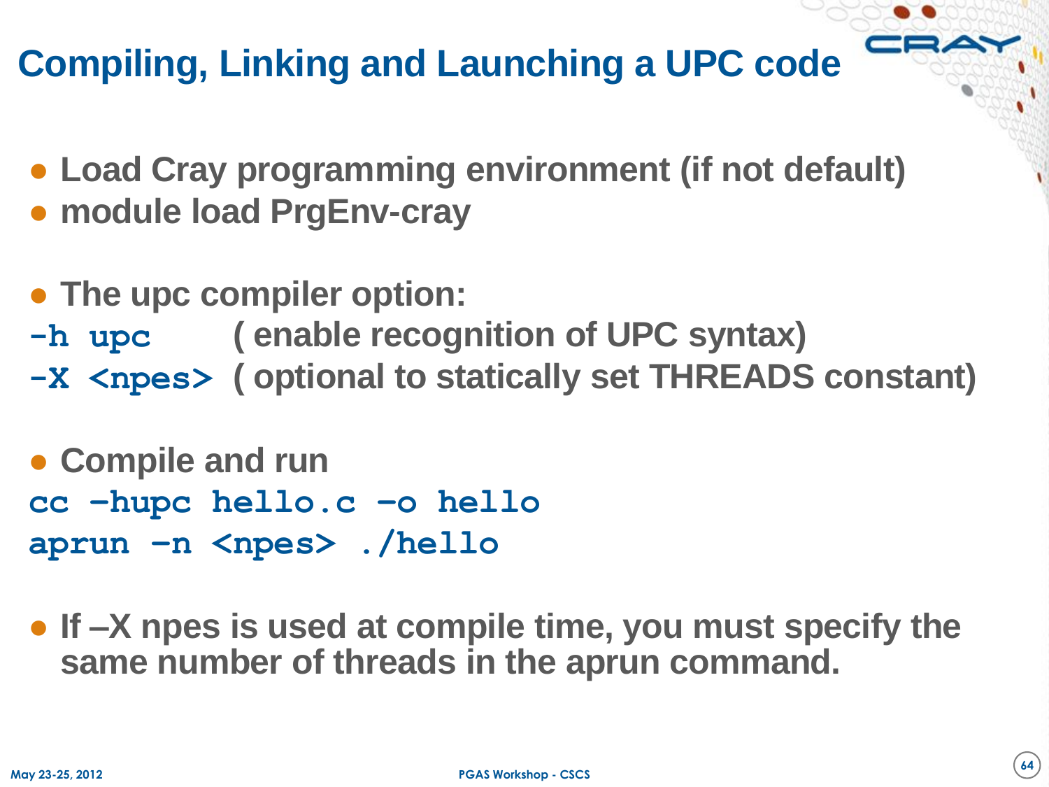# Compiling, Linking and Launching a UPC code

- Load Cray programming environment (if not default)
- module load PrgEnv-cray

- The upc compiler option:

`-h upc`     ( enable recognition of UPC syntax)
`-X <npes>` ( optional to statically set THREADS constant)

- Compile and run

```
cc –hupc hello.c –o hello
aprun –n <npes> ./hello
```

- If –X npes is used at compile time, you must specify the same number of threads in the aprun command.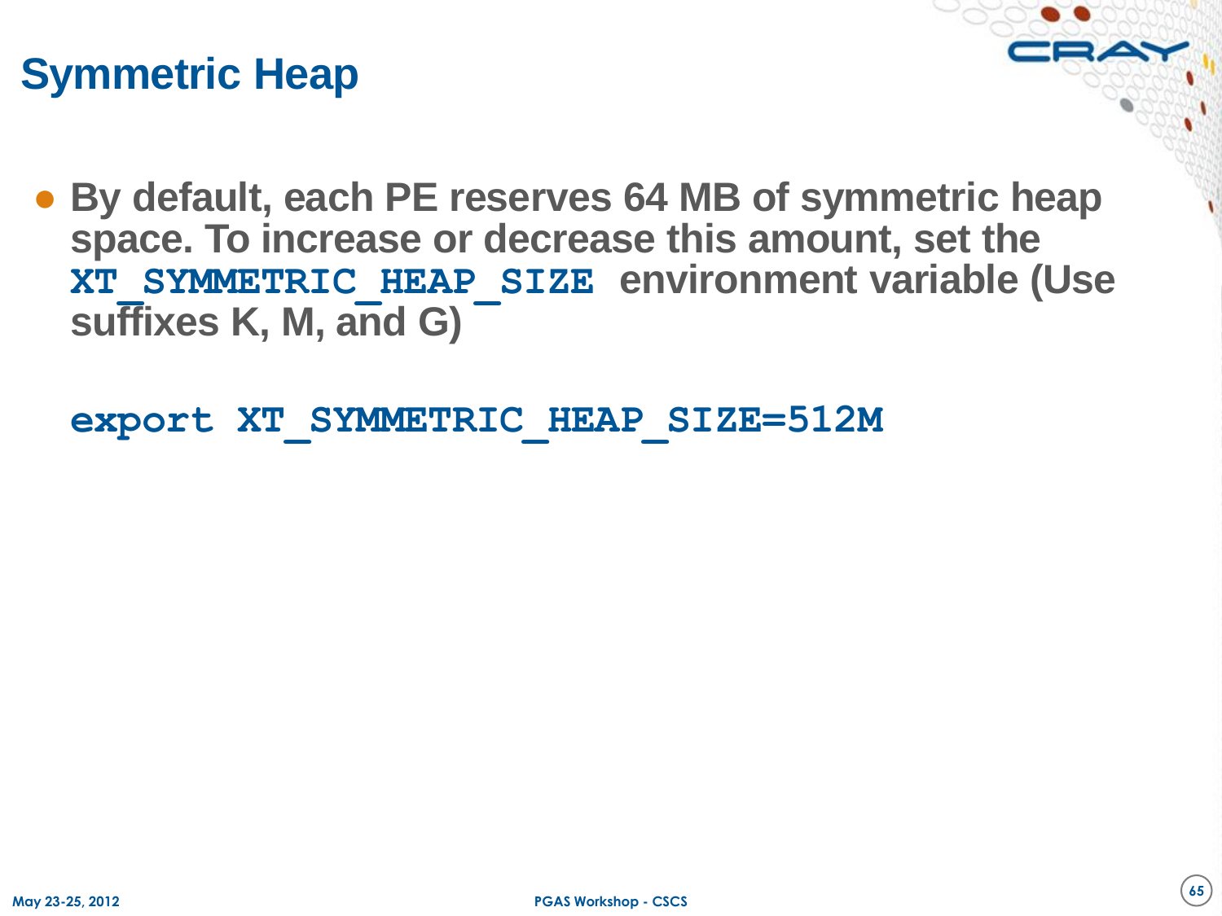# Symmetric Heap

- By default, each PE reserves 64 MB of symmetric heap space. To increase or decrease this amount, set the `XT_SYMMETRIC_HEAP_SIZE` environment variable (Use suffixes K, M, and G)

```
export XT_SYMMETRIC_HEAP_SIZE=512M
```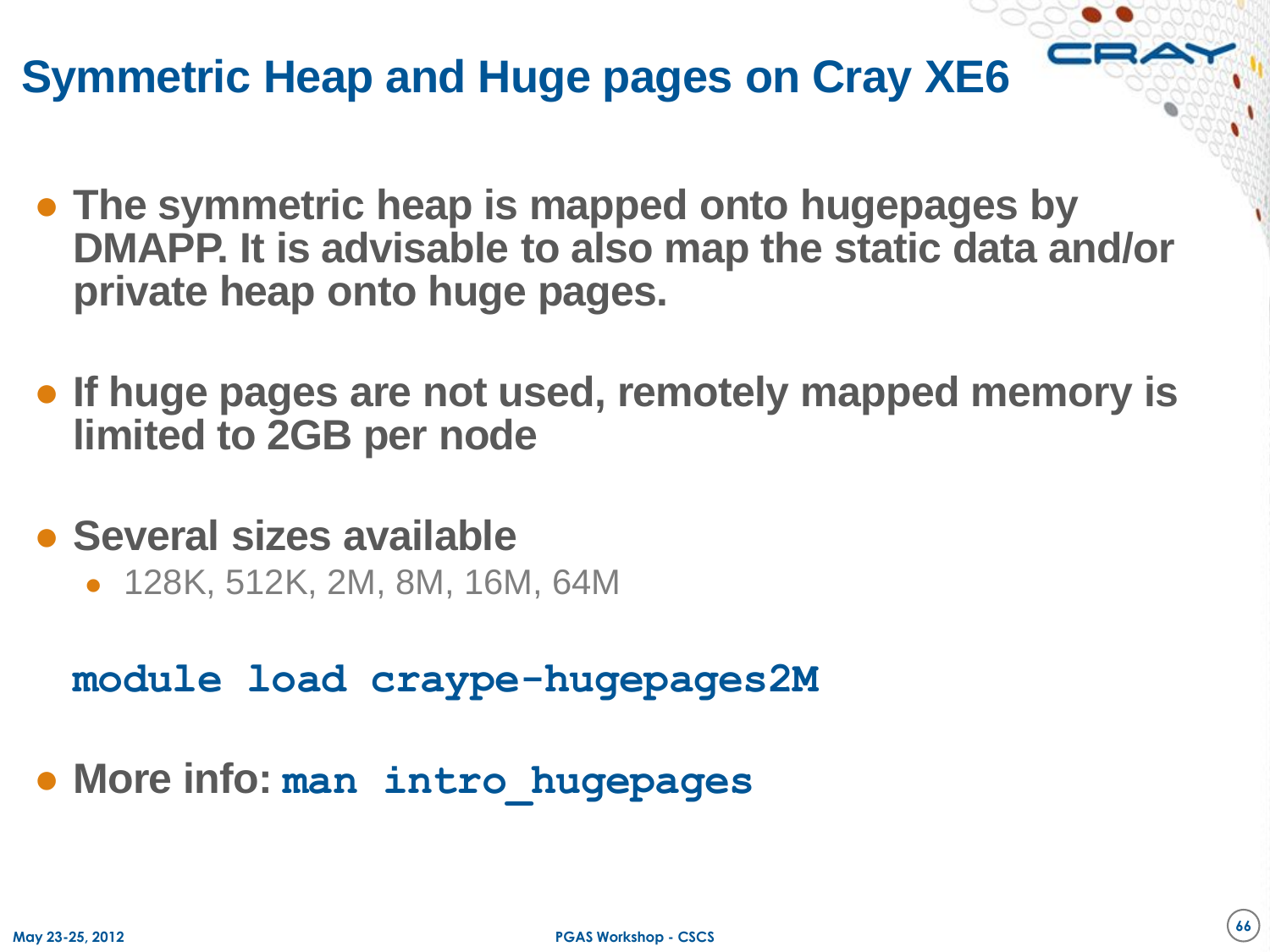# Symmetric Heap and Huge pages on Cray XE6

- **The symmetric heap is mapped onto hugepages by DMAPP. It is advisable to also map the static data and/or private heap onto huge pages.**

- **If huge pages are not used, remotely mapped memory is limited to 2GB per node**

- **Several sizes available**
  - 128K, 512K, 2M, 8M, 16M, 64M

```
module load craype-hugepages2M
```

- **More info:** `man intro_hugepages`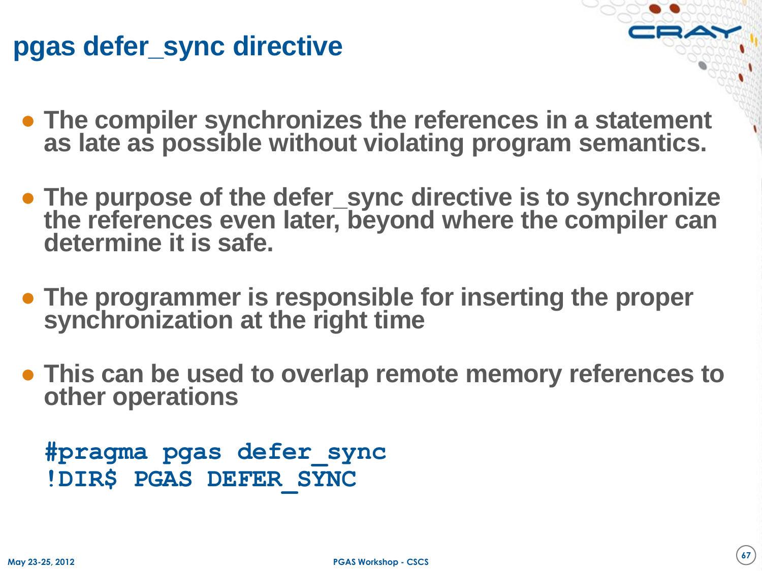# pgas defer_sync directive

- The compiler synchronizes the references in a statement as late as possible without violating program semantics.
- The purpose of the defer_sync directive is to synchronize the references even later, beyond where the compiler can determine it is safe.
- The programmer is responsible for inserting the proper synchronization at the right time
- This can be used to overlap remote memory references to other operations

```
#pragma pgas defer_sync
!DIR$ PGAS DEFER_SYNC
```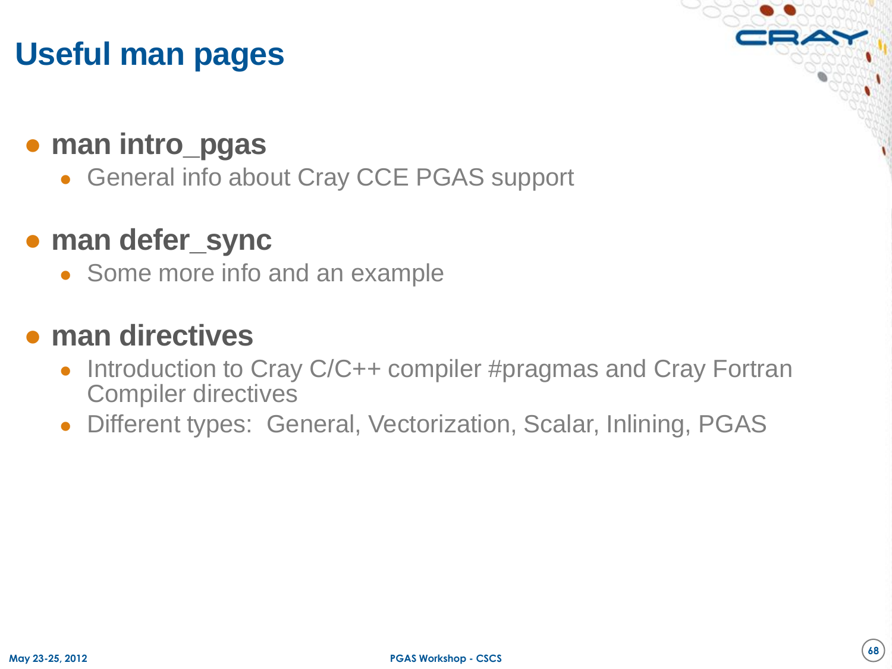# Useful man pages

- **man intro_pgas**
  - General info about Cray CCE PGAS support
- **man defer_sync**
  - Some more info and an example
- **man directives**
  - Introduction to Cray C/C++ compiler #pragmas and Cray Fortran Compiler directives
  - Different types:  General, Vectorization, Scalar, Inlining, PGAS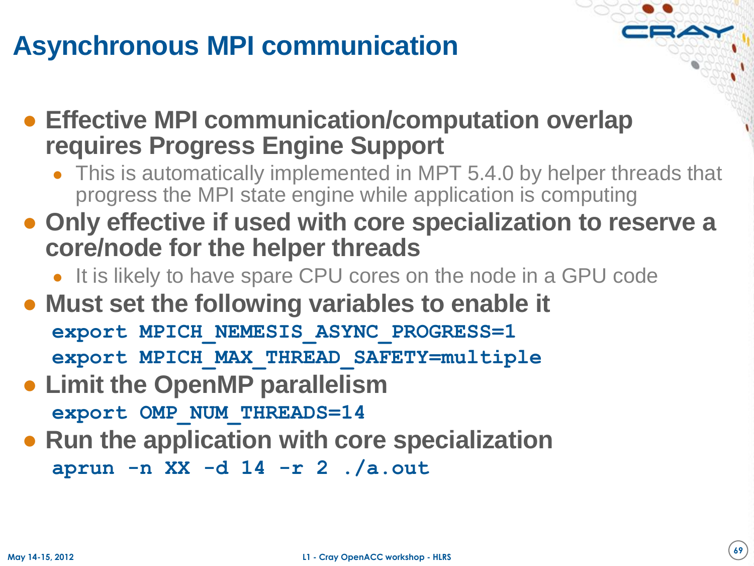# Asynchronous MPI communication

- **Effective MPI communication/computation overlap requires Progress Engine Support**
  - This is automatically implemented in MPT 5.4.0 by helper threads that progress the MPI state engine while application is computing
- **Only effective if used with core specialization to reserve a core/node for the helper threads**
  - It is likely to have spare CPU cores on the node in a GPU code
- **Must set the following variables to enable it**

```
export MPICH_NEMESIS_ASYNC_PROGRESS=1
export MPICH_MAX_THREAD_SAFETY=multiple
```

- **Limit the OpenMP parallelism**

```
export OMP_NUM_THREADS=14
```

- **Run the application with core specialization**

```
aprun -n XX -d 14 -r 2 ./a.out
```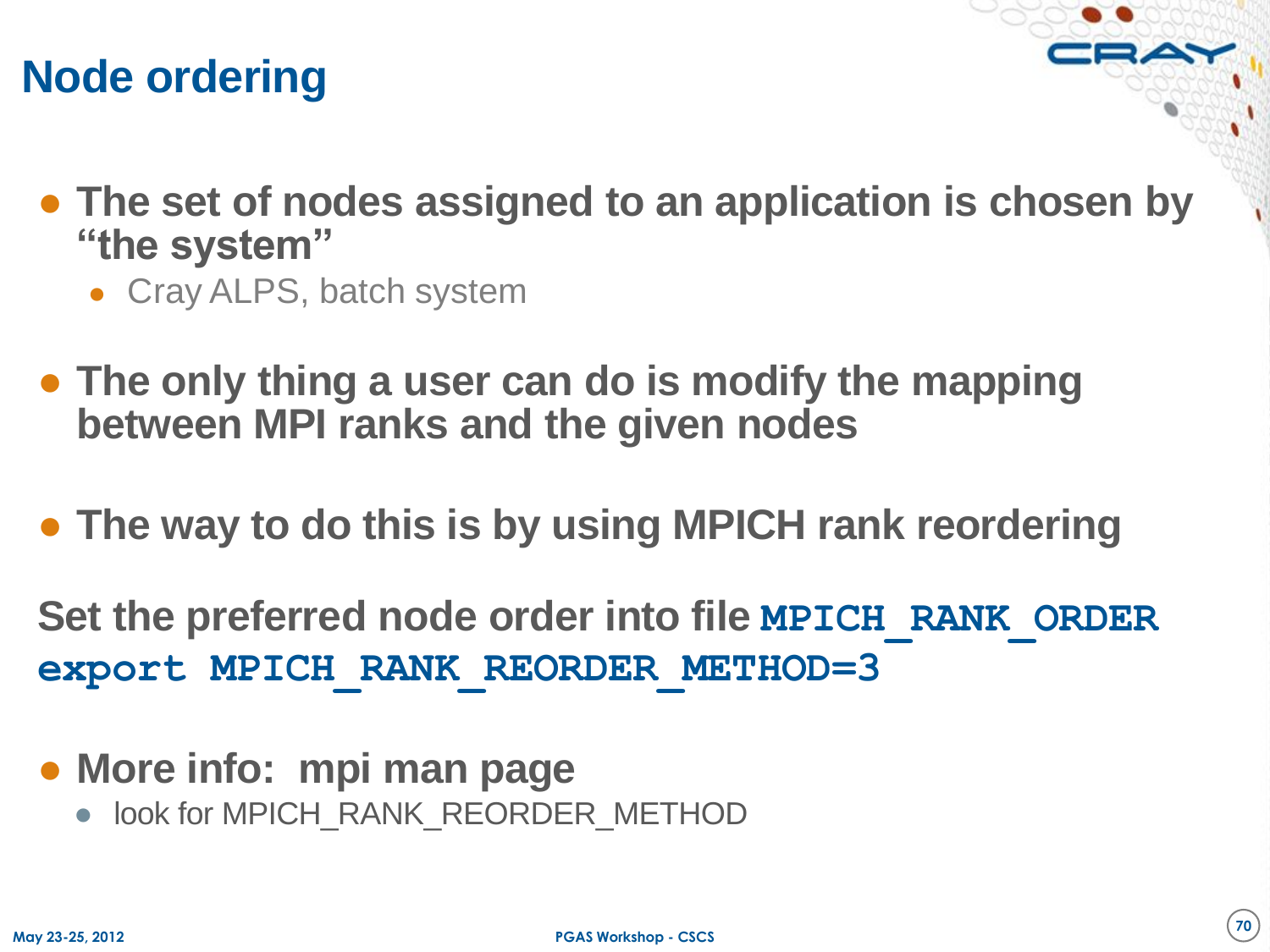# Node ordering

- **The set of nodes assigned to an application is chosen by "the system"**
  - Cray ALPS, batch system

- **The only thing a user can do is modify the mapping between MPI ranks and the given nodes**

- **The way to do this is by using MPICH rank reordering**

**Set the preferred node order into file `MPICH_RANK_ORDER`**

```
export MPICH_RANK_REORDER_METHOD=3
```

- **More info: mpi man page**
  - look for MPICH_RANK_REORDER_METHOD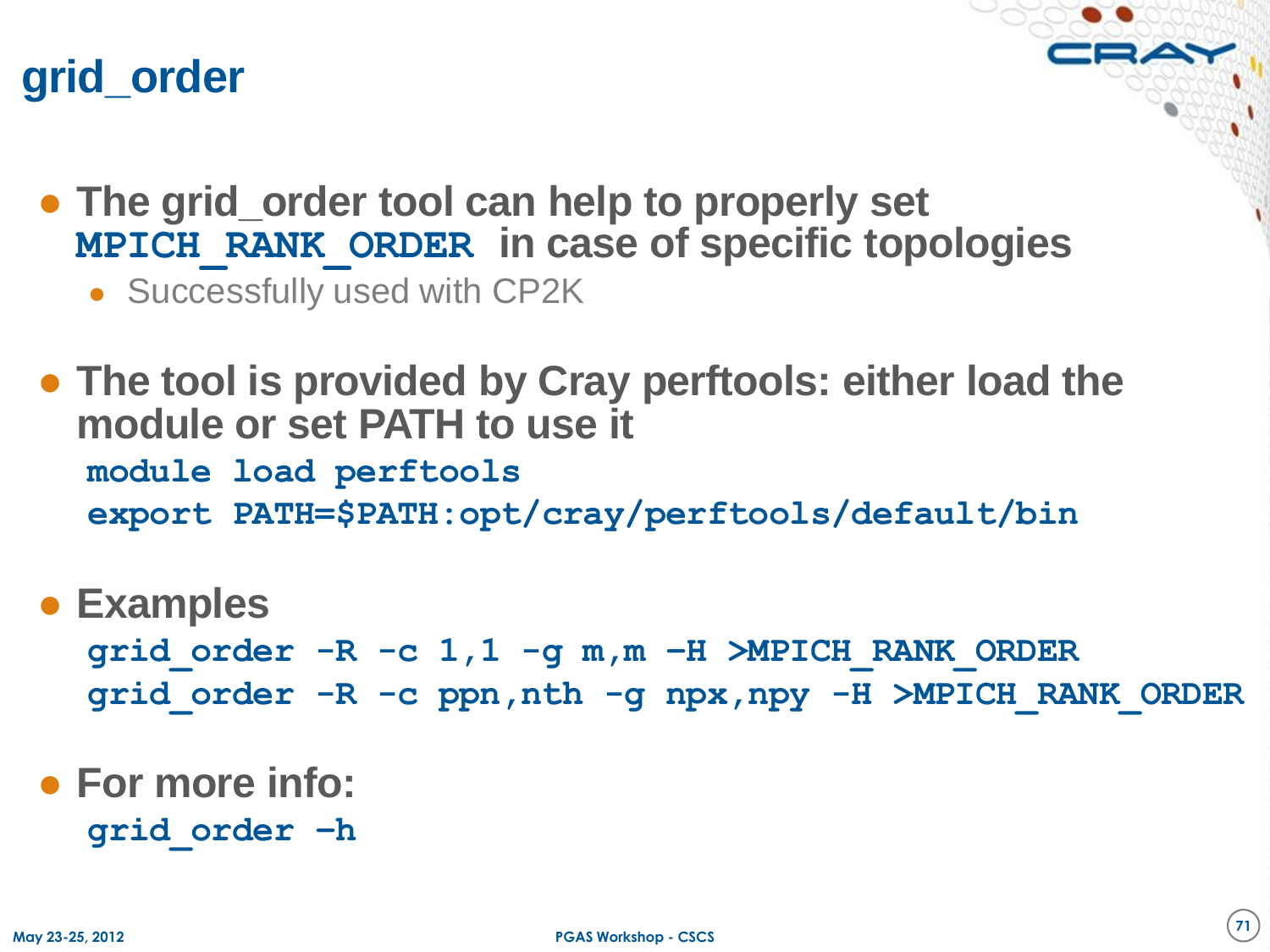# grid_order

- The grid_order tool can help to properly set `MPICH_RANK_ORDER` in case of specific topologies
  - Successfully used with CP2K

- The tool is provided by Cray perftools: either load the module or set PATH to use it

```
module load perftools
export PATH=$PATH:opt/cray/perftools/default/bin
```

- Examples

```
grid_order -R -c 1,1 -g m,m –H >MPICH_RANK_ORDER
grid_order -R -c ppn,nth -g npx,npy -H >MPICH_RANK_ORDER
```

- For more info:

```
grid_order –h
```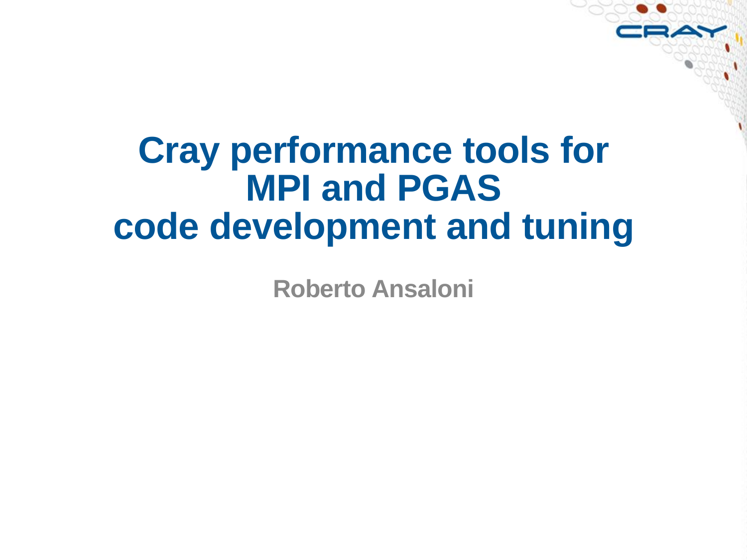# Cray performance tools for MPI and PGAS code development and tuning

Roberto Ansaloni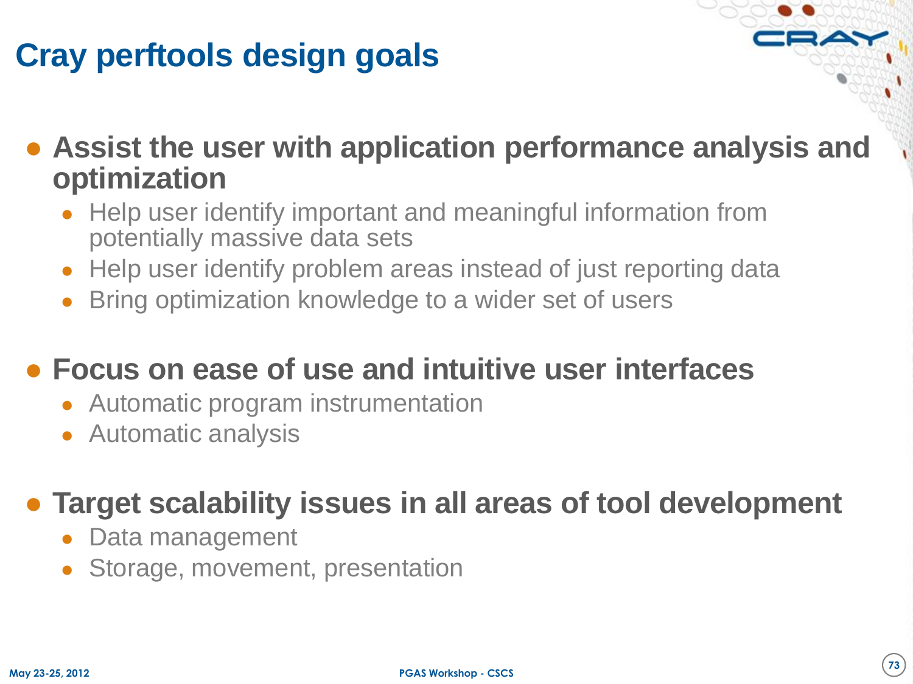# Cray perftools design goals

- **Assist the user with application performance analysis and optimization**
  - Help user identify important and meaningful information from potentially massive data sets
  - Help user identify problem areas instead of just reporting data
  - Bring optimization knowledge to a wider set of users

- **Focus on ease of use and intuitive user interfaces**
  - Automatic program instrumentation
  - Automatic analysis

- **Target scalability issues in all areas of tool development**
  - Data management
  - Storage, movement, presentation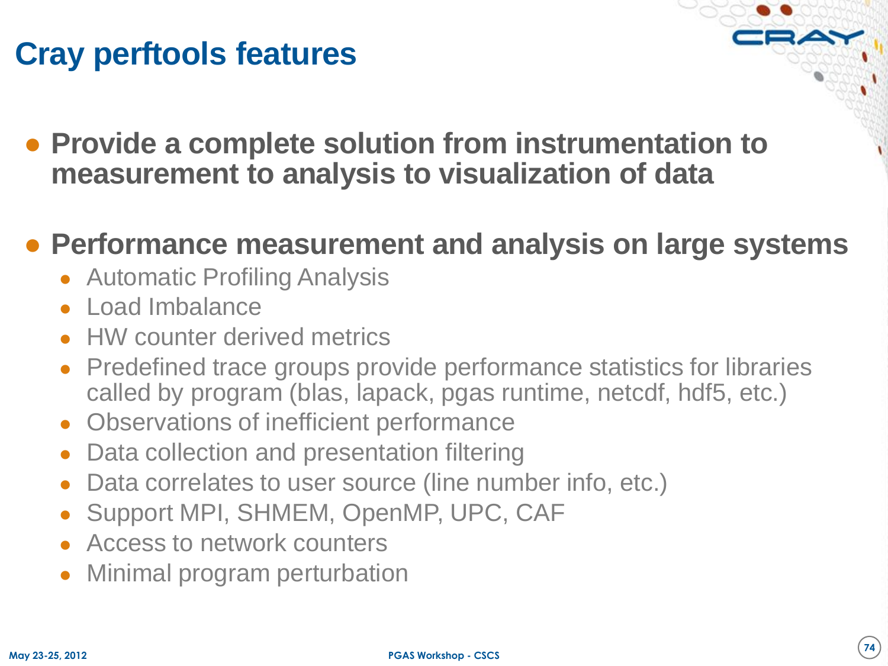# Cray perftools features

- **Provide a complete solution from instrumentation to measurement to analysis to visualization of data**
- **Performance measurement and analysis on large systems**
  - Automatic Profiling Analysis
  - Load Imbalance
  - HW counter derived metrics
  - Predefined trace groups provide performance statistics for libraries called by program (blas, lapack, pgas runtime, netcdf, hdf5, etc.)
  - Observations of inefficient performance
  - Data collection and presentation filtering
  - Data correlates to user source (line number info, etc.)
  - Support MPI, SHMEM, OpenMP, UPC, CAF
  - Access to network counters
  - Minimal program perturbation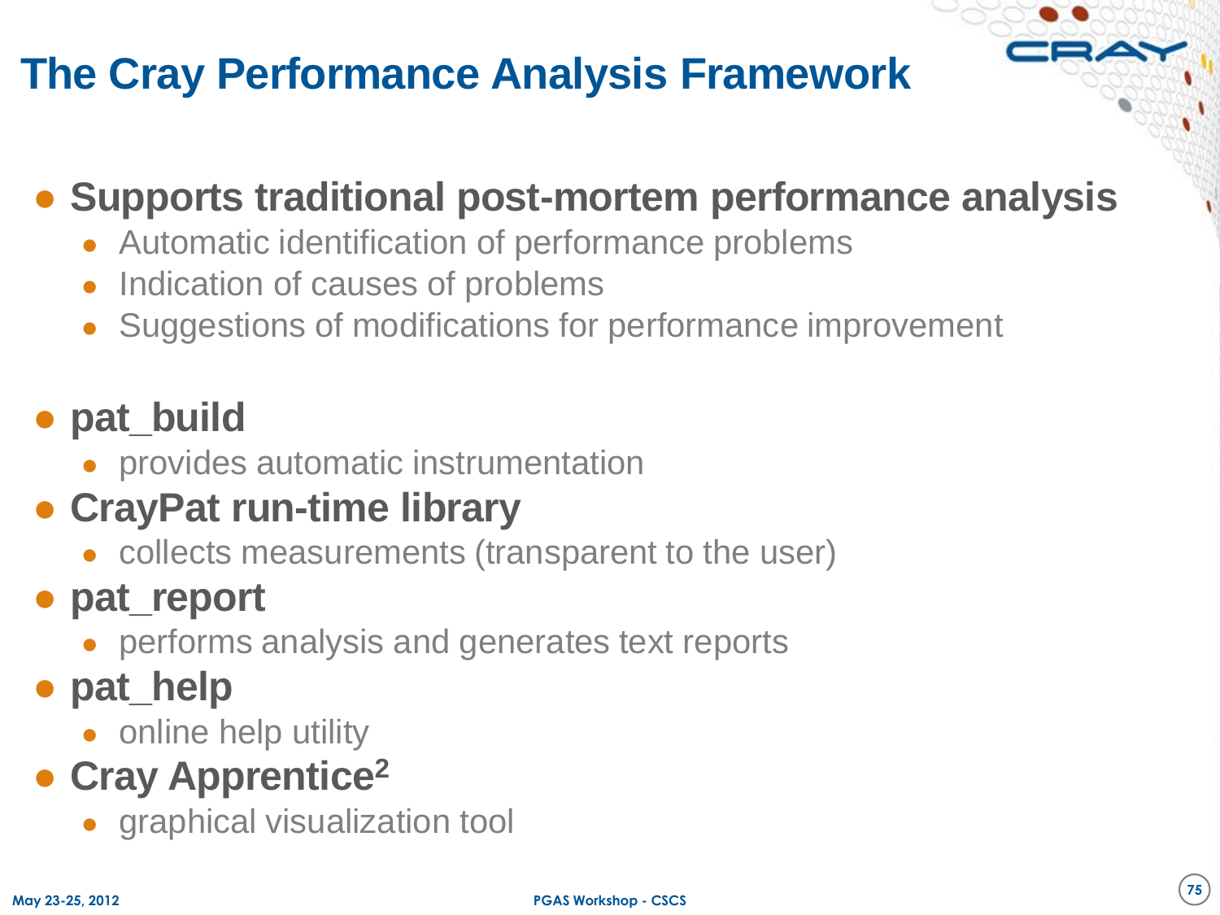# The Cray Performance Analysis Framework

- **Supports traditional post-mortem performance analysis**
  - Automatic identification of performance problems
  - Indication of causes of problems
  - Suggestions of modifications for performance improvement

- **pat_build**
  - provides automatic instrumentation
- **CrayPat run-time library**
  - collects measurements (transparent to the user)
- **pat_report**
  - performs analysis and generates text reports
- **pat_help**
  - online help utility
- **Cray Apprentice²**
  - graphical visualization tool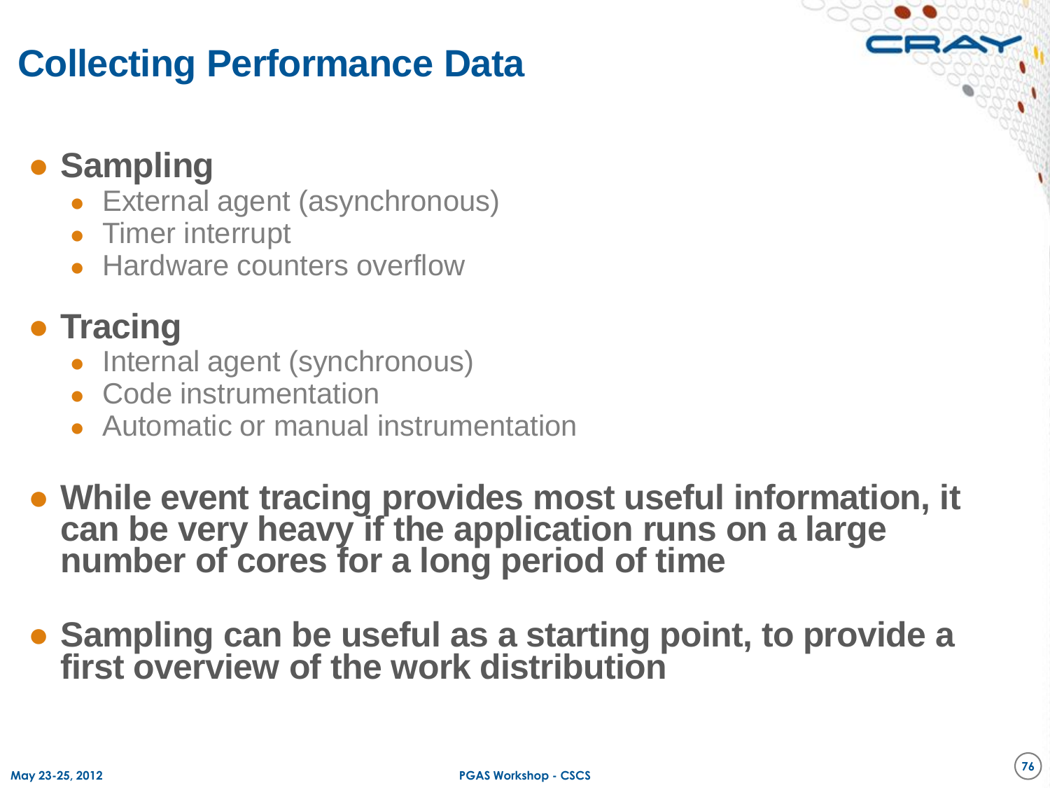# Collecting Performance Data

- **Sampling**
  - External agent (asynchronous)
  - Timer interrupt
  - Hardware counters overflow

- **Tracing**
  - Internal agent (synchronous)
  - Code instrumentation
  - Automatic or manual instrumentation

- **While event tracing provides most useful information, it can be very heavy if the application runs on a large number of cores for a long period of time**

- **Sampling can be useful as a starting point, to provide a first overview of the work distribution**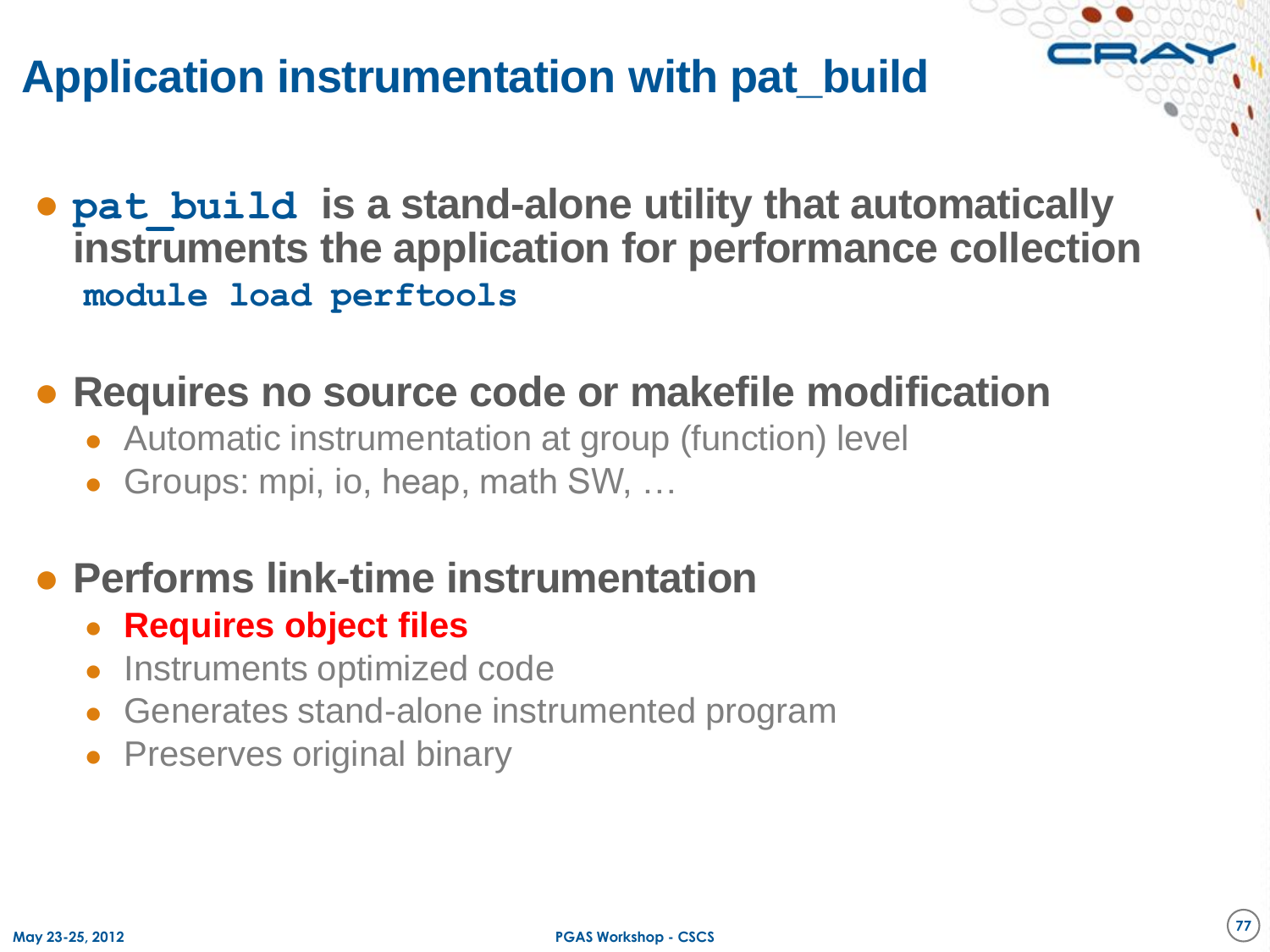# Application instrumentation with pat_build

- `pat_build` is a stand-alone utility that automatically instruments the application for performance collection
  `module load perftools`

- **Requires no source code or makefile modification**
  - Automatic instrumentation at group (function) level
  - Groups: mpi, io, heap, math SW, …

- **Performs link-time instrumentation**
  - **Requires object files**
  - Instruments optimized code
  - Generates stand-alone instrumented program
  - Preserves original binary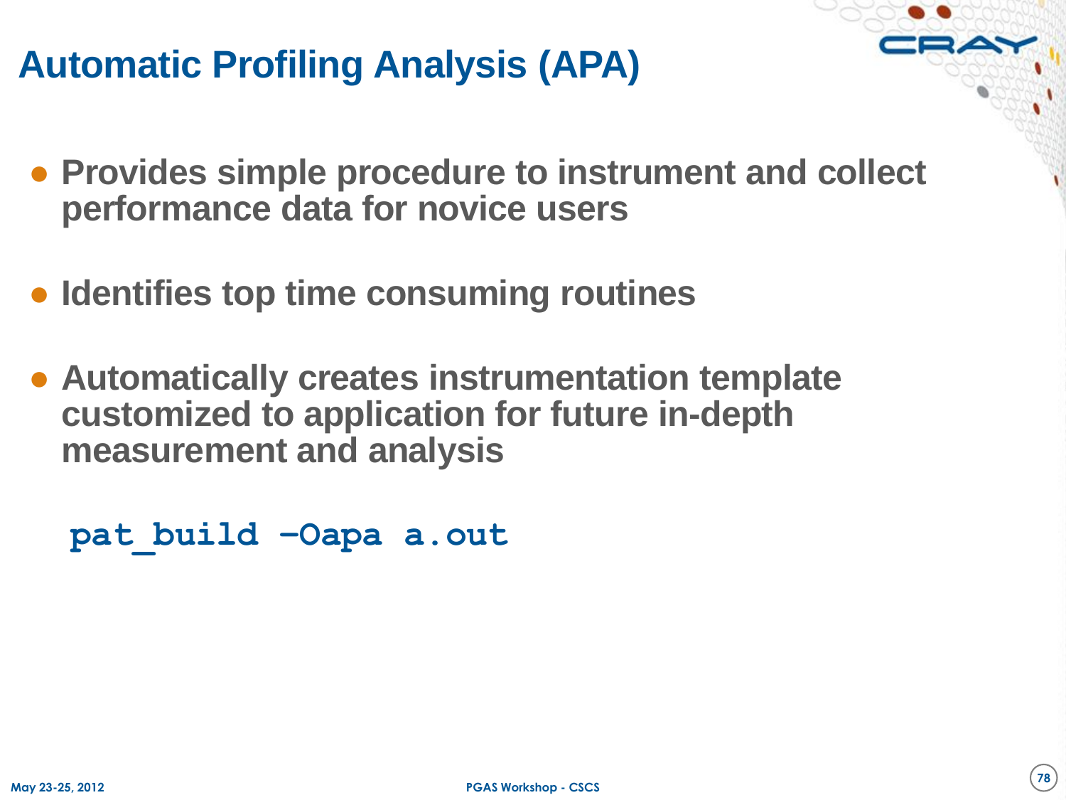# Automatic Profiling Analysis (APA)

- Provides simple procedure to instrument and collect performance data for novice users

- Identifies top time consuming routines

- Automatically creates instrumentation template customized to application for future in-depth measurement and analysis

```
pat_build –Oapa a.out
```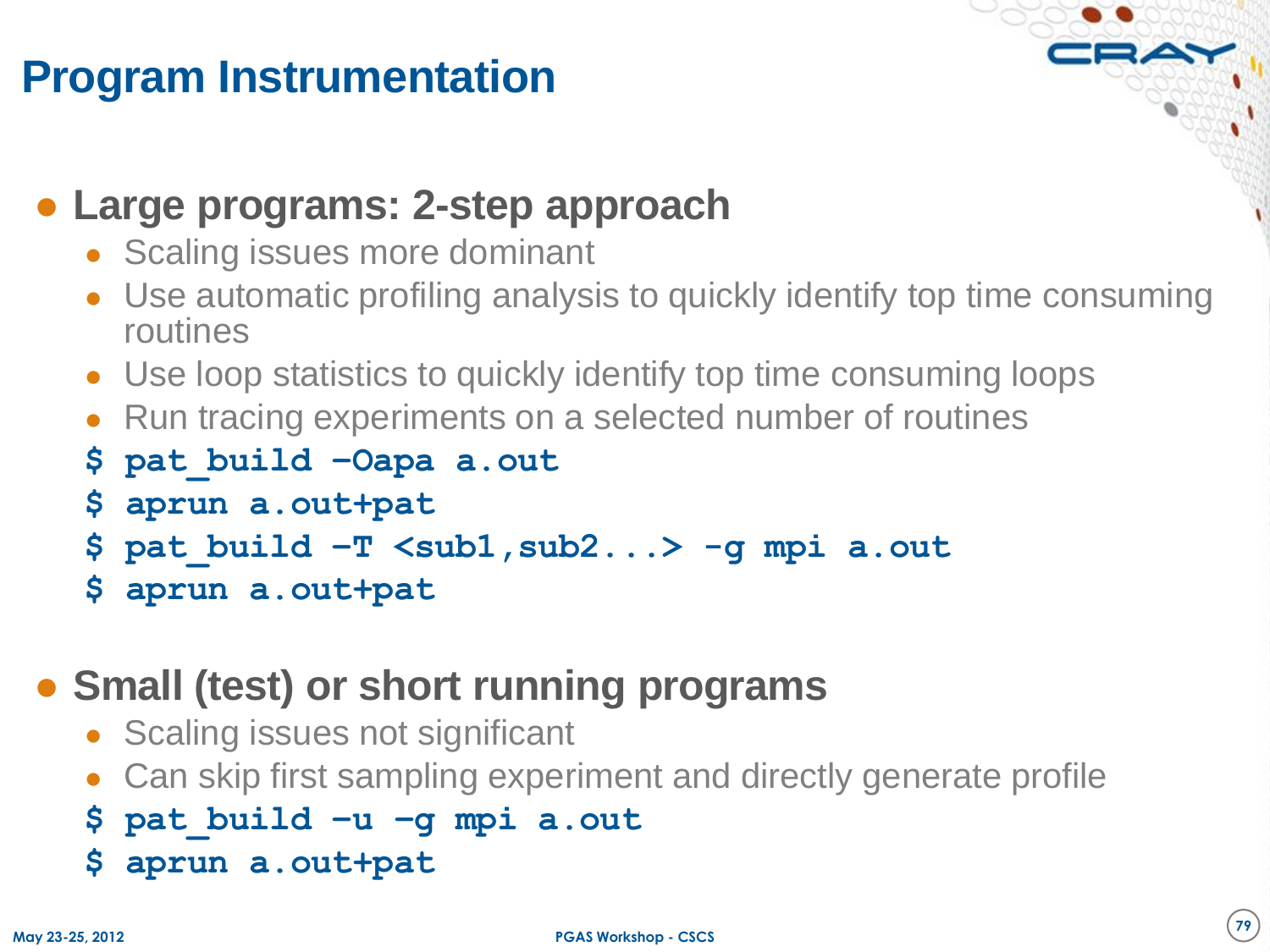# Program Instrumentation

- **Large programs: 2-step approach**
  - Scaling issues more dominant
  - Use automatic profiling analysis to quickly identify top time consuming routines
  - Use loop statistics to quickly identify top time consuming loops
  - Run tracing experiments on a selected number of routines

```
$ pat_build –Oapa a.out
$ aprun a.out+pat
$ pat_build –T <sub1,sub2...> -g mpi a.out
$ aprun a.out+pat
```

- **Small (test) or short running programs**
  - Scaling issues not significant
  - Can skip first sampling experiment and directly generate profile

```
$ pat_build –u –g mpi a.out
$ aprun a.out+pat
```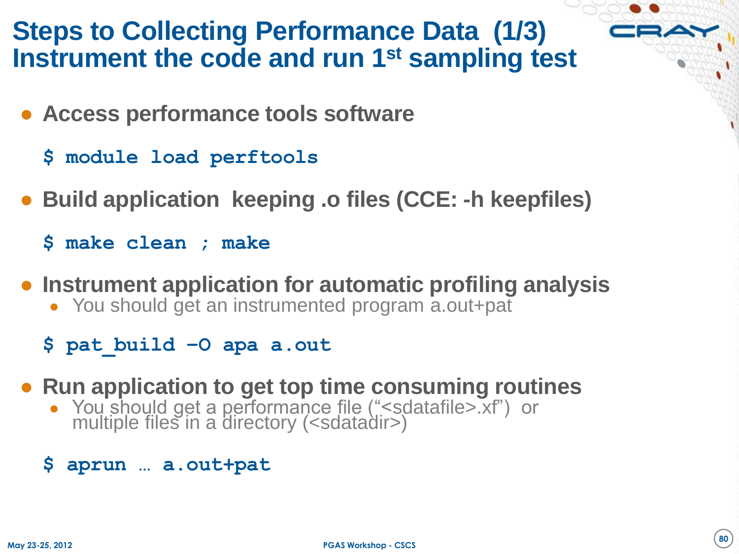# Steps to Collecting Performance Data (1/3) Instrument the code and run 1st sampling test

- **Access performance tools software**

```
$ module load perftools
```

- **Build application keeping .o files (CCE: -h keepfiles)**

```
$ make clean ; make
```

- **Instrument application for automatic profiling analysis**
  - You should get an instrumented program a.out+pat

```
$ pat_build –O apa a.out
```

- **Run application to get top time consuming routines**
  - You should get a performance file ("<sdatafile>.xf") or multiple files in a directory (<sdatadir>)

```
$ aprun … a.out+pat
```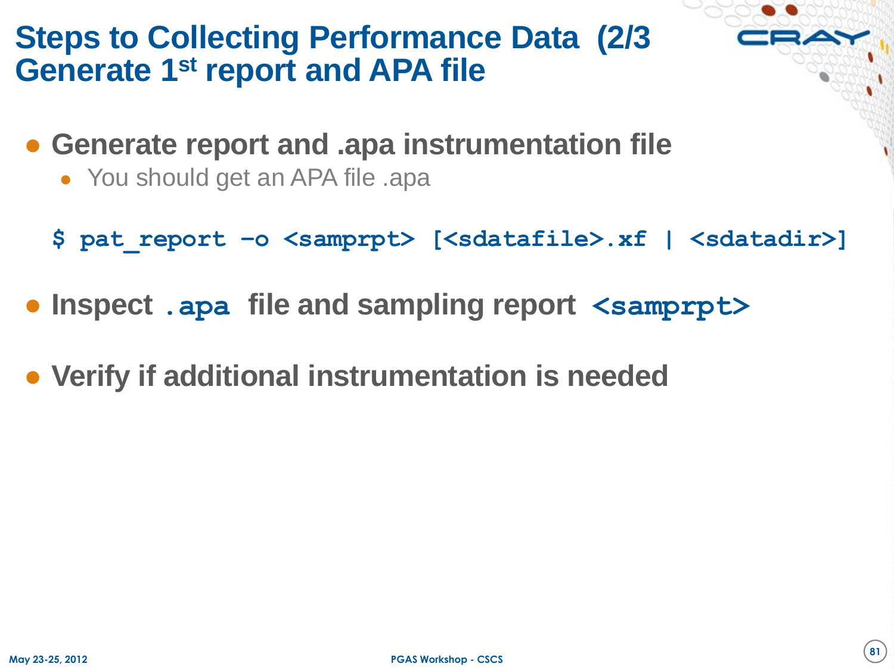# Steps to Collecting Performance Data (2/3 Generate 1st report and APA file

- **Generate report and .apa instrumentation file**
  - You should get an APA file .apa

```
$ pat_report –o <samprpt> [<sdatafile>.xf | <sdatadir>]
```

- **Inspect `.apa` file and sampling report `<samprpt>`**

- **Verify if additional instrumentation is needed**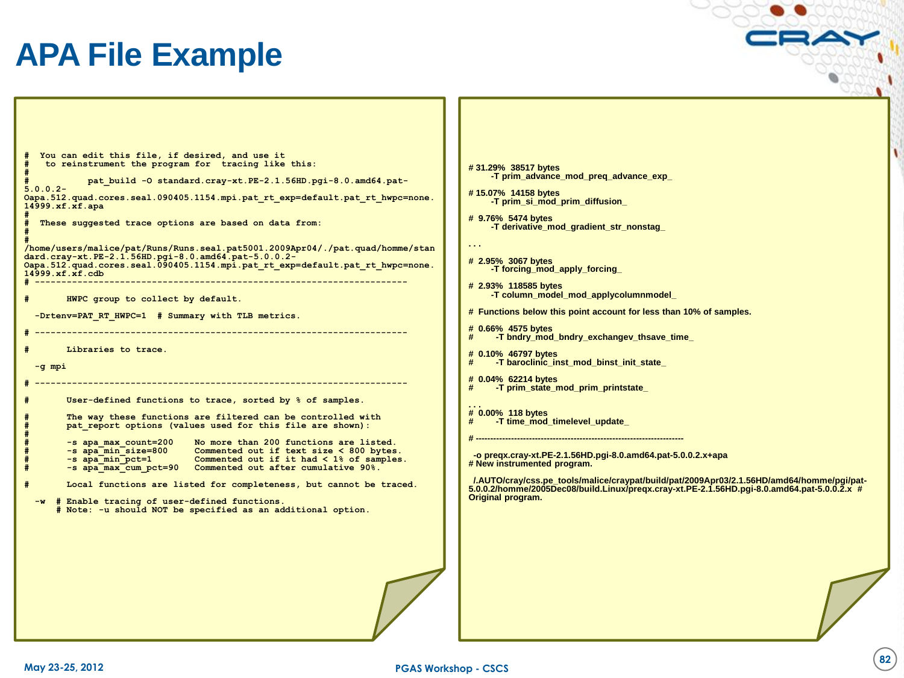# APA File Example

```
#  You can edit this file, if desired, and use it
#   to reinstrument the program for  tracing like this:
#
#          pat_build -O standard.cray-xt.PE-2.1.56HD.pgi-8.0.amd64.pat-
5.0.0.2-
0apa.512.quad.cores.seal.090405.1154.mpi.pat_rt_exp=default.pat_rt_hwpc=none.
14999.xf.xf.apa
#
#  These suggested trace options are based on data from:
#
#
/home/users/malice/pat/Runs/Runs.seal.pat5001.2009Apr04/./pat.quad/homme/stan
dard.cray-xt.PE-2.1.56HD.pgi-8.0.amd64.pat-5.0.0.2-
0apa.512.quad.cores.seal.090405.1154.mpi.pat_rt_exp=default.pat_rt_hwpc=none.
14999.xf.xf.cdb
# ----------------------------------------------------------------------

#       HWPC group to collect by default.

  -Drtenv=PAT_RT_HWPC=1  # Summary with TLB metrics.

# ----------------------------------------------------------------------

#       Libraries to trace.

  -g mpi

# ----------------------------------------------------------------------

#       User-defined functions to trace, sorted by % of samples.

#       The way these functions are filtered can be controlled with
#       pat_report options (values used for this file are shown):
#
#       -s apa_max_count=200    No more than 200 functions are listed.
#       -s apa_min_size=800     Commented out if text size < 800 bytes.
#       -s apa_min_pct=1        Commented out if it had < 1% of samples.
#       -s apa_max_cum_pct=90   Commented out after cumulative 90%.

#       Local functions are listed for completeness, but cannot be traced.

  -w  # Enable tracing of user-defined functions.
      # Note: -u should NOT be specified as an additional option.
```

```
# 31.29%  38517 bytes
        -T prim_advance_mod_preq_advance_exp_

# 15.07%  14158 bytes
        -T prim_si_mod_prim_diffusion_

#  9.76%  5474 bytes
        -T derivative_mod_gradient_str_nonstag_

. . .

#  2.95%  3067 bytes
        -T forcing_mod_apply_forcing_

#  2.93%  118585 bytes
        -T column_model_mod_applycolumnmodel_

# Functions below this point account for less than 10% of samples.

#  0.66%  4575 bytes
#        -T bndry_mod_bndry_exchangev_thsave_time_

#  0.10%  46797 bytes
#        -T baroclinic_inst_mod_binst_init_state_

#  0.04%  62214 bytes
#        -T prim_state_mod_prim_printstate_

. . .
#  0.00%  118 bytes
#        -T time_mod_timelevel_update_

# ----------------------------------------------------------------------

  -o preqx.cray-xt.PE-2.1.56HD.pgi-8.0.amd64.pat-5.0.0.2.x+apa
# New instrumented program.

  /.AUTO/cray/css.pe_tools/malice/craypat/build/pat/2009Apr03/2.1.56HD/amd64/homme/pgi/pat-
5.0.0.2/homme/2005Dec08/build.Linux/preqx.cray-xt.PE-2.1.56HD.pgi-8.0.amd64.pat-5.0.0.2.x  #
Original program.
```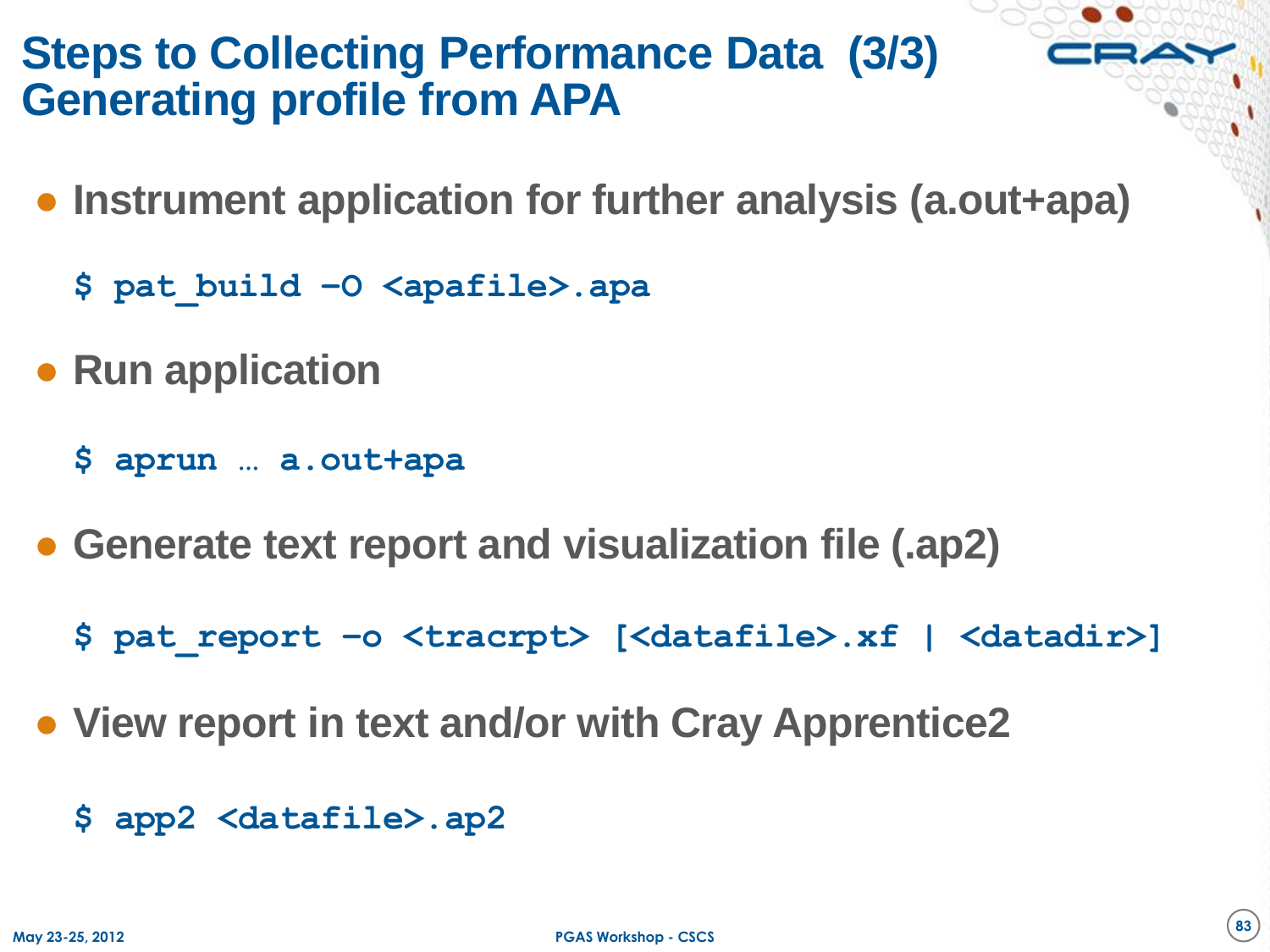# Steps to Collecting Performance Data (3/3) Generating profile from APA

- **Instrument application for further analysis (a.out+apa)**

```
$ pat_build –O <apafile>.apa
```

- **Run application**

```
$ aprun … a.out+apa
```

- **Generate text report and visualization file (.ap2)**

```
$ pat_report –o <tracrpt> [<datafile>.xf | <datadir>]
```

- **View report in text and/or with Cray Apprentice2**

```
$ app2 <datafile>.ap2
```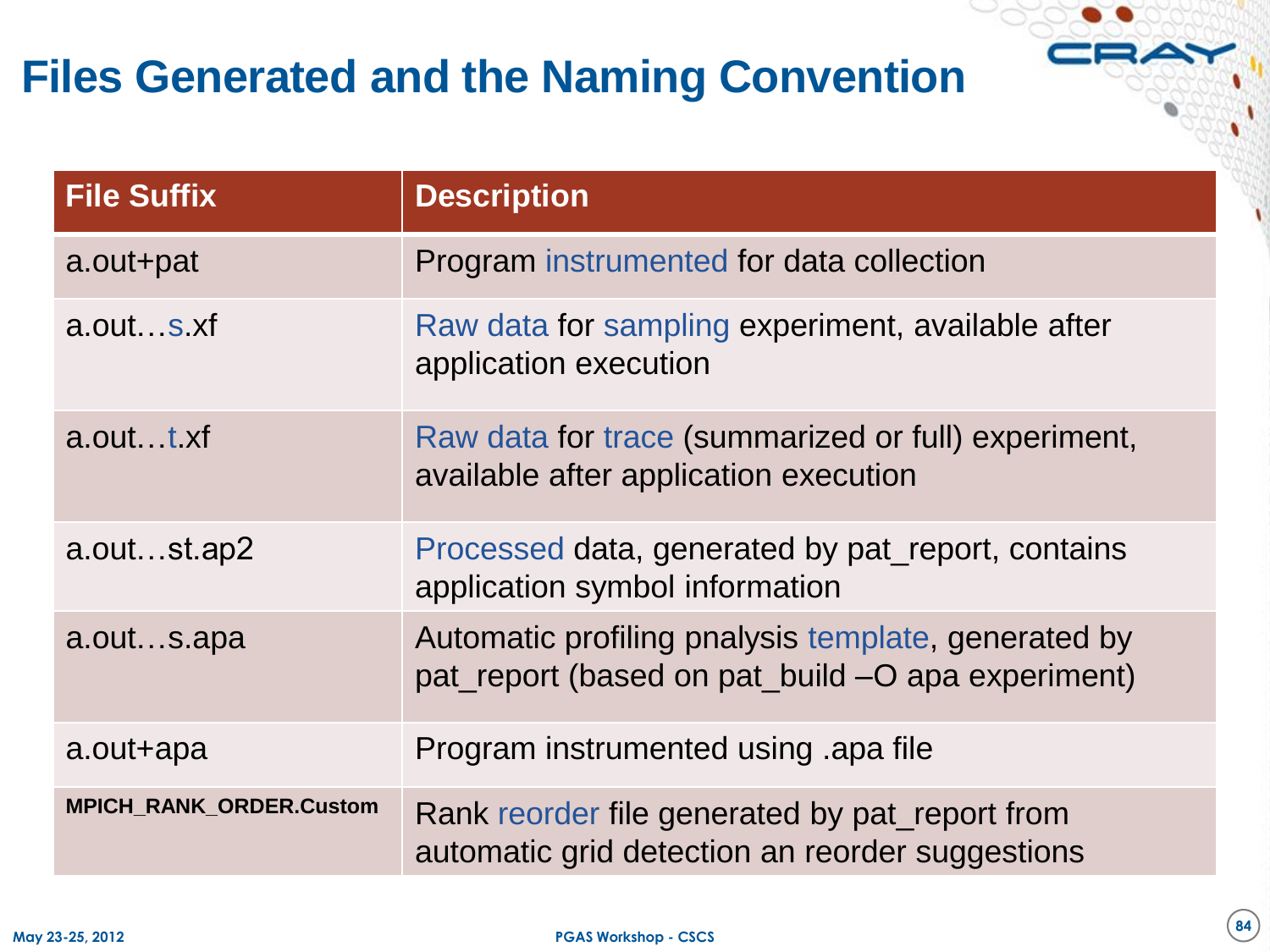# Files Generated and the Naming Convention

| File Suffix | Description |
| --- | --- |
| a.out+pat | Program instrumented for data collection |
| a.out…s.xf | Raw data for sampling experiment, available after application execution |
| a.out…t.xf | Raw data for trace (summarized or full) experiment, available after application execution |
| a.out…st.ap2 | Processed data, generated by pat_report, contains application symbol information |
| a.out…s.apa | Automatic profiling pnalysis template, generated by pat_report (based on pat_build –O apa experiment) |
| a.out+apa | Program instrumented using .apa file |
| **MPICH_RANK_ORDER.Custom** | Rank reorder file generated by pat_report from automatic grid detection an reorder suggestions |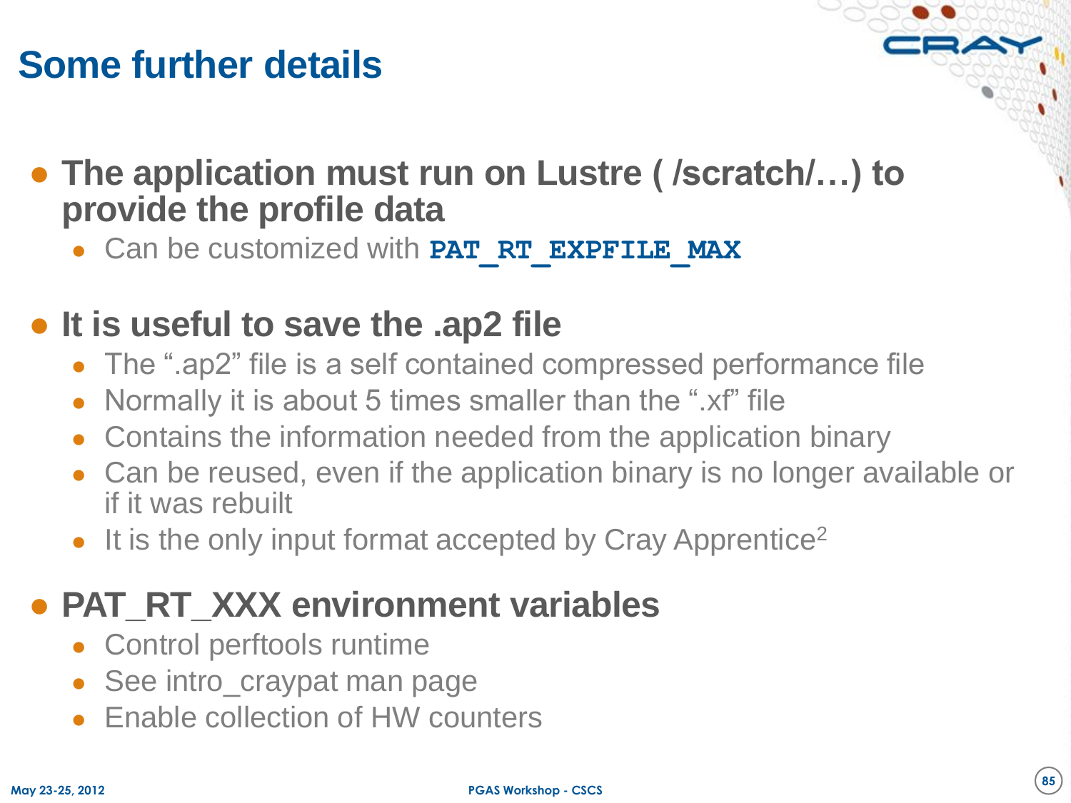# Some further details

- **The application must run on Lustre ( /scratch/…) to provide the profile data**
  - Can be customized with `PAT_RT_EXPFILE_MAX`
- **It is useful to save the .ap2 file**
  - The ".ap2" file is a self contained compressed performance file
  - Normally it is about 5 times smaller than the ".xf" file
  - Contains the information needed from the application binary
  - Can be reused, even if the application binary is no longer available or if it was rebuilt
  - It is the only input format accepted by Cray Apprentice$^2$
- **PAT_RT_XXX environment variables**
  - Control perftools runtime
  - See intro_craypat man page
  - Enable collection of HW counters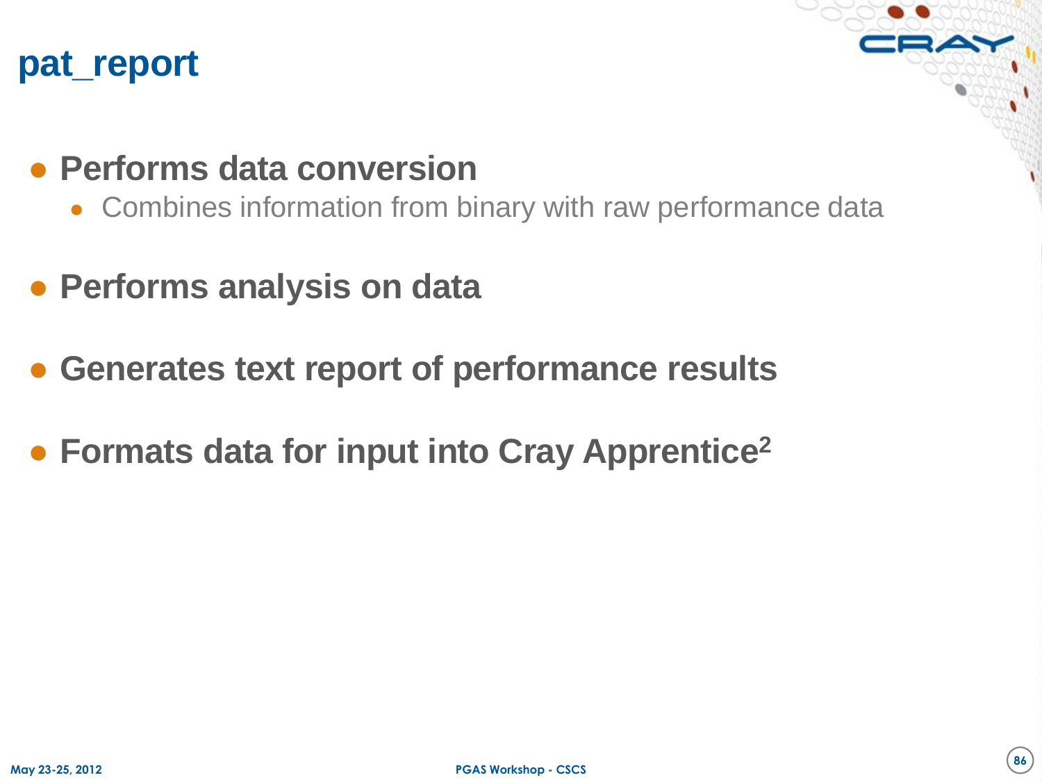# pat_report

- **Performs data conversion**
  - Combines information from binary with raw performance data
- **Performs analysis on data**
- **Generates text report of performance results**
- **Formats data for input into Cray Apprentice$^2$**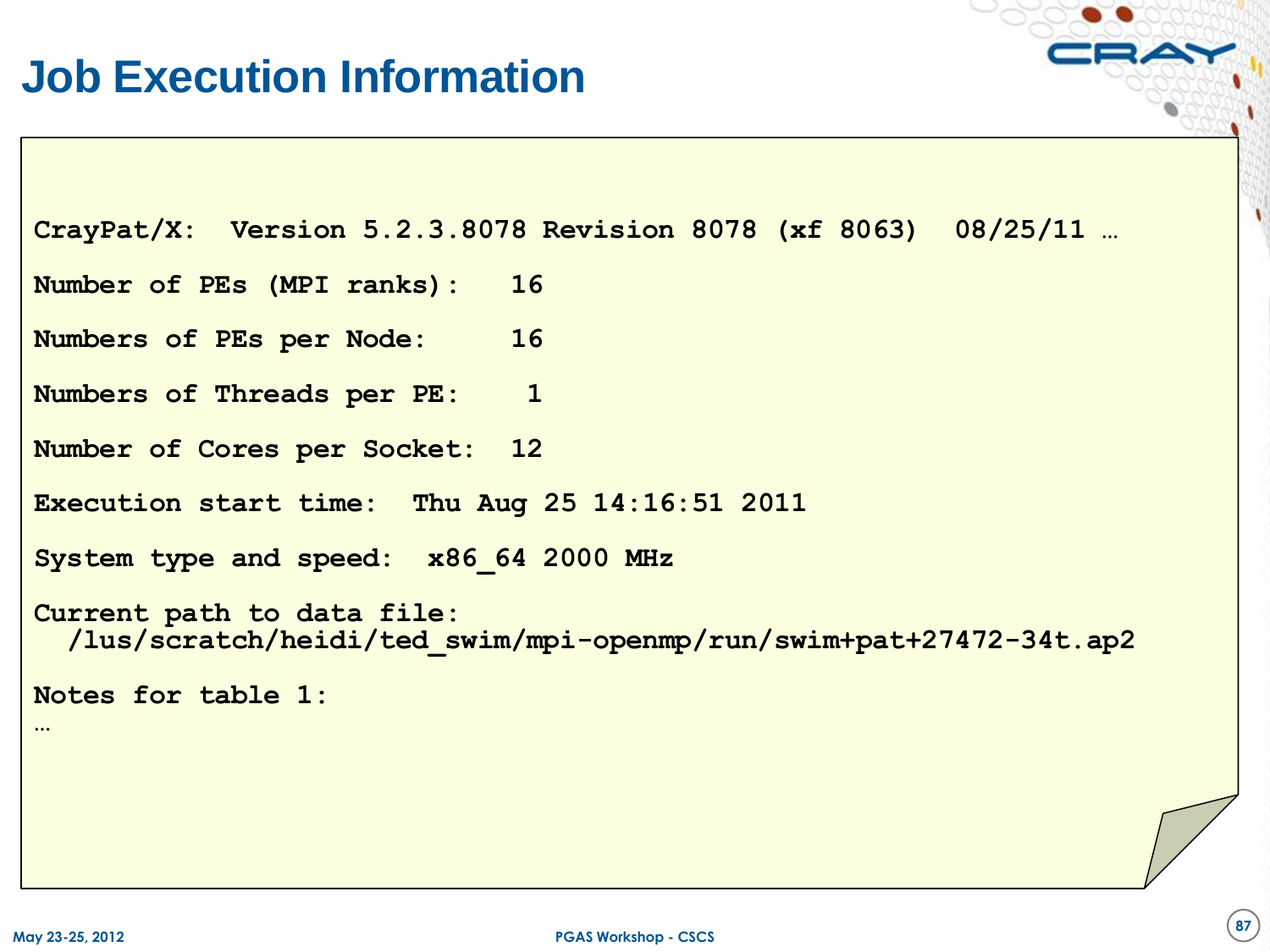# Job Execution Information

```
CrayPat/X:  Version 5.2.3.8078 Revision 8078 (xf 8063)  08/25/11 …

Number of PEs (MPI ranks):   16

Numbers of PEs per Node:     16

Numbers of Threads per PE:    1

Number of Cores per Socket:  12

Execution start time:  Thu Aug 25 14:16:51 2011

System type and speed:  x86_64 2000 MHz

Current path to data file:
  /lus/scratch/heidi/ted_swim/mpi-openmp/run/swim+pat+27472-34t.ap2

Notes for table 1:
…
```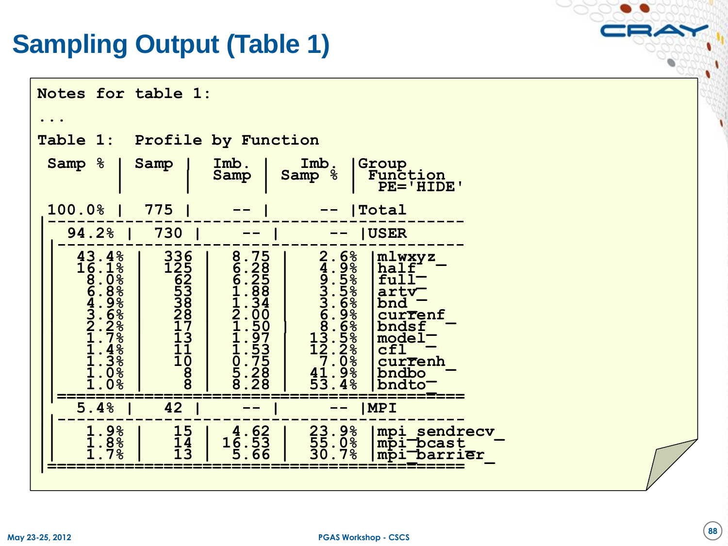# Sampling Output (Table 1)

```
Notes for table 1:

...

Table 1:  Profile by Function

 Samp %  | Samp |  Imb.  |  Imb.   |Group
         |      |  Samp  | Samp %  | Function
         |      |        |         |  PE='HIDE'

 100.0%  |  775 |    --  |     --  |Total
|--------------------------------------------
|  94.2% |  730 |    --  |     --  |USER
||-------------------------------------------
||  43.4% |  336 |  8.75 |   2.6% |mlwxyz_
||  16.1% |  125 |  6.28 |   4.9% |half_
||   8.0% |   62 |  6.25 |   9.5% |full_
||   6.8% |   53 |  1.88 |   3.5% |artv_
||   4.9% |   38 |  1.34 |   3.6% |bnd_
||   3.6% |   28 |  2.00 |   6.9% |currenf_
||   2.2% |   17 |  1.50 |   8.6% |bndsf_
||   1.7% |   13 |  1.97 |  13.5% |model_
||   1.4% |   11 |  1.53 |  12.2% |cfl_
||   1.3% |   10 |  0.75 |   7.0% |currenh_
||   1.0% |    8 |  5.28 |  41.9% |bndbo_
||   1.0% |    8 |  8.28 |  53.4% |bndto_
||===========================================
|   5.4% |   42 |    --  |     --  |MPI
||-------------------------------------------
||   1.9% |   15 |  4.62 |  23.9% |mpi_sendrecv_
||   1.8% |   14 | 16.53 |  55.0% |mpi_bcast_
||   1.7% |   13 |  5.66 |  30.7% |mpi_barrier_
|============================================
```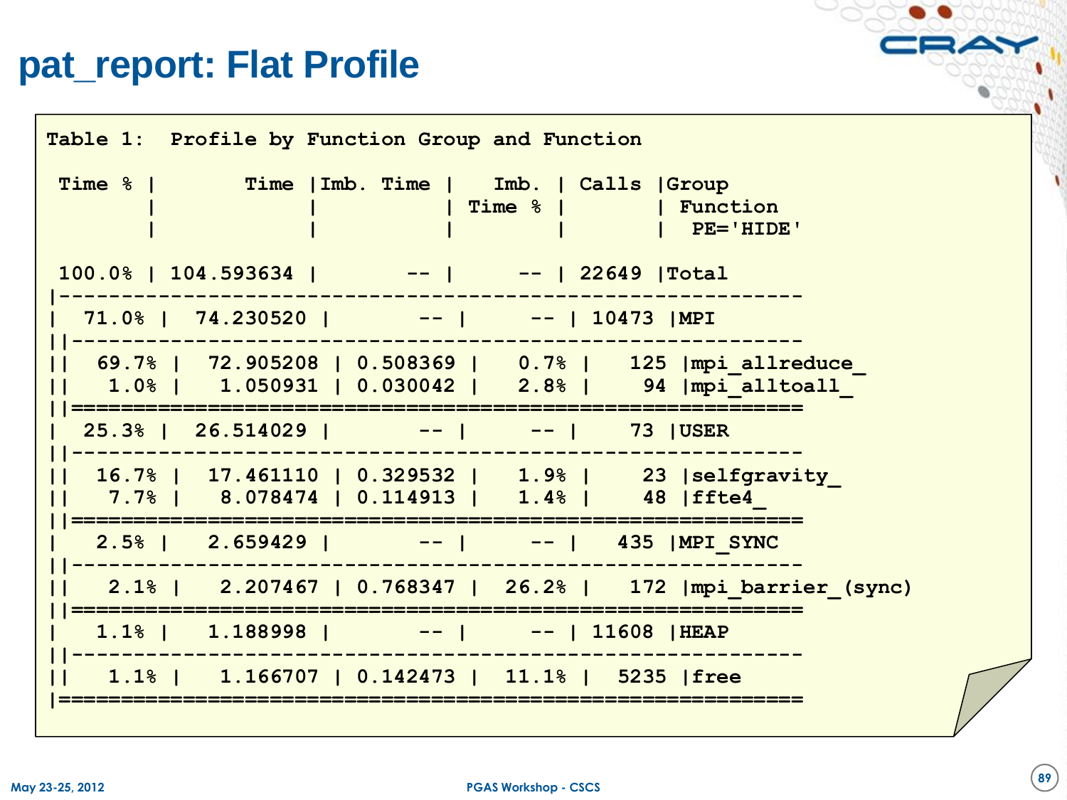# pat_report: Flat Profile

```
Table 1:  Profile by Function Group and Function

 Time % |       Time |Imb. Time |   Imb.  | Calls |Group
        |            |          | Time %  |       | Function
        |            |          |         |       |  PE='HIDE'

 100.0% | 104.593634 |       -- |      -- | 22649 |Total
|-------------------------------------------------------------
|  71.0% |  74.230520 |       -- |      -- | 10473 |MPI
||------------------------------------------------------------
||  69.7% |  72.905208 | 0.508369 |   0.7% |   125 |mpi_allreduce_
||   1.0% |   1.050931 | 0.030042 |   2.8% |    94 |mpi_alltoall_
||============================================================
|  25.3% |  26.514029 |       -- |      -- |    73 |USER
||------------------------------------------------------------
||  16.7% |  17.461110 | 0.329532 |   1.9% |    23 |selfgravity_
||   7.7% |   8.078474 | 0.114913 |   1.4% |    48 |ffte4_
||============================================================
|   2.5% |   2.659429 |       -- |      -- |   435 |MPI_SYNC
||------------------------------------------------------------
||   2.1% |   2.207467 | 0.768347 |  26.2% |   172 |mpi_barrier_(sync)
||============================================================
|   1.1% |   1.188998 |       -- |      -- | 11608 |HEAP
||------------------------------------------------------------
||   1.1% |   1.166707 | 0.142473 |  11.1% |  5235 |free
|=============================================================
```

May 23-25, 2012 PGAS Workshop - CSCS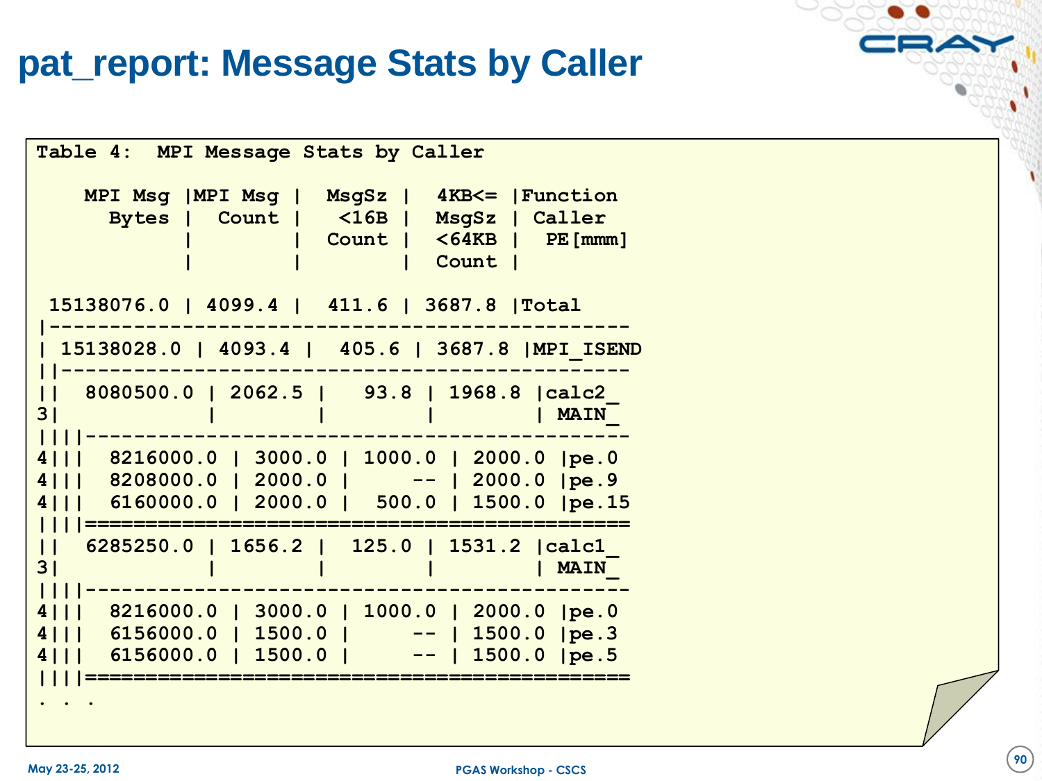# pat_report: Message Stats by Caller

```
Table 4:  MPI Message Stats by Caller

    MPI Msg |MPI Msg |  MsgSz |  4KB<= |Function
      Bytes |  Count |   <16B |  MsgSz | Caller
            |        |  Count |  <64KB |  PE[mmm]
            |        |        |  Count |

 15138076.0 | 4099.4 |  411.6 | 3687.8 |Total
|------------------------------------------------
| 15138028.0 | 4093.4 |  405.6 | 3687.8 |MPI_ISEND
||-----------------------------------------------
||  8080500.0 | 2062.5 |   93.8 | 1968.8 |calc2_
3|            |        |        |        | MAIN_
||||---------------------------------------------
4|||  8216000.0 | 3000.0 | 1000.0 | 2000.0 |pe.0
4|||  8208000.0 | 2000.0 |     -- | 2000.0 |pe.9
4|||  6160000.0 | 2000.0 |  500.0 | 1500.0 |pe.15
||||=============================================
||  6285250.0 | 1656.2 |  125.0 | 1531.2 |calc1_
3|            |        |        |        | MAIN_
||||---------------------------------------------
4|||  8216000.0 | 3000.0 | 1000.0 | 2000.0 |pe.0
4|||  6156000.0 | 1500.0 |     -- | 1500.0 |pe.3
4|||  6156000.0 | 1500.0 |     -- | 1500.0 |pe.5
||||=============================================
. . .
```

May 23-25, 2012 PGAS Workshop - CSCS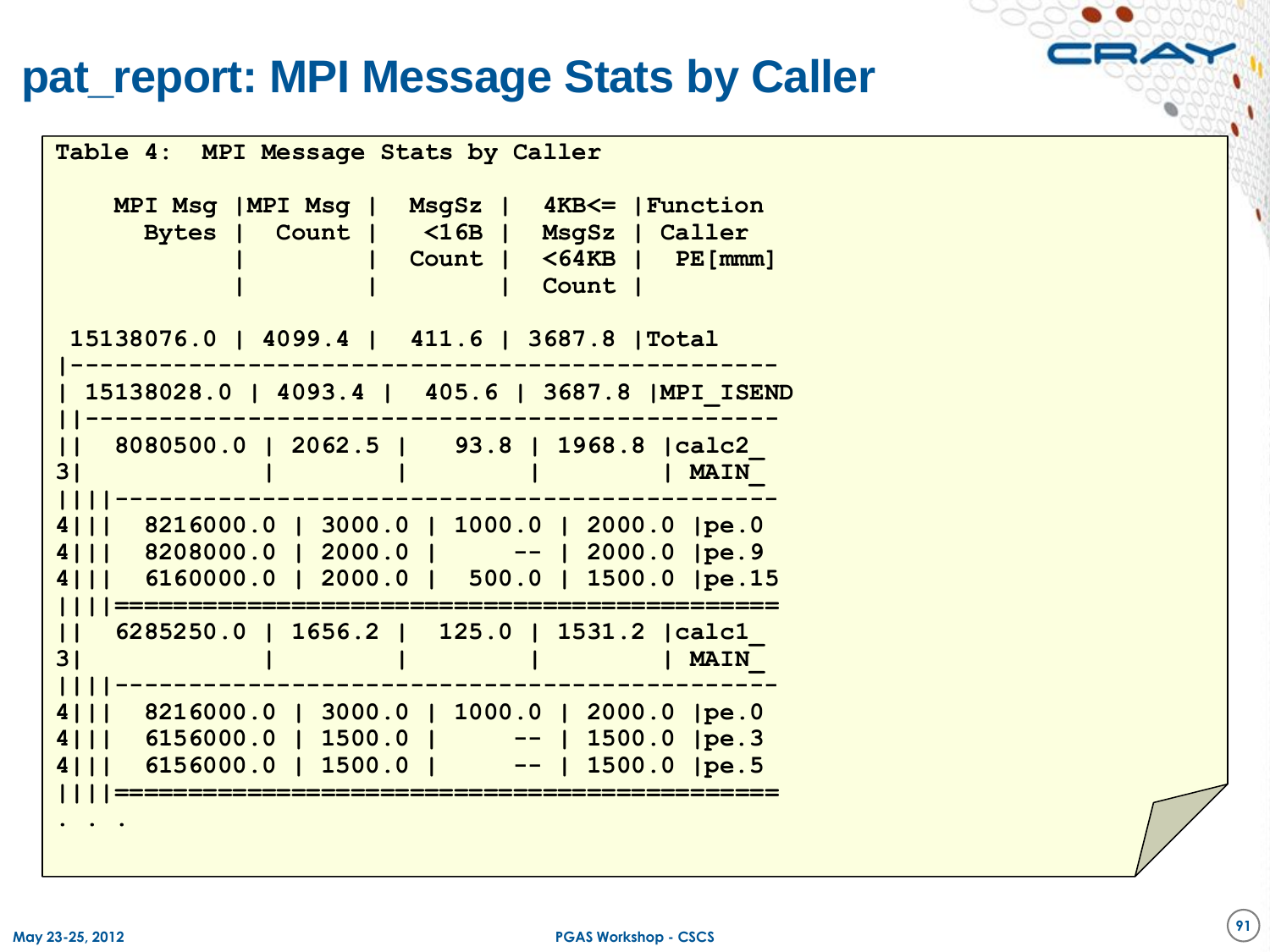# pat_report: MPI Message Stats by Caller

```
Table 4:  MPI Message Stats by Caller

    MPI Msg |MPI Msg |  MsgSz |  4KB<= |Function
      Bytes |  Count |   <16B |  MsgSz | Caller
            |        |  Count |  <64KB |  PE[mmm]
            |        |        |  Count |

 15138076.0 | 4099.4 |  411.6 | 3687.8 |Total
|-------------------------------------------------
| 15138028.0 | 4093.4 |  405.6 | 3687.8 |MPI_ISEND
||------------------------------------------------
||  8080500.0 | 2062.5 |   93.8 | 1968.8 |calc2_
3|            |        |        |        | MAIN_
||||----------------------------------------------
4|||  8216000.0 | 3000.0 | 1000.0 | 2000.0 |pe.0
4|||  8208000.0 | 2000.0 |     -- | 2000.0 |pe.9
4|||  6160000.0 | 2000.0 |  500.0 | 1500.0 |pe.15
||||==============================================
||  6285250.0 | 1656.2 |  125.0 | 1531.2 |calc1_
3|            |        |        |        | MAIN_
||||----------------------------------------------
4|||  8216000.0 | 3000.0 | 1000.0 | 2000.0 |pe.0
4|||  6156000.0 | 1500.0 |     -- | 1500.0 |pe.3
4|||  6156000.0 | 1500.0 |     -- | 1500.0 |pe.5
||||==============================================
. . .
```

May 23-25, 2012 PGAS Workshop - CSCS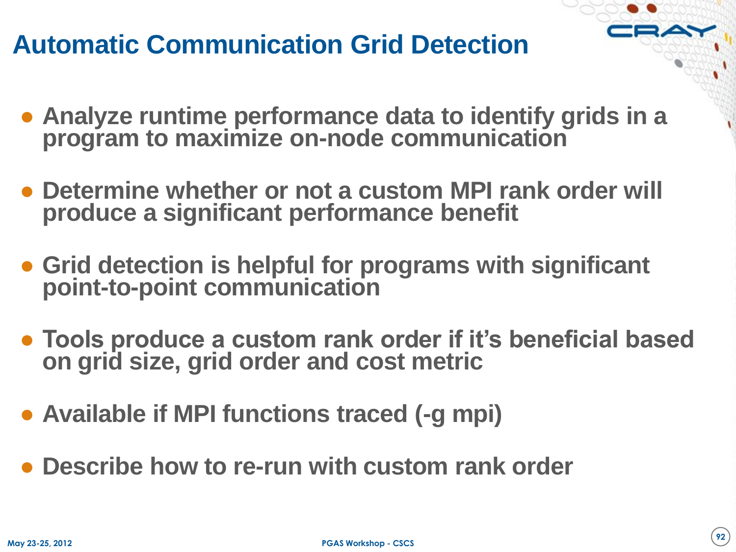# Automatic Communication Grid Detection

- Analyze runtime performance data to identify grids in a program to maximize on-node communication
- Determine whether or not a custom MPI rank order will produce a significant performance benefit
- Grid detection is helpful for programs with significant point-to-point communication
- Tools produce a custom rank order if it's beneficial based on grid size, grid order and cost metric
- Available if MPI functions traced (-g mpi)
- Describe how to re-run with custom rank order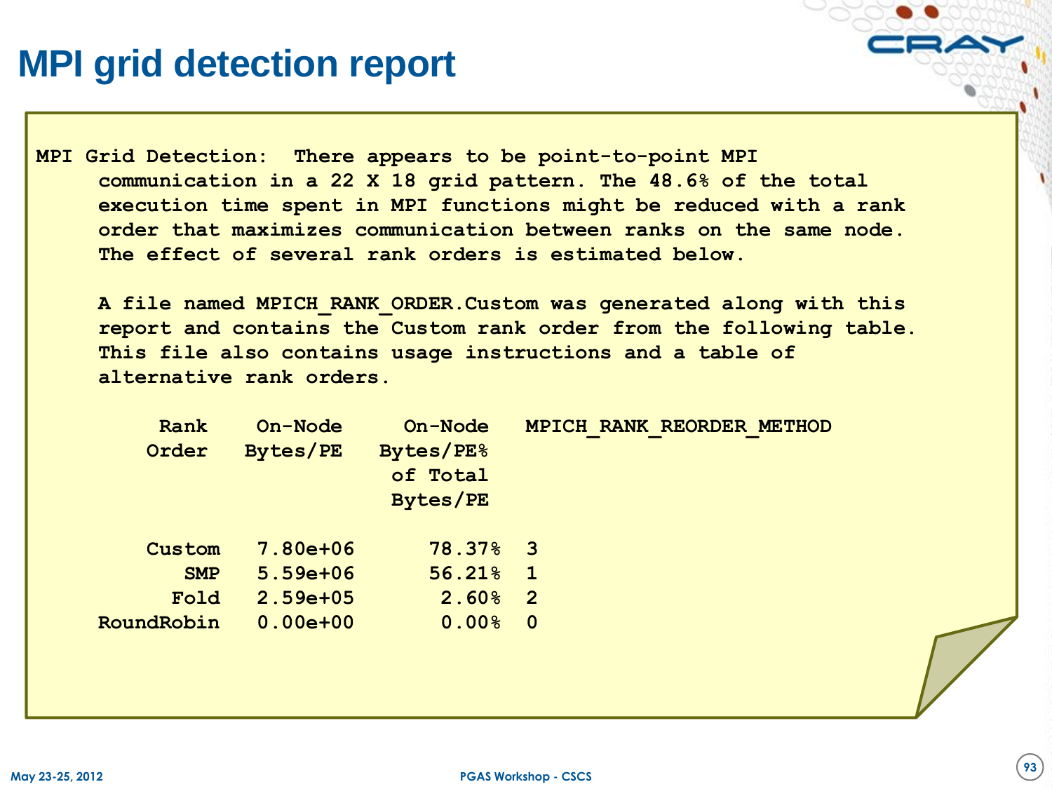# MPI grid detection report

```
MPI Grid Detection:  There appears to be point-to-point MPI
     communication in a 22 X 18 grid pattern. The 48.6% of the total
     execution time spent in MPI functions might be reduced with a rank
     order that maximizes communication between ranks on the same node.
     The effect of several rank orders is estimated below.

     A file named MPICH_RANK_ORDER.Custom was generated along with this
     report and contains the Custom rank order from the following table.
     This file also contains usage instructions and a table of
     alternative rank orders.

          Rank    On-Node     On-Node   MPICH_RANK_REORDER_METHOD
         Order    Bytes/PE   Bytes/PE%
                              of Total
                              Bytes/PE

         Custom   7.80e+06      78.37%  3
            SMP   5.59e+06      56.21%  1
           Fold   2.59e+05       2.60%  2
     RoundRobin   0.00e+00       0.00%  0
```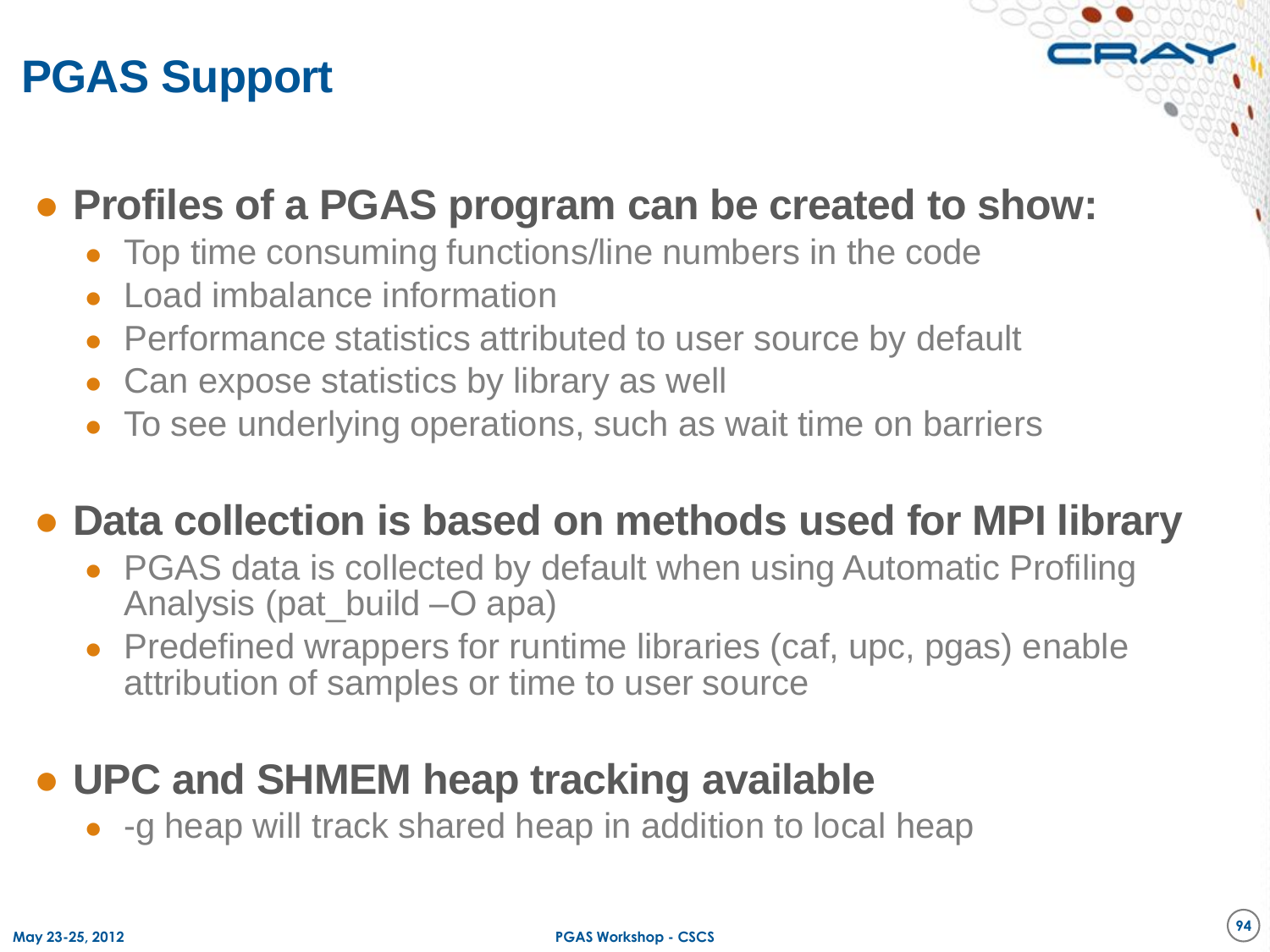# PGAS Support

- **Profiles of a PGAS program can be created to show:**
  - Top time consuming functions/line numbers in the code
  - Load imbalance information
  - Performance statistics attributed to user source by default
  - Can expose statistics by library as well
  - To see underlying operations, such as wait time on barriers
- **Data collection is based on methods used for MPI library**
  - PGAS data is collected by default when using Automatic Profiling Analysis (pat_build –O apa)
  - Predefined wrappers for runtime libraries (caf, upc, pgas) enable attribution of samples or time to user source
- **UPC and SHMEM heap tracking available**
  - -g heap will track shared heap in addition to local heap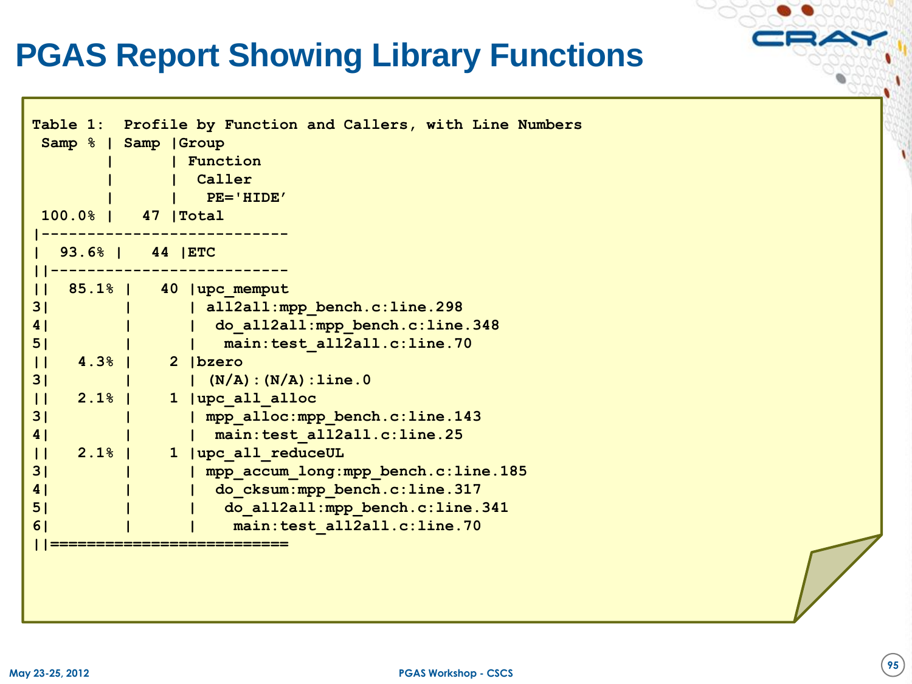# PGAS Report Showing Library Functions

```
Table 1:  Profile by Function and Callers, with Line Numbers
 Samp % | Samp |Group
        |      | Function
        |      |  Caller
        |      |   PE='HIDE'
 100.0% |   47 |Total
|--------------------------
|  93.6% |   44 |ETC
||-------------------------
||  85.1% |   40 |upc_memput
3|        |      | all2all:mpp_bench.c:line.298
4|        |      |  do_all2all:mpp_bench.c:line.348
5|        |      |   main:test_all2all.c:line.70
||   4.3% |    2 |bzero
3|        |      | (N/A):(N/A):line.0
||   2.1% |    1 |upc_all_alloc
3|        |      | mpp_alloc:mpp_bench.c:line.143
4|        |      |  main:test_all2all.c:line.25
||   2.1% |    1 |upc_all_reduceUL
3|        |      | mpp_accum_long:mpp_bench.c:line.185
4|        |      |  do_cksum:mpp_bench.c:line.317
5|        |      |   do_all2all:mpp_bench.c:line.341
6|        |      |    main:test_all2all.c:line.70
||=========================
```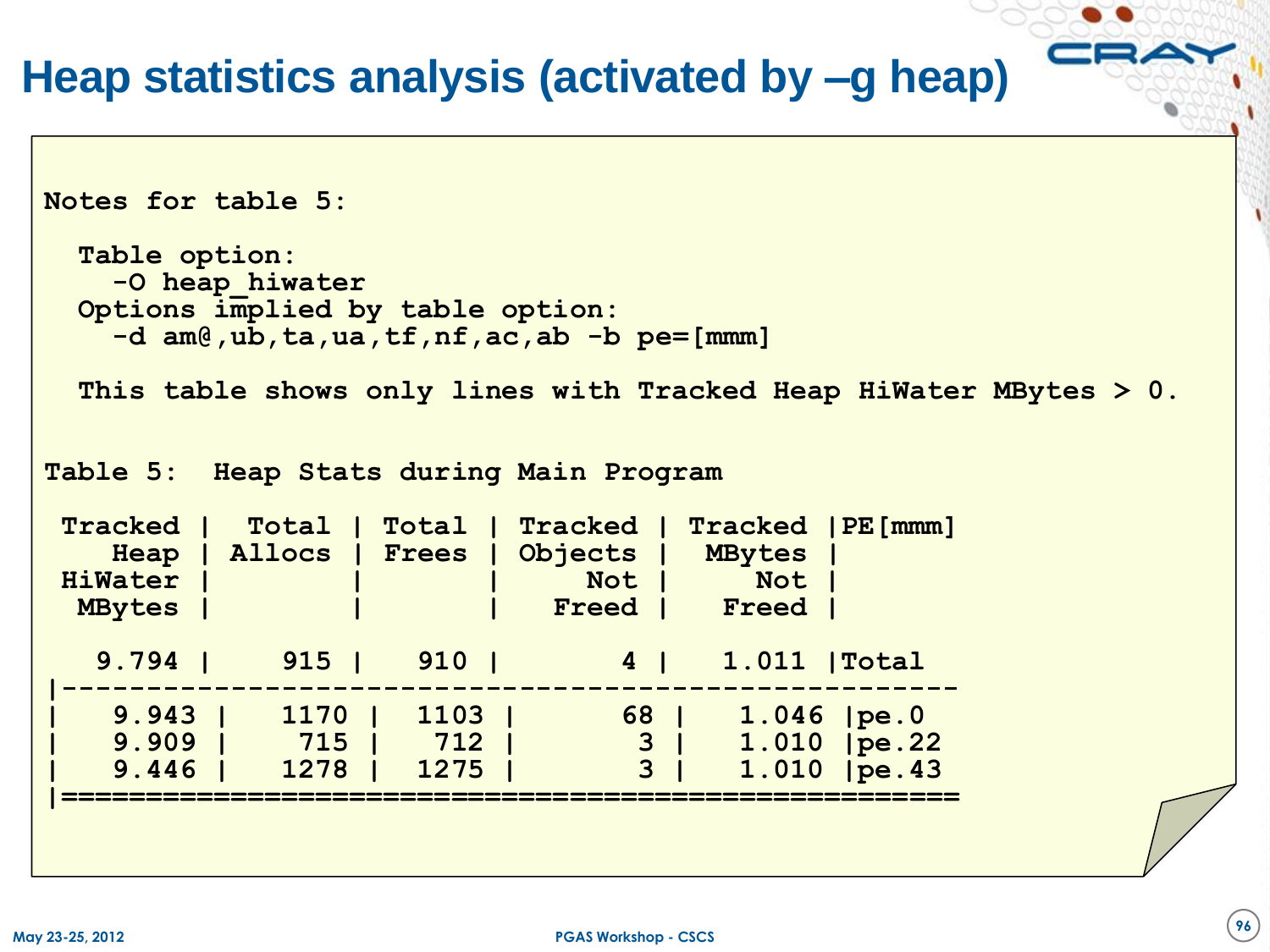# Heap statistics analysis (activated by –g heap)

```
Notes for table 5:

  Table option:
    -O heap_hiwater
  Options implied by table option:
    -d am@,ub,ta,ua,tf,nf,ac,ab -b pe=[mmm]

  This table shows only lines with Tracked Heap HiWater MBytes > 0.


Table 5:  Heap Stats during Main Program

 Tracked |  Total | Total | Tracked | Tracked |PE[mmm]
    Heap | Allocs | Frees | Objects |  MBytes |
 HiWater |        |       |     Not |     Not |
  MBytes |        |       |   Freed |   Freed |

   9.794 |    915 |   910 |       4 |   1.011 |Total
|-----------------------------------------------------
|   9.943 |   1170 |  1103 |      68 |   1.046 |pe.0
|   9.909 |    715 |   712 |       3 |   1.010 |pe.22
|   9.446 |   1278 |  1275 |       3 |   1.010 |pe.43
|=====================================================
```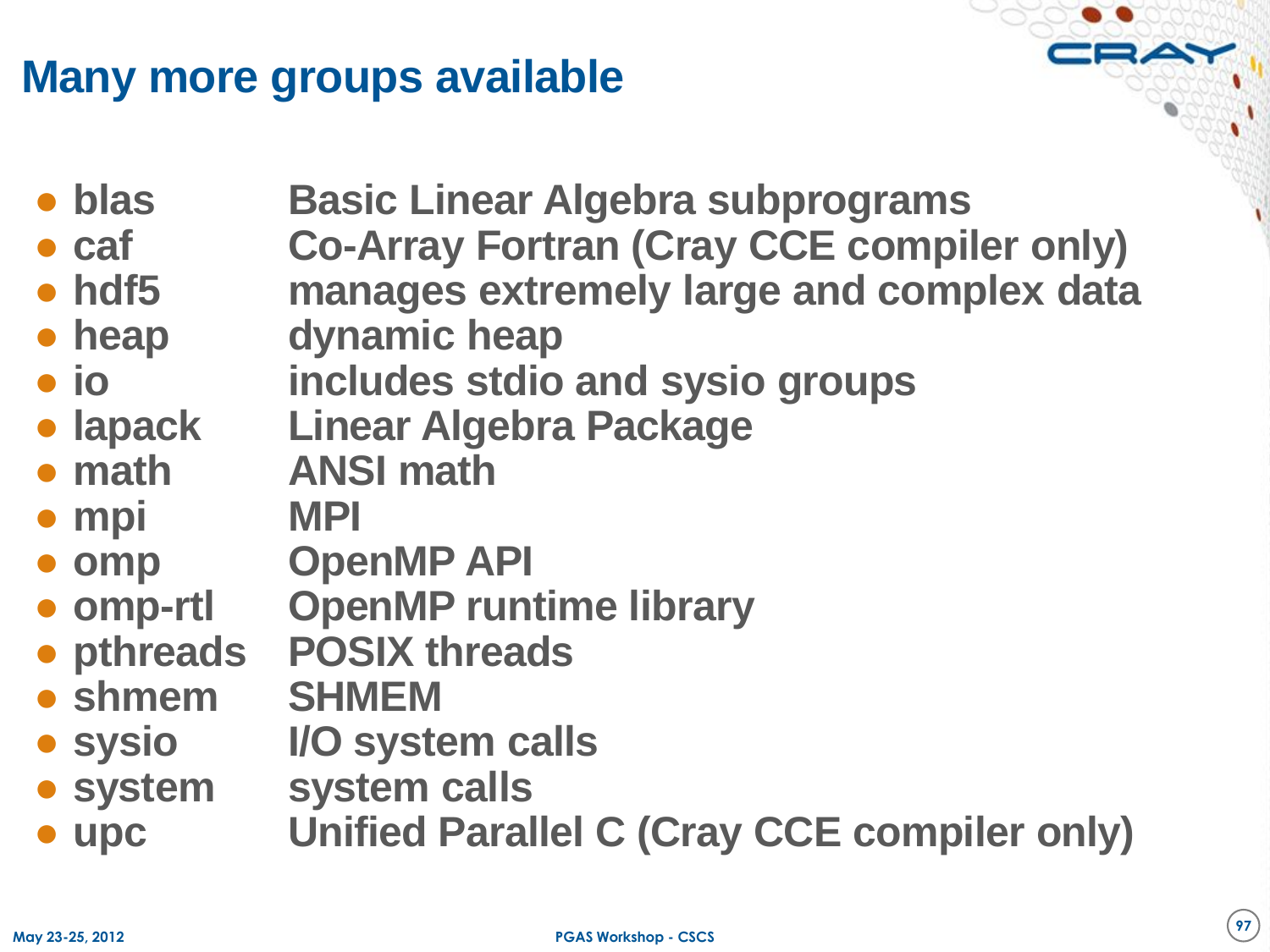# Many more groups available

- **blas** Basic Linear Algebra subprograms
- **caf** Co-Array Fortran (Cray CCE compiler only)
- **hdf5** manages extremely large and complex data
- **heap** dynamic heap
- **io** includes stdio and sysio groups
- **lapack** Linear Algebra Package
- **math** ANSI math
- **mpi** MPI
- **omp** OpenMP API
- **omp-rtl** OpenMP runtime library
- **pthreads** POSIX threads
- **shmem** SHMEM
- **sysio** I/O system calls
- **system** system calls
- **upc** Unified Parallel C (Cray CCE compiler only)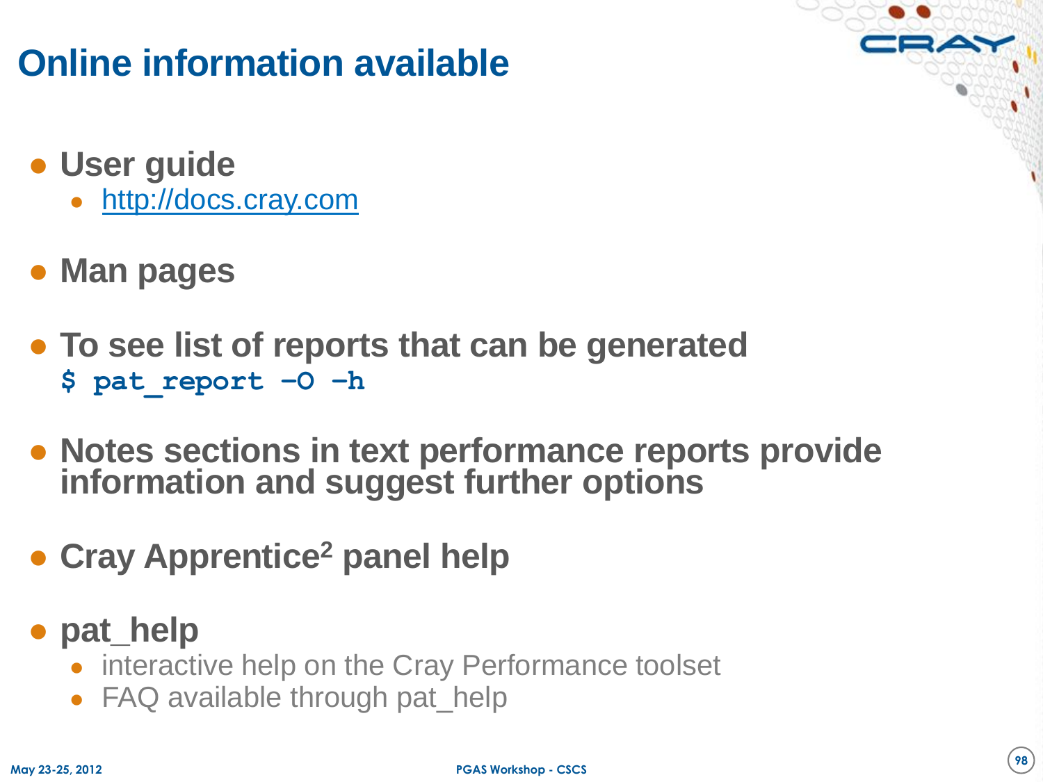# Online information available

- **User guide**
  - [http://docs.cray.com](http://docs.cray.com)

- **Man pages**

- **To see list of reports that can be generated**

```
$ pat_report -O -h
```

- **Notes sections in text performance reports provide information and suggest further options**

- **Cray Apprentice² panel help**

- **pat_help**
  - interactive help on the Cray Performance toolset
  - FAQ available through pat_help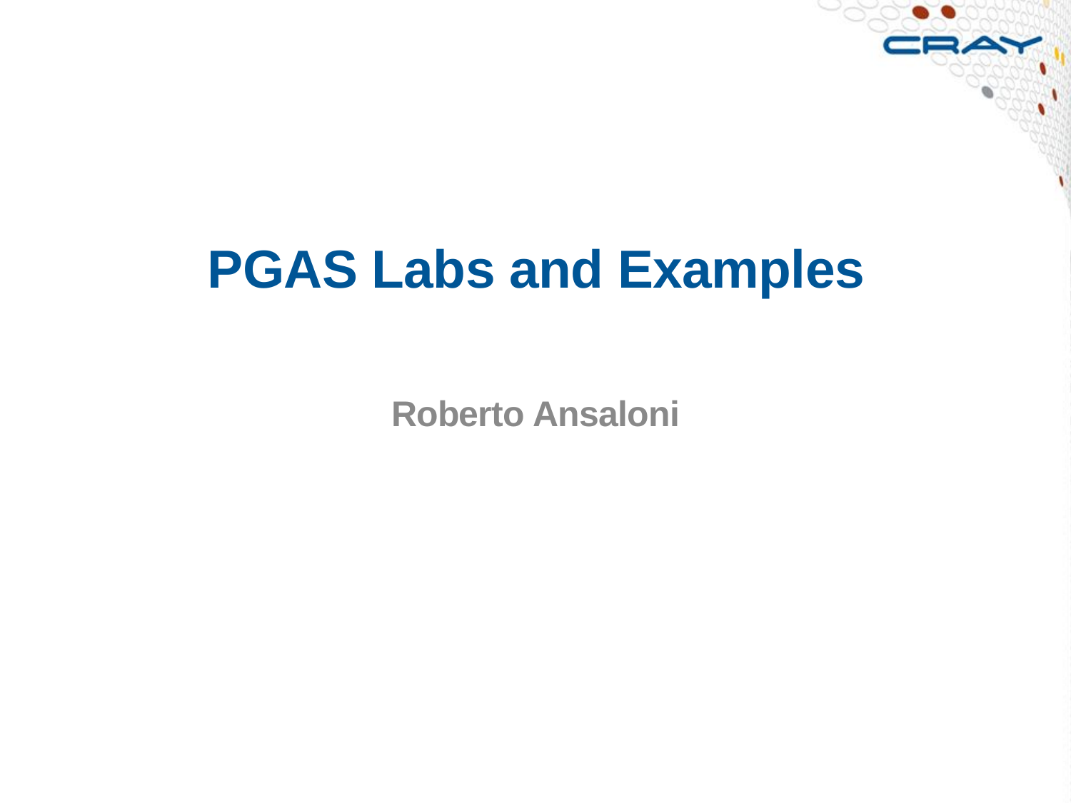# PGAS Labs and Examples

**Roberto Ansaloni**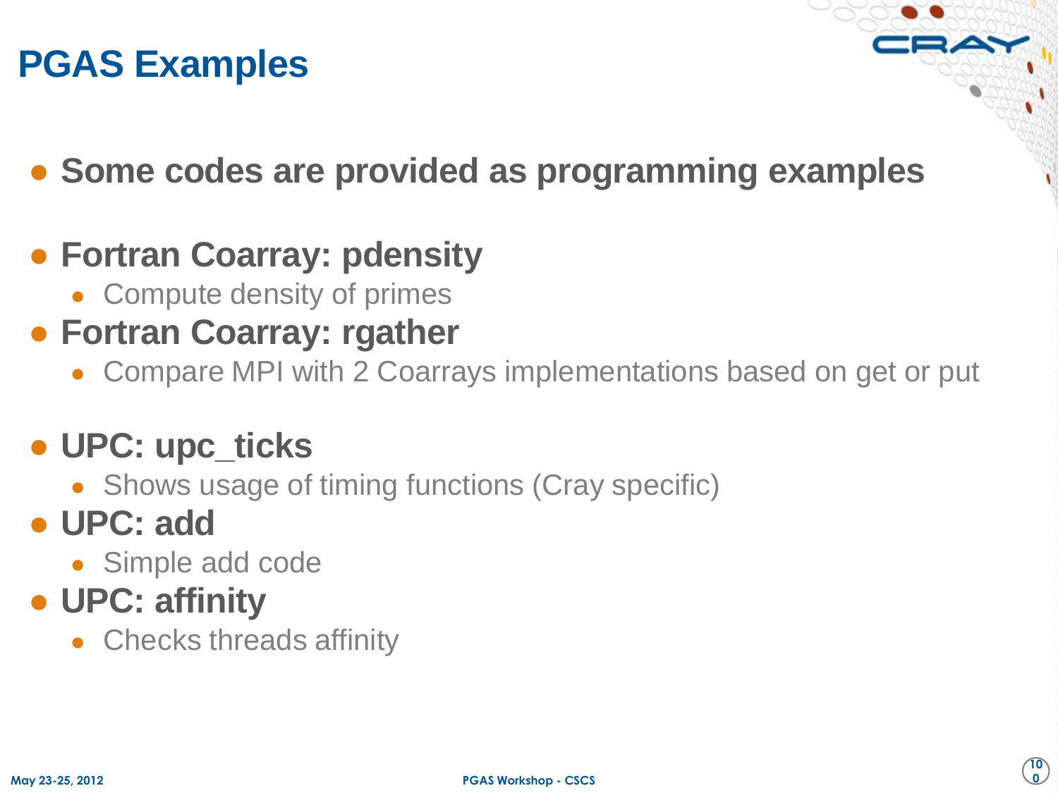# PGAS Examples

- **Some codes are provided as programming examples**

- **Fortran Coarray: pdensity**
  - Compute density of primes
- **Fortran Coarray: rgather**
  - Compare MPI with 2 Coarrays implementations based on get or put

- **UPC: upc_ticks**
  - Shows usage of timing functions (Cray specific)
- **UPC: add**
  - Simple add code
- **UPC: affinity**
  - Checks threads affinity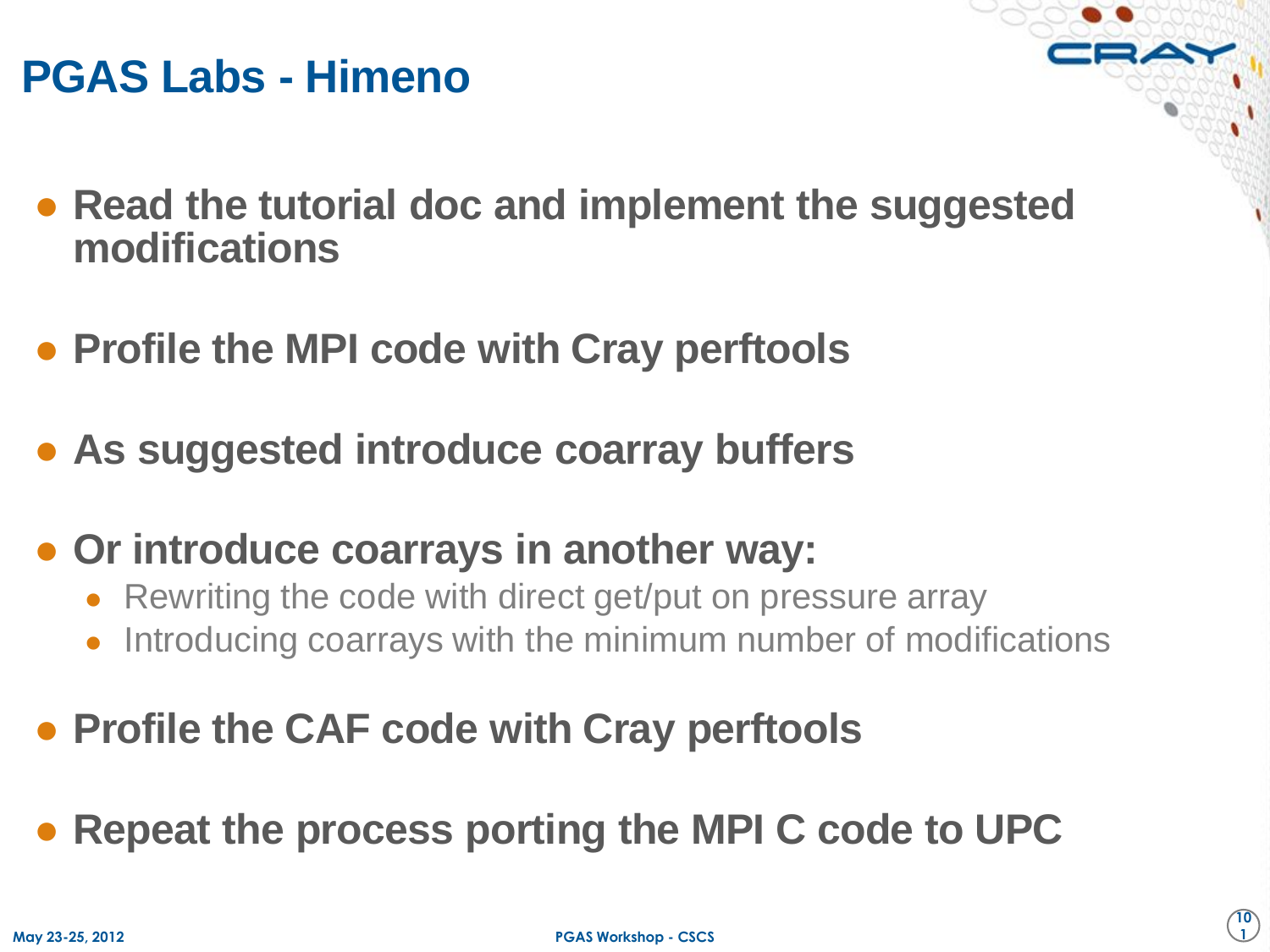# PGAS Labs - Himeno

- **Read the tutorial doc and implement the suggested modifications**
- **Profile the MPI code with Cray perftools**
- **As suggested introduce coarray buffers**
- **Or introduce coarrays in another way:**
  - Rewriting the code with direct get/put on pressure array
  - Introducing coarrays with the minimum number of modifications
- **Profile the CAF code with Cray perftools**
- **Repeat the process porting the MPI C code to UPC**